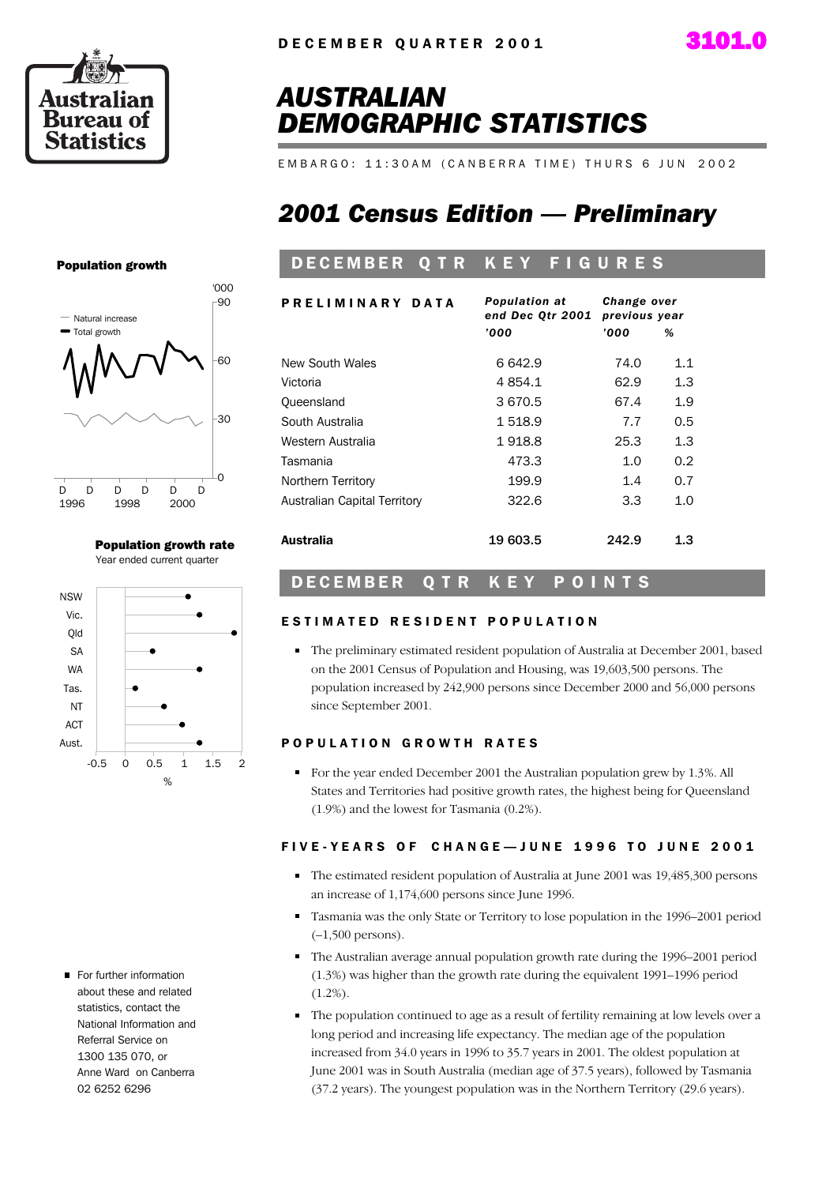DECEMBER QUARTER 2001

3101.0

Australian Bureau of Statistics

# AUSTRALIAN DEMOGRAPHIC STATISTICS

EMBARGO: 11:30AM (CANBERRA TIME) THURS 6 JUN 2002

# *2001 Census Edition — Preliminary*

**Population growth**

'000

— Natural increase
— Total growth

D 1996, D, D 1998, D, D 2000, D

**Population growth rate**
Year ended current quarter

NSW, Vic., Qld, SA, WA, Tas., NT, ACT, Aust.

%

## DECEMBER QTR KEY FIGURES

| PRELIMINARY DATA | Population at end Dec Qtr 2001 | Change over previous year | |
|---|---|---|---|
| | '000 | '000 | % |
| New South Wales | 6 642.9 | 74.0 | 1.1 |
| Victoria | 4 854.1 | 62.9 | 1.3 |
| Queensland | 3 670.5 | 67.4 | 1.9 |
| South Australia | 1 518.9 | 7.7 | 0.5 |
| Western Australia | 1 918.8 | 25.3 | 1.3 |
| Tasmania | 473.3 | 1.0 | 0.2 |
| Northern Territory | 199.9 | 1.4 | 0.7 |
| Australian Capital Territory | 322.6 | 3.3 | 1.0 |
| **Australia** | **19 603.5** | **242.9** | **1.3** |

## DECEMBER QTR KEY POINTS

### ESTIMATED RESIDENT POPULATION

- The preliminary estimated resident population of Australia at December 2001, based on the 2001 Census of Population and Housing, was 19,603,500 persons. The population increased by 242,900 persons since December 2000 and 56,000 persons since September 2001.

### POPULATION GROWTH RATES

- For the year ended December 2001 the Australian population grew by 1.3%. All States and Territories had positive growth rates, the highest being for Queensland (1.9%) and the lowest for Tasmania (0.2%).

### FIVE-YEARS OF CHANGE—JUNE 1996 TO JUNE 2001

- The estimated resident population of Australia at June 2001 was 19,485,300 persons an increase of 1,174,600 persons since June 1996.
- Tasmania was the only State or Territory to lose population in the 1996–2001 period (–1,500 persons).
- The Australian average annual population growth rate during the 1996–2001 period (1.3%) was higher than the growth rate during the equivalent 1991–1996 period (1.2%).
- The population continued to age as a result of fertility remaining at low levels over a long period and increasing life expectancy. The median age of the population increased from 34.0 years in 1996 to 35.7 years in 2001. The oldest population at June 2001 was in South Australia (median age of 37.5 years), followed by Tasmania (37.2 years). The youngest population was in the Northern Territory (29.6 years).

- For further information about these and related statistics, contact the National Information and Referral Service on 1300 135 070, or Anne Ward on Canberra 02 6252 6296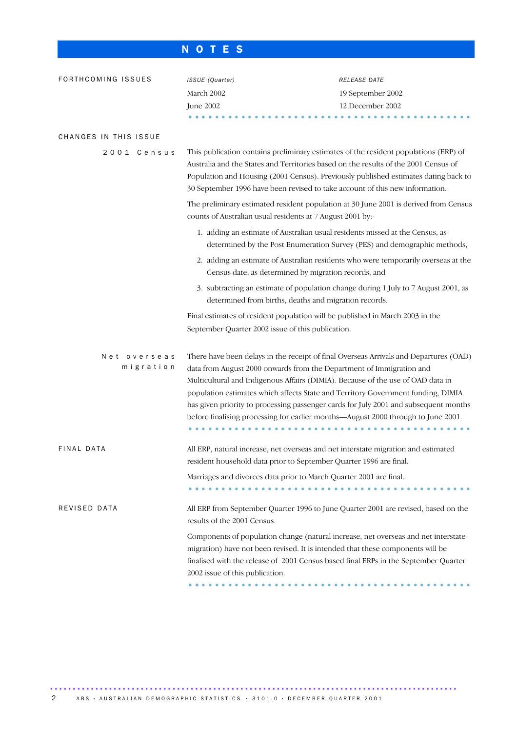# NOTES

## FORTHCOMING ISSUES

| ISSUE (Quarter) | RELEASE DATE |
|---|---|
| March 2002 | 19 September 2002 |
| June 2002 | 12 December 2002 |

## CHANGES IN THIS ISSUE

### 2001 Census

This publication contains preliminary estimates of the resident populations (ERP) of Australia and the States and Territories based on the results of the 2001 Census of Population and Housing (2001 Census). Previously published estimates dating back to 30 September 1996 have been revised to take account of this new information.

The preliminary estimated resident population at 30 June 2001 is derived from Census counts of Australian usual residents at 7 August 2001 by:-

1. adding an estimate of Australian usual residents missed at the Census, as determined by the Post Enumeration Survey (PES) and demographic methods,
2. adding an estimate of Australian residents who were temporarily overseas at the Census date, as determined by migration records, and
3. subtracting an estimate of population change during 1 July to 7 August 2001, as determined from births, deaths and migration records.

Final estimates of resident population will be published in March 2003 in the September Quarter 2002 issue of this publication.

### Net overseas migration

There have been delays in the receipt of final Overseas Arrivals and Departures (OAD) data from August 2000 onwards from the Department of Immigration and Multicultural and Indigenous Affairs (DIMIA). Because of the use of OAD data in population estimates which affects State and Territory Government funding, DIMIA has given priority to processing passenger cards for July 2001 and subsequent months before finalising processing for earlier months—August 2000 through to June 2001.

## FINAL DATA

All ERP, natural increase, net overseas and net interstate migration and estimated resident household data prior to September Quarter 1996 are final.

Marriages and divorces data prior to March Quarter 2001 are final.

## REVISED DATA

All ERP from September Quarter 1996 to June Quarter 2001 are revised, based on the results of the 2001 Census.

Components of population change (natural increase, net overseas and net interstate migration) have not been revised. It is intended that these components will be finalised with the release of 2001 Census based final ERPs in the September Quarter 2002 issue of this publication.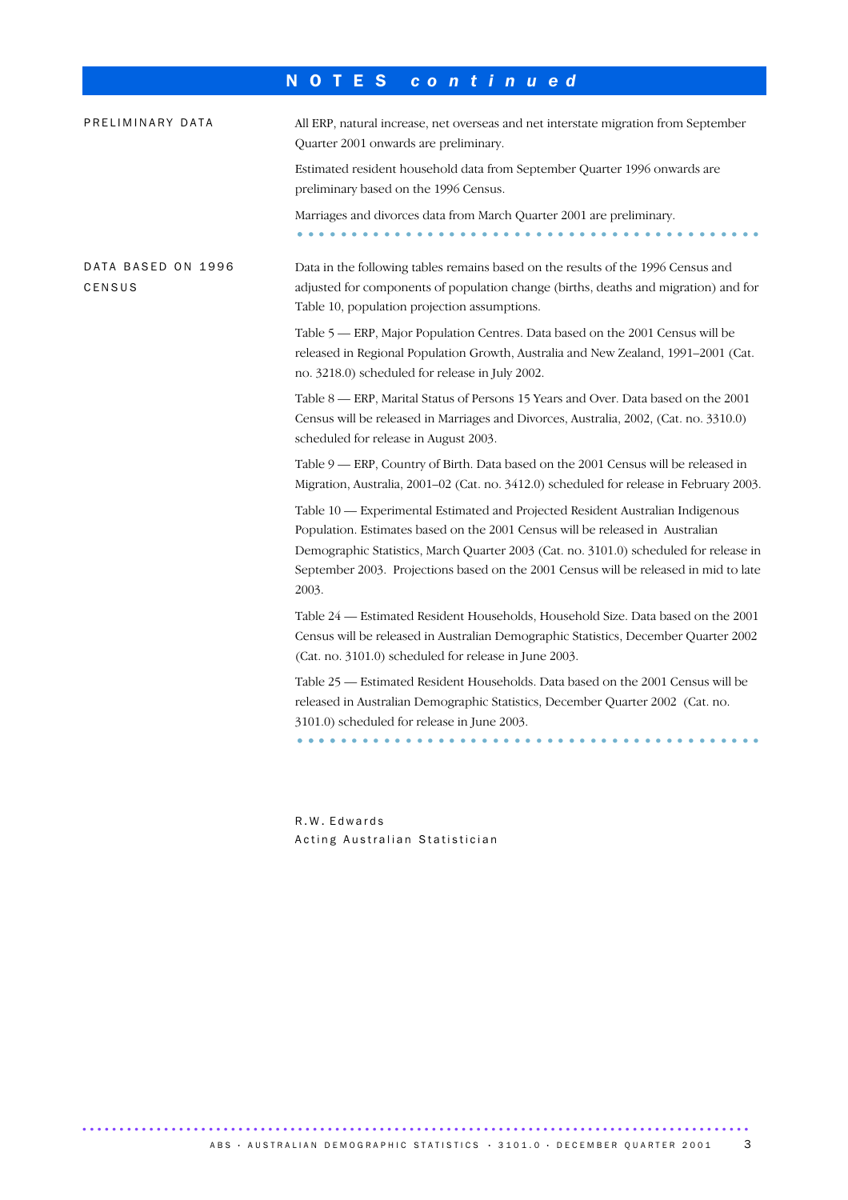# NOTES *continued*

## PRELIMINARY DATA

All ERP, natural increase, net overseas and net interstate migration from September Quarter 2001 onwards are preliminary.

Estimated resident household data from September Quarter 1996 onwards are preliminary based on the 1996 Census.

Marriages and divorces data from March Quarter 2001 are preliminary.

## DATA BASED ON 1996 CENSUS

Data in the following tables remains based on the results of the 1996 Census and adjusted for components of population change (births, deaths and migration) and for Table 10, population projection assumptions.

Table 5 — ERP, Major Population Centres. Data based on the 2001 Census will be released in Regional Population Growth, Australia and New Zealand, 1991–2001 (Cat. no. 3218.0) scheduled for release in July 2002.

Table 8 — ERP, Marital Status of Persons 15 Years and Over. Data based on the 2001 Census will be released in Marriages and Divorces, Australia, 2002, (Cat. no. 3310.0) scheduled for release in August 2003.

Table 9 — ERP, Country of Birth. Data based on the 2001 Census will be released in Migration, Australia, 2001–02 (Cat. no. 3412.0) scheduled for release in February 2003.

Table 10 — Experimental Estimated and Projected Resident Australian Indigenous Population. Estimates based on the 2001 Census will be released in Australian Demographic Statistics, March Quarter 2003 (Cat. no. 3101.0) scheduled for release in September 2003. Projections based on the 2001 Census will be released in mid to late 2003.

Table 24 — Estimated Resident Households, Household Size. Data based on the 2001 Census will be released in Australian Demographic Statistics, December Quarter 2002 (Cat. no. 3101.0) scheduled for release in June 2003.

Table 25 — Estimated Resident Households. Data based on the 2001 Census will be released in Australian Demographic Statistics, December Quarter 2002 (Cat. no. 3101.0) scheduled for release in June 2003.

R.W. Edwards
Acting Australian Statistician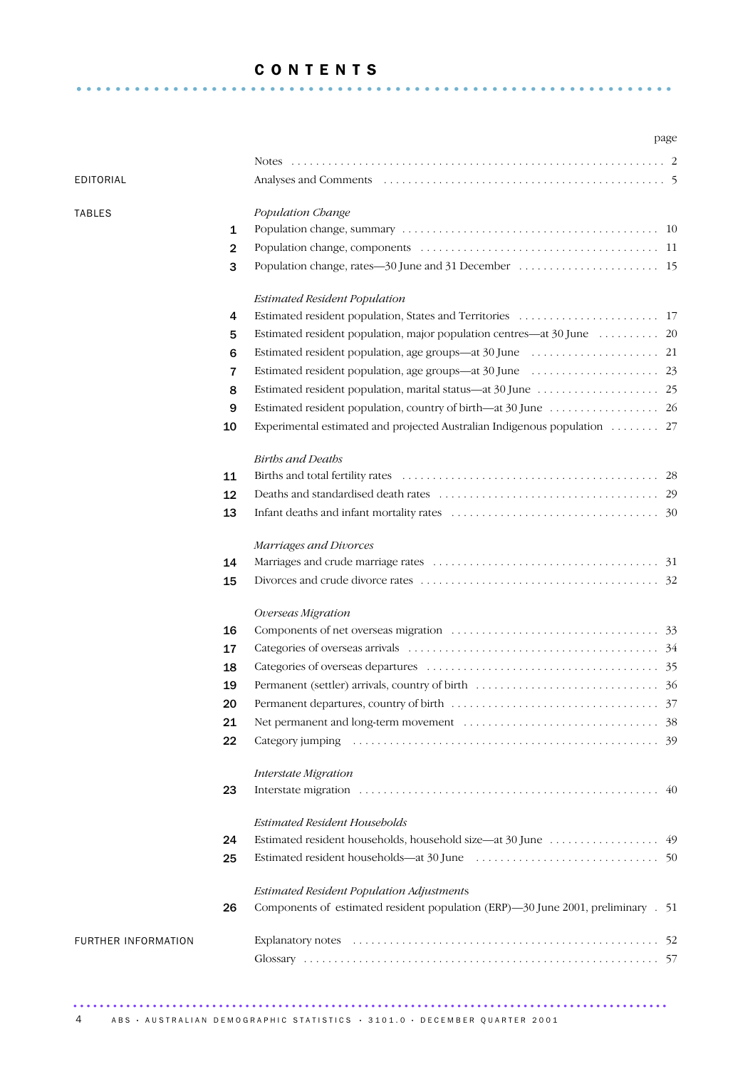# CONTENTS

| | | | page |
|---|---|---|---|
| | | Notes | 2 |
| EDITORIAL | | Analyses and Comments | 5 |
| TABLES | | *Population Change* | |
| | 1 | Population change, summary | 10 |
| | 2 | Population change, components | 11 |
| | 3 | Population change, rates—30 June and 31 December | 15 |
| | | *Estimated Resident Population* | |
| | 4 | Estimated resident population, States and Territories | 17 |
| | 5 | Estimated resident population, major population centres—at 30 June | 20 |
| | 6 | Estimated resident population, age groups—at 30 June | 21 |
| | 7 | Estimated resident population, age groups—at 30 June | 23 |
| | 8 | Estimated resident population, marital status—at 30 June | 25 |
| | 9 | Estimated resident population, country of birth—at 30 June | 26 |
| | 10 | Experimental estimated and projected Australian Indigenous population | 27 |
| | | *Births and Deaths* | |
| | 11 | Births and total fertility rates | 28 |
| | 12 | Deaths and standardised death rates | 29 |
| | 13 | Infant deaths and infant mortality rates | 30 |
| | | *Marriages and Divorces* | |
| | 14 | Marriages and crude marriage rates | 31 |
| | 15 | Divorces and crude divorce rates | 32 |
| | | *Overseas Migration* | |
| | 16 | Components of net overseas migration | 33 |
| | 17 | Categories of overseas arrivals | 34 |
| | 18 | Categories of overseas departures | 35 |
| | 19 | Permanent (settler) arrivals, country of birth | 36 |
| | 20 | Permanent departures, country of birth | 37 |
| | 21 | Net permanent and long-term movement | 38 |
| | 22 | Category jumping | 39 |
| | | *Interstate Migration* | |
| | 23 | Interstate migration | 40 |
| | | *Estimated Resident Households* | |
| | 24 | Estimated resident households, household size—at 30 June | 49 |
| | 25 | Estimated resident households—at 30 June | 50 |
| | | *Estimated Resident Population Adjustments* | |
| | 26 | Components of estimated resident population (ERP)—30 June 2001, preliminary | 51 |
| FURTHER INFORMATION | | Explanatory notes | 52 |
| | | Glossary | 57 |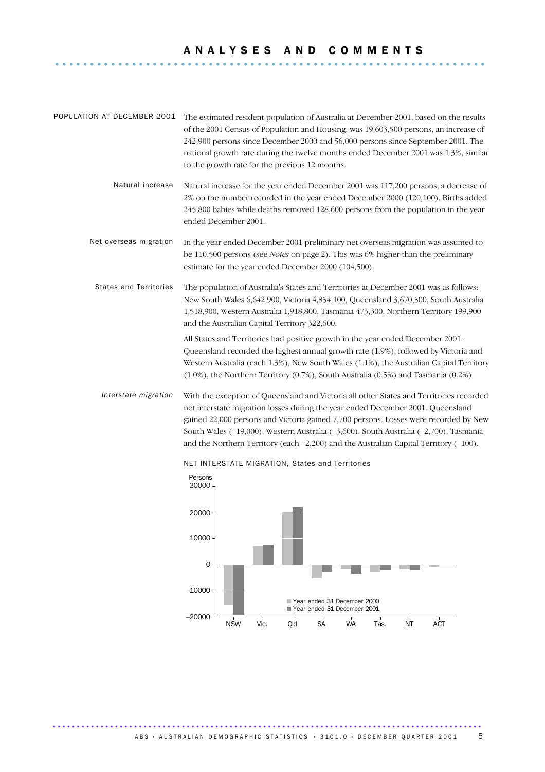# ANALYSES AND COMMENTS

## POPULATION AT DECEMBER 2001

The estimated resident population of Australia at December 2001, based on the results of the 2001 Census of Population and Housing, was 19,603,500 persons, an increase of 242,900 persons since December 2000 and 56,000 persons since September 2001. The national growth rate during the twelve months ended December 2001 was 1.3%, similar to the growth rate for the previous 12 months.

### Natural increase

Natural increase for the year ended December 2001 was 117,200 persons, a decrease of 2% on the number recorded in the year ended December 2000 (120,100). Births added 245,800 babies while deaths removed 128,600 persons from the population in the year ended December 2001.

### Net overseas migration

In the year ended December 2001 preliminary net overseas migration was assumed to be 110,500 persons (see *Notes* on page 2). This was 6% higher than the preliminary estimate for the year ended December 2000 (104,500).

### States and Territories

The population of Australia's States and Territories at December 2001 was as follows: New South Wales 6,642,900, Victoria 4,854,100, Queensland 3,670,500, South Australia 1,518,900, Western Australia 1,918,800, Tasmania 473,300, Northern Territory 199,900 and the Australian Capital Territory 322,600.

All States and Territories had positive growth in the year ended December 2001. Queensland recorded the highest annual growth rate (1.9%), followed by Victoria and Western Australia (each 1.3%), New South Wales (1.1%), the Australian Capital Territory (1.0%), the Northern Territory (0.7%), South Australia (0.5%) and Tasmania (0.2%).

#### *Interstate migration*

With the exception of Queensland and Victoria all other States and Territories recorded net interstate migration losses during the year ended December 2001. Queensland gained 22,000 persons and Victoria gained 7,700 persons. Losses were recorded by New South Wales (–19,000), Western Australia (–3,600), South Australia (–2,700), Tasmania and the Northern Territory (each –2,200) and the Australian Capital Territory (–100).

NET INTERSTATE MIGRATION, States and Territories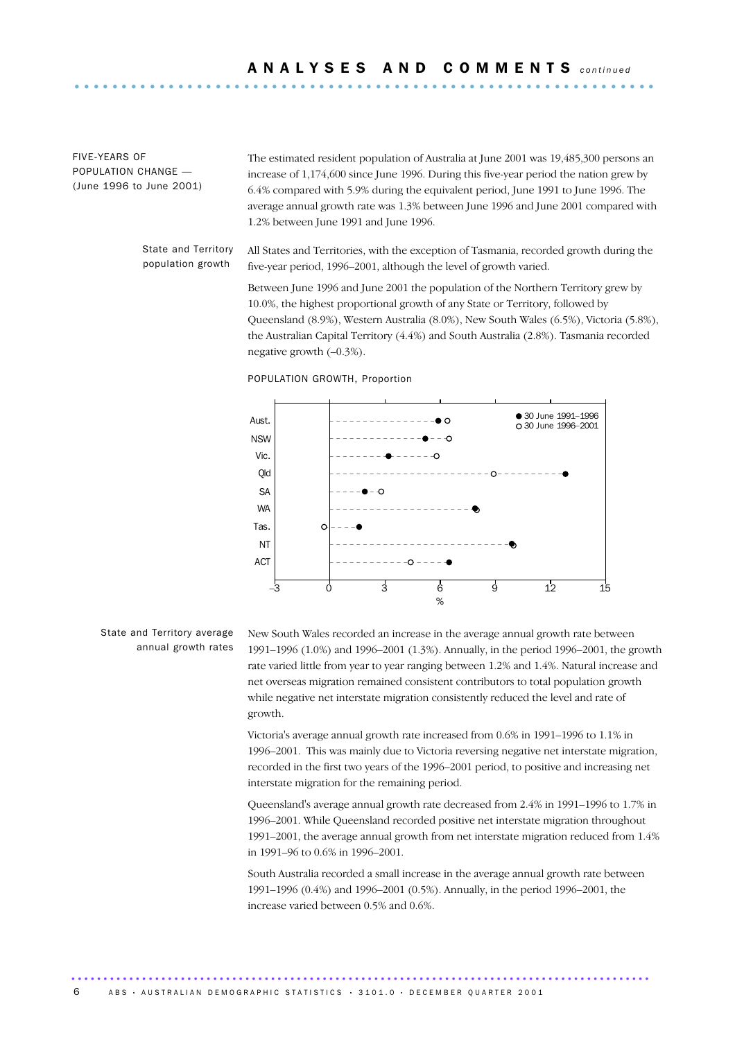## FIVE-YEARS OF POPULATION CHANGE — (June 1996 to June 2001)

The estimated resident population of Australia at June 2001 was 19,485,300 persons an increase of 1,174,600 since June 1996. During this five-year period the nation grew by 6.4% compared with 5.9% during the equivalent period, June 1991 to June 1996. The average annual growth rate was 1.3% between June 1996 and June 2001 compared with 1.2% between June 1991 and June 1996.

### State and Territory population growth

All States and Territories, with the exception of Tasmania, recorded growth during the five-year period, 1996–2001, although the level of growth varied.

Between June 1996 and June 2001 the population of the Northern Territory grew by 10.0%, the highest proportional growth of any State or Territory, followed by Queensland (8.9%), Western Australia (8.0%), New South Wales (6.5%), Victoria (5.8%), the Australian Capital Territory (4.4%) and South Australia (2.8%). Tasmania recorded negative growth (–0.3%).

POPULATION GROWTH, Proportion

### State and Territory average annual growth rates

New South Wales recorded an increase in the average annual growth rate between 1991–1996 (1.0%) and 1996–2001 (1.3%). Annually, in the period 1996–2001, the growth rate varied little from year to year ranging between 1.2% and 1.4%. Natural increase and net overseas migration remained consistent contributors to total population growth while negative net interstate migration consistently reduced the level and rate of growth.

Victoria's average annual growth rate increased from 0.6% in 1991–1996 to 1.1% in 1996–2001. This was mainly due to Victoria reversing negative net interstate migration, recorded in the first two years of the 1996–2001 period, to positive and increasing net interstate migration for the remaining period.

Queensland's average annual growth rate decreased from 2.4% in 1991–1996 to 1.7% in 1996–2001. While Queensland recorded positive net interstate migration throughout 1991–2001, the average annual growth from net interstate migration reduced from 1.4% in 1991–96 to 0.6% in 1996–2001.

South Australia recorded a small increase in the average annual growth rate between 1991–1996 (0.4%) and 1996–2001 (0.5%). Annually, in the period 1996–2001, the increase varied between 0.5% and 0.6%.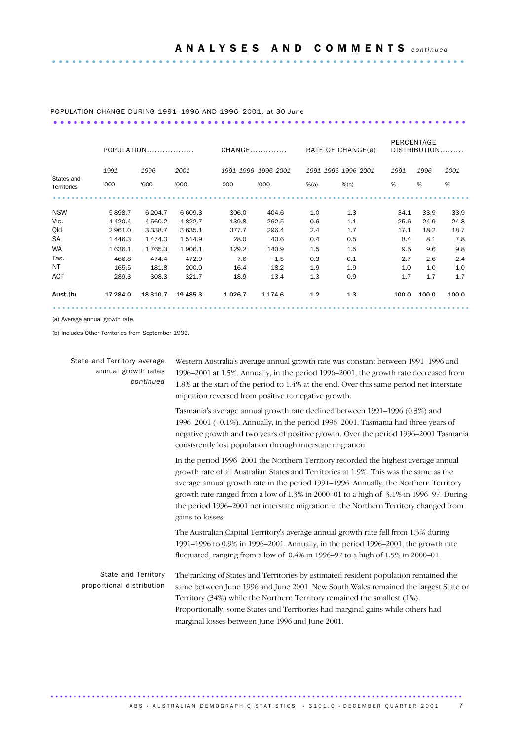## ANALYSES AND COMMENTS *continued*

POPULATION CHANGE DURING 1991–1996 AND 1996–2001, at 30 June

| States and Territories | POPULATION | | | CHANGE | | RATE OF CHANGE(a) | | PERCENTAGE DISTRIBUTION | | |
|---|---|---|---|---|---|---|---|---|---|---|
| | *1991* | *1996* | *2001* | *1991–1996* | *1996–2001* | *1991–1996* | *1996–2001* | *1991* | *1996* | *2001* |
| | '000 | '000 | '000 | '000 | '000 | %(a) | %(a) | % | % | % |
| NSW | 5 898.7 | 6 204.7 | 6 609.3 | 306.0 | 404.6 | 1.0 | 1.3 | 34.1 | 33.9 | 33.9 |
| Vic. | 4 420.4 | 4 560.2 | 4 822.7 | 139.8 | 262.5 | 0.6 | 1.1 | 25.6 | 24.9 | 24.8 |
| Qld | 2 961.0 | 3 338.7 | 3 635.1 | 377.7 | 296.4 | 2.4 | 1.7 | 17.1 | 18.2 | 18.7 |
| SA | 1 446.3 | 1 474.3 | 1 514.9 | 28.0 | 40.6 | 0.4 | 0.5 | 8.4 | 8.1 | 7.8 |
| WA | 1 636.1 | 1 765.3 | 1 906.1 | 129.2 | 140.9 | 1.5 | 1.5 | 9.5 | 9.6 | 9.8 |
| Tas. | 466.8 | 474.4 | 472.9 | 7.6 | –1.5 | 0.3 | –0.1 | 2.7 | 2.6 | 2.4 |
| NT | 165.5 | 181.8 | 200.0 | 16.4 | 18.2 | 1.9 | 1.9 | 1.0 | 1.0 | 1.0 |
| ACT | 289.3 | 308.3 | 321.7 | 18.9 | 13.4 | 1.3 | 0.9 | 1.7 | 1.7 | 1.7 |
| **Aust.(b)** | **17 284.0** | **18 310.7** | **19 485.3** | **1 026.7** | **1 174.6** | **1.2** | **1.3** | **100.0** | **100.0** | **100.0** |

(a) Average annual growth rate.

(b) Includes Other Territories from September 1993.

### State and Territory average annual growth rates *continued*

Western Australia's average annual growth rate was constant between 1991–1996 and 1996–2001 at 1.5%. Annually, in the period 1996–2001, the growth rate decreased from 1.8% at the start of the period to 1.4% at the end. Over this same period net interstate migration reversed from positive to negative growth.

Tasmania's average annual growth rate declined between 1991–1996 (0.3%) and 1996–2001 (–0.1%). Annually, in the period 1996–2001, Tasmania had three years of negative growth and two years of positive growth. Over the period 1996–2001 Tasmania consistently lost population through interstate migration.

In the period 1996–2001 the Northern Territory recorded the highest average annual growth rate of all Australian States and Territories at 1.9%. This was the same as the average annual growth rate in the period 1991–1996. Annually, the Northern Territory growth rate ranged from a low of 1.3% in 2000–01 to a high of 3.1% in 1996–97. During the period 1996–2001 net interstate migration in the Northern Territory changed from gains to losses.

The Australian Capital Territory's average annual growth rate fell from 1.3% during 1991–1996 to 0.9% in 1996–2001. Annually, in the period 1996–2001, the growth rate fluctuated, ranging from a low of 0.4% in 1996–97 to a high of 1.5% in 2000–01.

### State and Territory proportional distribution

The ranking of States and Territories by estimated resident population remained the same between June 1996 and June 2001. New South Wales remained the largest State or Territory (34%) while the Northern Territory remained the smallest (1%). Proportionally, some States and Territories had marginal gains while others had marginal losses between June 1996 and June 2001.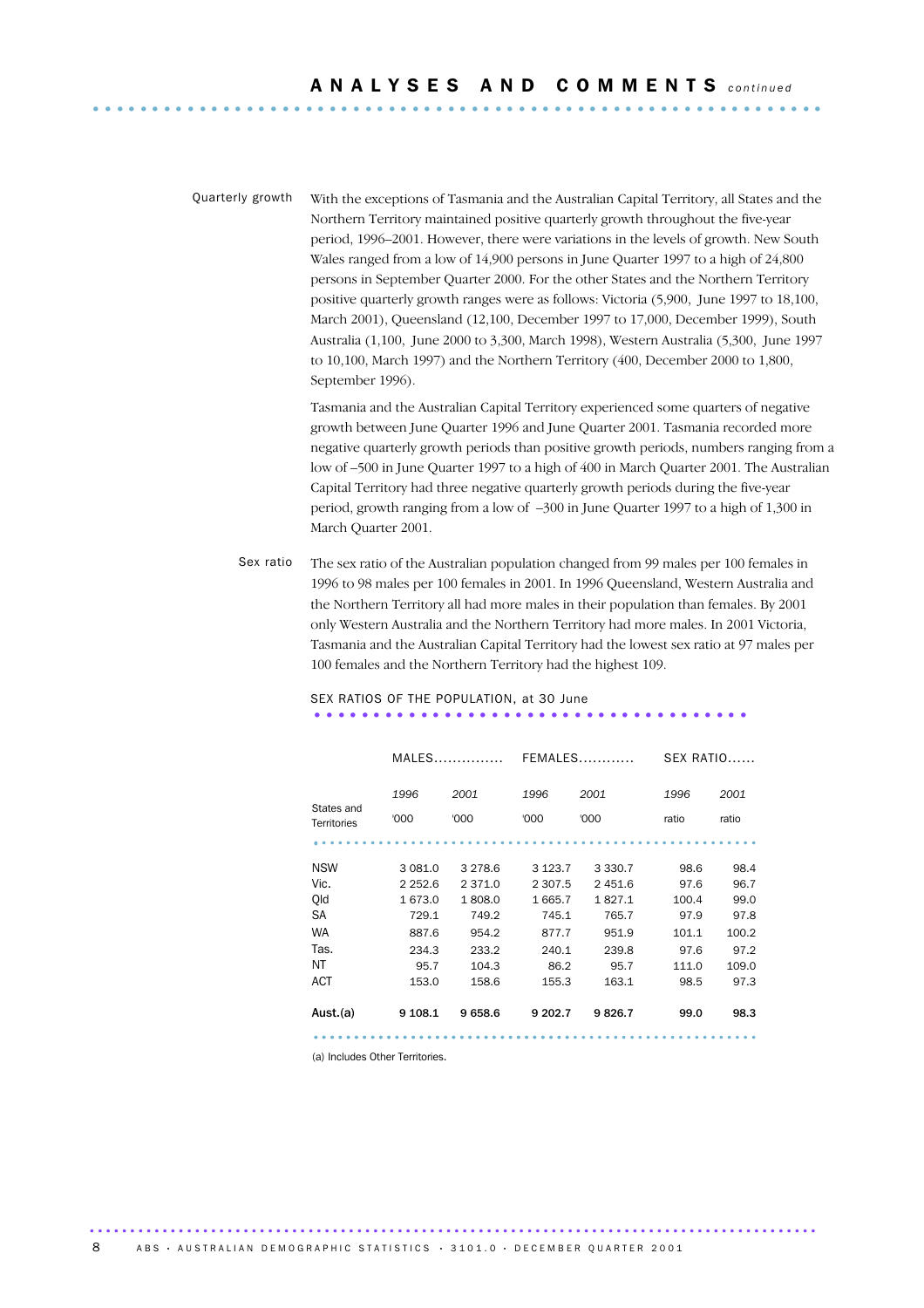## ANALYSES AND COMMENTS *continued*

**Quarterly growth**

With the exceptions of Tasmania and the Australian Capital Territory, all States and the Northern Territory maintained positive quarterly growth throughout the five-year period, 1996–2001. However, there were variations in the levels of growth. New South Wales ranged from a low of 14,900 persons in June Quarter 1997 to a high of 24,800 persons in September Quarter 2000. For the other States and the Northern Territory positive quarterly growth ranges were as follows: Victoria (5,900, June 1997 to 18,100, March 2001), Queensland (12,100, December 1997 to 17,000, December 1999), South Australia (1,100, June 2000 to 3,300, March 1998), Western Australia (5,300, June 1997 to 10,100, March 1997) and the Northern Territory (400, December 2000 to 1,800, September 1996).

Tasmania and the Australian Capital Territory experienced some quarters of negative growth between June Quarter 1996 and June Quarter 2001. Tasmania recorded more negative quarterly growth periods than positive growth periods, numbers ranging from a low of –500 in June Quarter 1997 to a high of 400 in March Quarter 2001. The Australian Capital Territory had three negative quarterly growth periods during the five-year period, growth ranging from a low of –300 in June Quarter 1997 to a high of 1,300 in March Quarter 2001.

**Sex ratio**

The sex ratio of the Australian population changed from 99 males per 100 females in 1996 to 98 males per 100 females in 2001. In 1996 Queensland, Western Australia and the Northern Territory all had more males in their population than females. By 2001 only Western Australia and the Northern Territory had more males. In 2001 Victoria, Tasmania and the Australian Capital Territory had the lowest sex ratio at 97 males per 100 females and the Northern Territory had the highest 109.

SEX RATIOS OF THE POPULATION, at 30 June

| | MALES | | FEMALES | | SEX RATIO | |
|---|---|---|---|---|---|---|
| | *1996* | *2001* | *1996* | *2001* | *1996* | *2001* |
| States and Territories | '000 | '000 | '000 | '000 | ratio | ratio |
| NSW | 3 081.0 | 3 278.6 | 3 123.7 | 3 330.7 | 98.6 | 98.4 |
| Vic. | 2 252.6 | 2 371.0 | 2 307.5 | 2 451.6 | 97.6 | 96.7 |
| Qld | 1 673.0 | 1 808.0 | 1 665.7 | 1 827.1 | 100.4 | 99.0 |
| SA | 729.1 | 749.2 | 745.1 | 765.7 | 97.9 | 97.8 |
| WA | 887.6 | 954.2 | 877.7 | 951.9 | 101.1 | 100.2 |
| Tas. | 234.3 | 233.2 | 240.1 | 239.8 | 97.6 | 97.2 |
| NT | 95.7 | 104.3 | 86.2 | 95.7 | 111.0 | 109.0 |
| ACT | 153.0 | 158.6 | 155.3 | 163.1 | 98.5 | 97.3 |
| **Aust.(a)** | **9 108.1** | **9 658.6** | **9 202.7** | **9 826.7** | **99.0** | **98.3** |

(a) Includes Other Territories.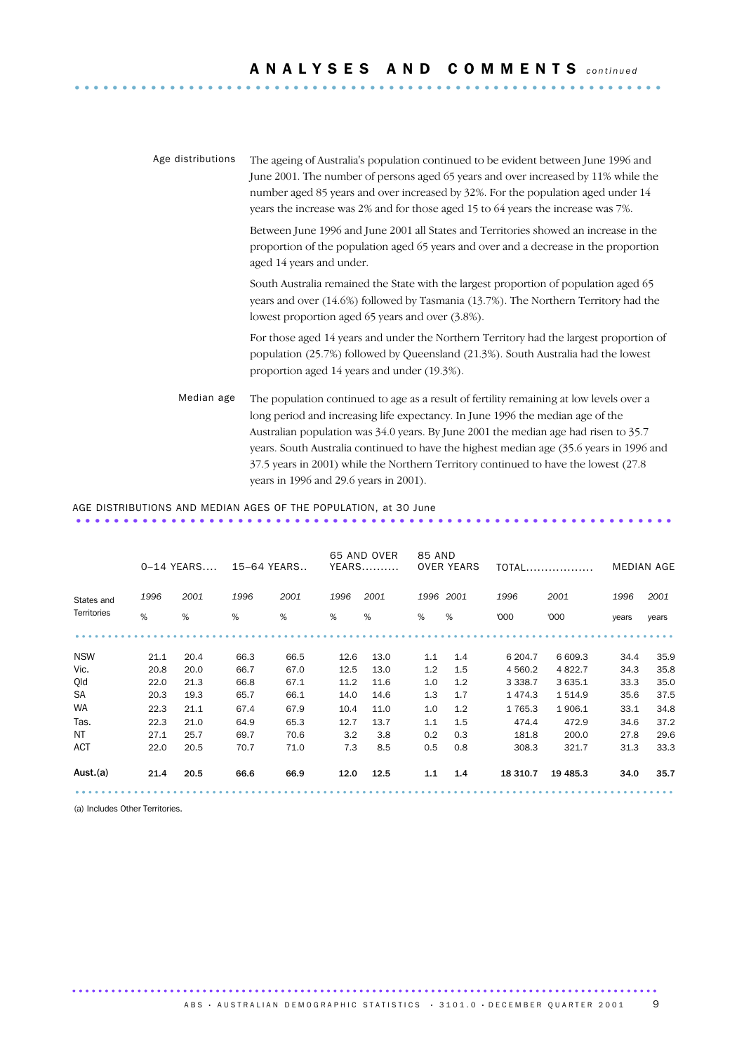## Age distributions

The ageing of Australia's population continued to be evident between June 1996 and June 2001. The number of persons aged 65 years and over increased by 11% while the number aged 85 years and over increased by 32%. For the population aged under 14 years the increase was 2% and for those aged 15 to 64 years the increase was 7%.

Between June 1996 and June 2001 all States and Territories showed an increase in the proportion of the population aged 65 years and over and a decrease in the proportion aged 14 years and under.

South Australia remained the State with the largest proportion of population aged 65 years and over (14.6%) followed by Tasmania (13.7%). The Northern Territory had the lowest proportion aged 65 years and over (3.8%).

For those aged 14 years and under the Northern Territory had the largest proportion of population (25.7%) followed by Queensland (21.3%). South Australia had the lowest proportion aged 14 years and under (19.3%).

## Median age

The population continued to age as a result of fertility remaining at low levels over a long period and increasing life expectancy. In June 1996 the median age of the Australian population was 34.0 years. By June 2001 the median age had risen to 35.7 years. South Australia continued to have the highest median age (35.6 years in 1996 and 37.5 years in 2001) while the Northern Territory continued to have the lowest (27.8 years in 1996 and 29.6 years in 2001).

### AGE DISTRIBUTIONS AND MEDIAN AGES OF THE POPULATION, at 30 June

| States and Territories | 0–14 YEARS | | 15–64 YEARS | | 65 AND OVER YEARS | | 85 AND OVER YEARS | | TOTAL | | MEDIAN AGE | |
|---|---|---|---|---|---|---|---|---|---|---|---|---|
| | 1996 | 2001 | 1996 | 2001 | 1996 | 2001 | 1996 | 2001 | 1996 | 2001 | 1996 | 2001 |
| | % | % | % | % | % | % | % | % | '000 | '000 | years | years |
| NSW | 21.1 | 20.4 | 66.3 | 66.5 | 12.6 | 13.0 | 1.1 | 1.4 | 6 204.7 | 6 609.3 | 34.4 | 35.9 |
| Vic. | 20.8 | 20.0 | 66.7 | 67.0 | 12.5 | 13.0 | 1.2 | 1.5 | 4 560.2 | 4 822.7 | 34.3 | 35.8 |
| Qld | 22.0 | 21.3 | 66.8 | 67.1 | 11.2 | 11.6 | 1.0 | 1.2 | 3 338.7 | 3 635.1 | 33.3 | 35.0 |
| SA | 20.3 | 19.3 | 65.7 | 66.1 | 14.0 | 14.6 | 1.3 | 1.7 | 1 474.3 | 1 514.9 | 35.6 | 37.5 |
| WA | 22.3 | 21.1 | 67.4 | 67.9 | 10.4 | 11.0 | 1.0 | 1.2 | 1 765.3 | 1 906.1 | 33.1 | 34.8 |
| Tas. | 22.3 | 21.0 | 64.9 | 65.3 | 12.7 | 13.7 | 1.1 | 1.5 | 474.4 | 472.9 | 34.6 | 37.2 |
| NT | 27.1 | 25.7 | 69.7 | 70.6 | 3.2 | 3.8 | 0.2 | 0.3 | 181.8 | 200.0 | 27.8 | 29.6 |
| ACT | 22.0 | 20.5 | 70.7 | 71.0 | 7.3 | 8.5 | 0.5 | 0.8 | 308.3 | 321.7 | 31.3 | 33.3 |
| **Aust.(a)** | **21.4** | **20.5** | **66.6** | **66.9** | **12.0** | **12.5** | **1.1** | **1.4** | **18 310.7** | **19 485.3** | **34.0** | **35.7** |

(a) Includes Other Territories.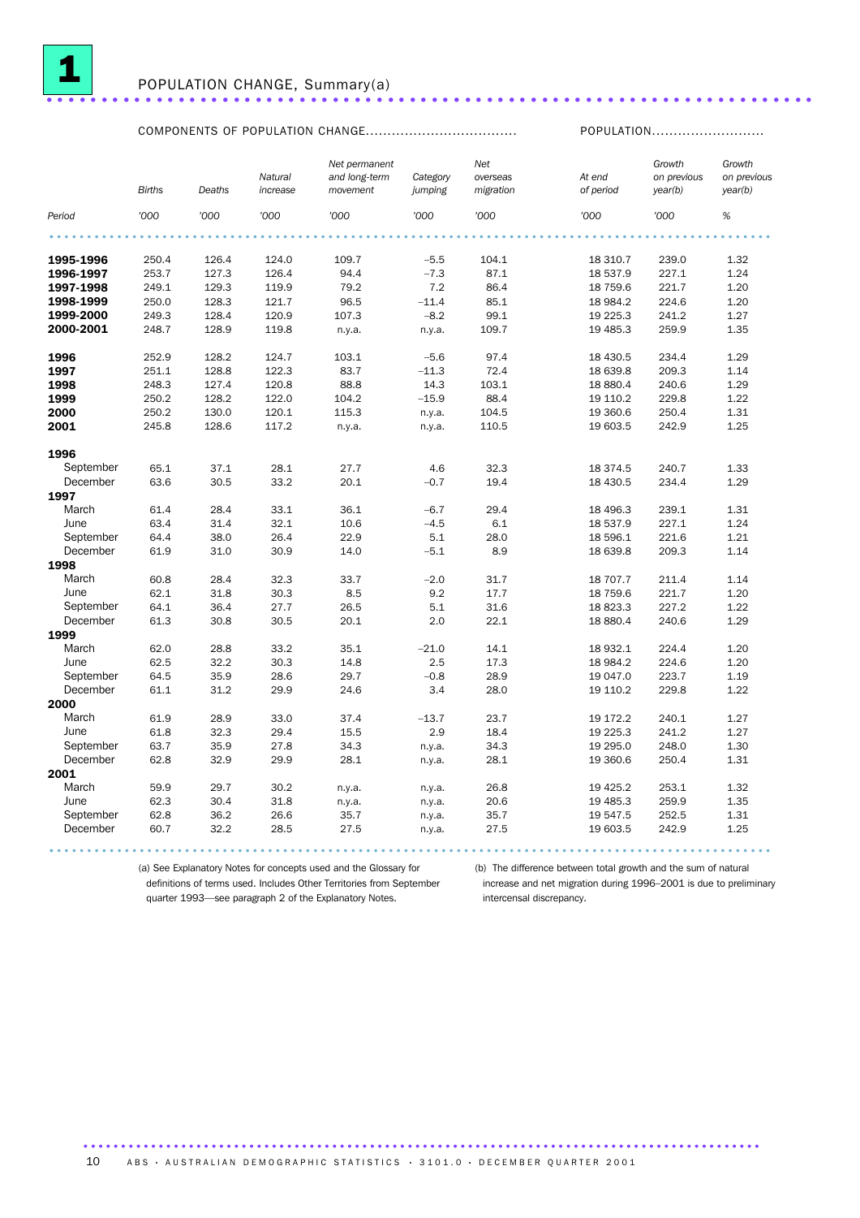# 1 POPULATION CHANGE, Summary(a)

| | COMPONENTS OF POPULATION CHANGE | | | | | | POPULATION | | |
|---|---|---|---|---|---|---|---|---|---|
| | Births | Deaths | Natural increase | Net permanent and long-term movement | Category jumping | Net overseas migration | At end of period | Growth on previous year(b) | Growth on previous year(b) |
| Period | '000 | '000 | '000 | '000 | '000 | '000 | '000 | '000 | % |
| **1995-1996** | 250.4 | 126.4 | 124.0 | 109.7 | –5.5 | 104.1 | 18 310.7 | 239.0 | 1.32 |
| **1996-1997** | 253.7 | 127.3 | 126.4 | 94.4 | –7.3 | 87.1 | 18 537.9 | 227.1 | 1.24 |
| **1997-1998** | 249.1 | 129.3 | 119.9 | 79.2 | 7.2 | 86.4 | 18 759.6 | 221.7 | 1.20 |
| **1998-1999** | 250.0 | 128.3 | 121.7 | 96.5 | –11.4 | 85.1 | 18 984.2 | 224.6 | 1.20 |
| **1999-2000** | 249.3 | 128.4 | 120.9 | 107.3 | –8.2 | 99.1 | 19 225.3 | 241.2 | 1.27 |
| **2000-2001** | 248.7 | 128.9 | 119.8 | n.y.a. | n.y.a. | 109.7 | 19 485.3 | 259.9 | 1.35 |
| **1996** | 252.9 | 128.2 | 124.7 | 103.1 | –5.6 | 97.4 | 18 430.5 | 234.4 | 1.29 |
| **1997** | 251.1 | 128.8 | 122.3 | 83.7 | –11.3 | 72.4 | 18 639.8 | 209.3 | 1.14 |
| **1998** | 248.3 | 127.4 | 120.8 | 88.8 | 14.3 | 103.1 | 18 880.4 | 240.6 | 1.29 |
| **1999** | 250.2 | 128.2 | 122.0 | 104.2 | –15.9 | 88.4 | 19 110.2 | 229.8 | 1.22 |
| **2000** | 250.2 | 130.0 | 120.1 | 115.3 | n.y.a. | 104.5 | 19 360.6 | 250.4 | 1.31 |
| **2001** | 245.8 | 128.6 | 117.2 | n.y.a. | n.y.a. | 110.5 | 19 603.5 | 242.9 | 1.25 |
| **1996** | | | | | | | | | |
| September | 65.1 | 37.1 | 28.1 | 27.7 | 4.6 | 32.3 | 18 374.5 | 240.7 | 1.33 |
| December | 63.6 | 30.5 | 33.2 | 20.1 | –0.7 | 19.4 | 18 430.5 | 234.4 | 1.29 |
| **1997** | | | | | | | | | |
| March | 61.4 | 28.4 | 33.1 | 36.1 | –6.7 | 29.4 | 18 496.3 | 239.1 | 1.31 |
| June | 63.4 | 31.4 | 32.1 | 10.6 | –4.5 | 6.1 | 18 537.9 | 227.1 | 1.24 |
| September | 64.4 | 38.0 | 26.4 | 22.9 | 5.1 | 28.0 | 18 596.1 | 221.6 | 1.21 |
| December | 61.9 | 31.0 | 30.9 | 14.0 | –5.1 | 8.9 | 18 639.8 | 209.3 | 1.14 |
| **1998** | | | | | | | | | |
| March | 60.8 | 28.4 | 32.3 | 33.7 | –2.0 | 31.7 | 18 707.7 | 211.4 | 1.14 |
| June | 62.1 | 31.8 | 30.3 | 8.5 | 9.2 | 17.7 | 18 759.6 | 221.7 | 1.20 |
| September | 64.1 | 36.4 | 27.7 | 26.5 | 5.1 | 31.6 | 18 823.3 | 227.2 | 1.22 |
| December | 61.3 | 30.8 | 30.5 | 20.1 | 2.0 | 22.1 | 18 880.4 | 240.6 | 1.29 |
| **1999** | | | | | | | | | |
| March | 62.0 | 28.8 | 33.2 | 35.1 | –21.0 | 14.1 | 18 932.1 | 224.4 | 1.20 |
| June | 62.5 | 32.2 | 30.3 | 14.8 | 2.5 | 17.3 | 18 984.2 | 224.6 | 1.20 |
| September | 64.5 | 35.9 | 28.6 | 29.7 | –0.8 | 28.9 | 19 047.0 | 223.7 | 1.19 |
| December | 61.1 | 31.2 | 29.9 | 24.6 | 3.4 | 28.0 | 19 110.2 | 229.8 | 1.22 |
| **2000** | | | | | | | | | |
| March | 61.9 | 28.9 | 33.0 | 37.4 | –13.7 | 23.7 | 19 172.2 | 240.1 | 1.27 |
| June | 61.8 | 32.3 | 29.4 | 15.5 | 2.9 | 18.4 | 19 225.3 | 241.2 | 1.27 |
| September | 63.7 | 35.9 | 27.8 | 34.3 | n.y.a. | 34.3 | 19 295.0 | 248.0 | 1.30 |
| December | 62.8 | 32.9 | 29.9 | 28.1 | n.y.a. | 28.1 | 19 360.6 | 250.4 | 1.31 |
| **2001** | | | | | | | | | |
| March | 59.9 | 29.7 | 30.2 | n.y.a. | n.y.a. | 26.8 | 19 425.2 | 253.1 | 1.32 |
| June | 62.3 | 30.4 | 31.8 | n.y.a. | n.y.a. | 20.6 | 19 485.3 | 259.9 | 1.35 |
| September | 62.8 | 36.2 | 26.6 | 35.7 | n.y.a. | 35.7 | 19 547.5 | 252.5 | 1.31 |
| December | 60.7 | 32.2 | 28.5 | 27.5 | n.y.a. | 27.5 | 19 603.5 | 242.9 | 1.25 |

(a) See Explanatory Notes for concepts used and the Glossary for definitions of terms used. Includes Other Territories from September quarter 1993—see paragraph 2 of the Explanatory Notes.

(b) The difference between total growth and the sum of natural increase and net migration during 1996–2001 is due to preliminary intercensal discrepancy.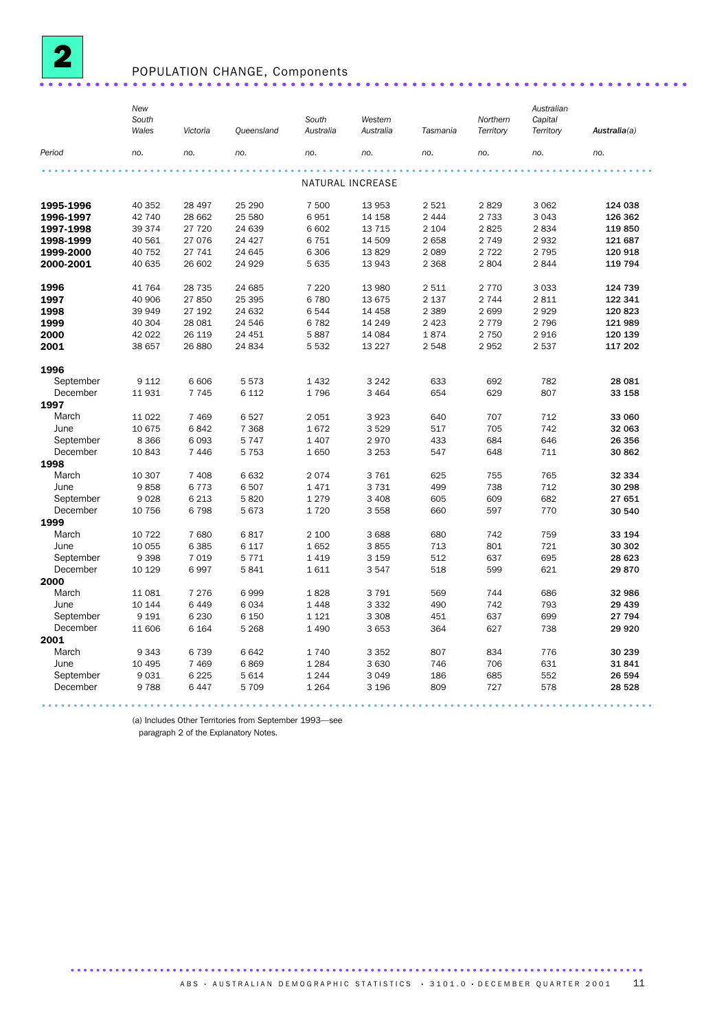## 2 POPULATION CHANGE, Components

| Period | New South Wales | Victoria | Queensland | South Australia | Western Australia | Tasmania | Northern Territory | Australian Capital Territory | Australia(a) |
|---|---|---|---|---|---|---|---|---|---|
| | no. | no. | no. | no. | no. | no. | no. | no. | no. |
| NATURAL INCREASE | | | | | | | | | |
| **1995-1996** | 40 352 | 28 497 | 25 290 | 7 500 | 13 953 | 2 521 | 2 829 | 3 062 | **124 038** |
| **1996-1997** | 42 740 | 28 662 | 25 580 | 6 951 | 14 158 | 2 444 | 2 733 | 3 043 | **126 362** |
| **1997-1998** | 39 374 | 27 720 | 24 639 | 6 602 | 13 715 | 2 104 | 2 825 | 2 834 | **119 850** |
| **1998-1999** | 40 561 | 27 076 | 24 427 | 6 751 | 14 509 | 2 658 | 2 749 | 2 932 | **121 687** |
| **1999-2000** | 40 752 | 27 741 | 24 645 | 6 306 | 13 829 | 2 089 | 2 722 | 2 795 | **120 918** |
| **2000-2001** | 40 635 | 26 602 | 24 929 | 5 635 | 13 943 | 2 368 | 2 804 | 2 844 | **119 794** |
| **1996** | 41 764 | 28 735 | 24 685 | 7 220 | 13 980 | 2 511 | 2 770 | 3 033 | **124 739** |
| **1997** | 40 906 | 27 850 | 25 395 | 6 780 | 13 675 | 2 137 | 2 744 | 2 811 | **122 341** |
| **1998** | 39 949 | 27 192 | 24 632 | 6 544 | 14 458 | 2 389 | 2 699 | 2 929 | **120 823** |
| **1999** | 40 304 | 28 081 | 24 546 | 6 782 | 14 249 | 2 423 | 2 779 | 2 796 | **121 989** |
| **2000** | 42 022 | 26 119 | 24 451 | 5 887 | 14 084 | 1 874 | 2 750 | 2 916 | **120 139** |
| **2001** | 38 657 | 26 880 | 24 834 | 5 532 | 13 227 | 2 548 | 2 952 | 2 537 | **117 202** |
| **1996** | | | | | | | | | |
| September | 9 112 | 6 606 | 5 573 | 1 432 | 3 242 | 633 | 692 | 782 | **28 081** |
| December | 11 931 | 7 745 | 6 112 | 1 796 | 3 464 | 654 | 629 | 807 | **33 158** |
| **1997** | | | | | | | | | |
| March | 11 022 | 7 469 | 6 527 | 2 051 | 3 923 | 640 | 707 | 712 | **33 060** |
| June | 10 675 | 6 842 | 7 368 | 1 672 | 3 529 | 517 | 705 | 742 | **32 063** |
| September | 8 366 | 6 093 | 5 747 | 1 407 | 2 970 | 433 | 684 | 646 | **26 356** |
| December | 10 843 | 7 446 | 5 753 | 1 650 | 3 253 | 547 | 648 | 711 | **30 862** |
| **1998** | | | | | | | | | |
| March | 10 307 | 7 408 | 6 632 | 2 074 | 3 761 | 625 | 755 | 765 | **32 334** |
| June | 9 858 | 6 773 | 6 507 | 1 471 | 3 731 | 499 | 738 | 712 | **30 298** |
| September | 9 028 | 6 213 | 5 820 | 1 279 | 3 408 | 605 | 609 | 682 | **27 651** |
| December | 10 756 | 6 798 | 5 673 | 1 720 | 3 558 | 660 | 597 | 770 | **30 540** |
| **1999** | | | | | | | | | |
| March | 10 722 | 7 680 | 6 817 | 2 100 | 3 688 | 680 | 742 | 759 | **33 194** |
| June | 10 055 | 6 385 | 6 117 | 1 652 | 3 855 | 713 | 801 | 721 | **30 302** |
| September | 9 398 | 7 019 | 5 771 | 1 419 | 3 159 | 512 | 637 | 695 | **28 623** |
| December | 10 129 | 6 997 | 5 841 | 1 611 | 3 547 | 518 | 599 | 621 | **29 870** |
| **2000** | | | | | | | | | |
| March | 11 081 | 7 276 | 6 999 | 1 828 | 3 791 | 569 | 744 | 686 | **32 986** |
| June | 10 144 | 6 449 | 6 034 | 1 448 | 3 332 | 490 | 742 | 793 | **29 439** |
| September | 9 191 | 6 230 | 6 150 | 1 121 | 3 308 | 451 | 637 | 699 | **27 794** |
| December | 11 606 | 6 164 | 5 268 | 1 490 | 3 653 | 364 | 627 | 738 | **29 920** |
| **2001** | | | | | | | | | |
| March | 9 343 | 6 739 | 6 642 | 1 740 | 3 352 | 807 | 834 | 776 | **30 239** |
| June | 10 495 | 7 469 | 6 869 | 1 284 | 3 630 | 746 | 706 | 631 | **31 841** |
| September | 9 031 | 6 225 | 5 614 | 1 244 | 3 049 | 186 | 685 | 552 | **26 594** |
| December | 9 788 | 6 447 | 5 709 | 1 264 | 3 196 | 809 | 727 | 578 | **28 528** |

(a) Includes Other Territories from September 1993—see paragraph 2 of the Explanatory Notes.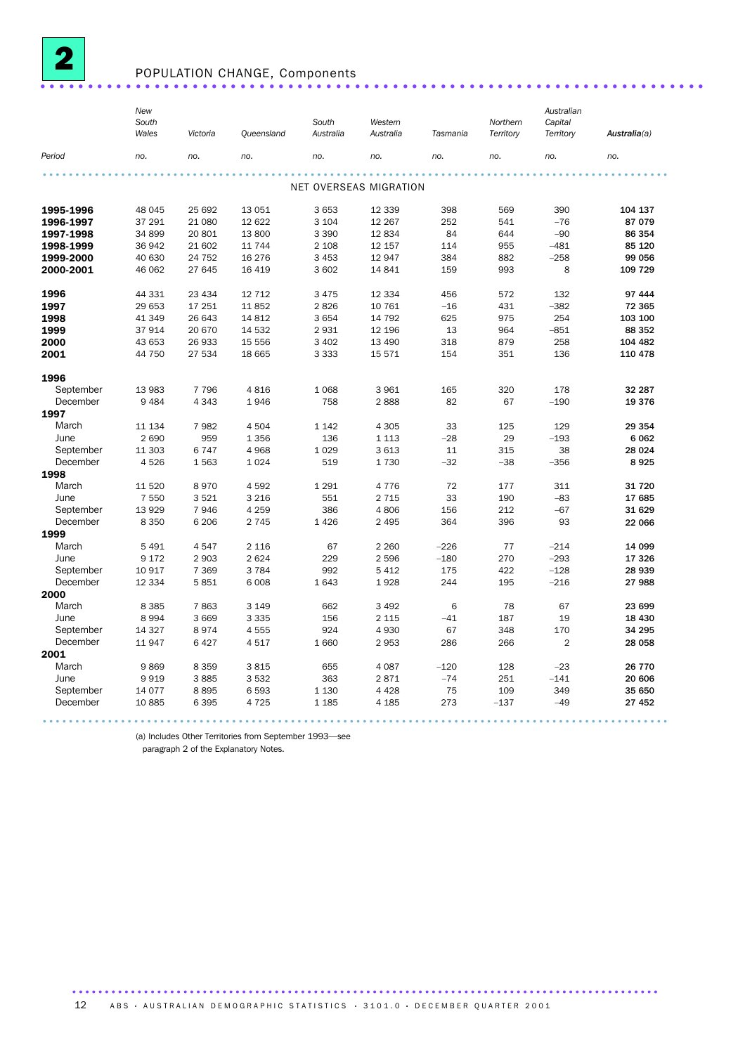# 2 POPULATION CHANGE, Components

| Period | New South Wales | Victoria | Queensland | South Australia | Western Australia | Tasmania | Northern Territory | Australian Capital Territory | Australia(a) |
|---|---|---|---|---|---|---|---|---|---|
| | no. | no. | no. | no. | no. | no. | no. | no. | no. |
| **NET OVERSEAS MIGRATION** | | | | | | | | | |
| **1995-1996** | 48 045 | 25 692 | 13 051 | 3 653 | 12 339 | 398 | 569 | 390 | **104 137** |
| **1996-1997** | 37 291 | 21 080 | 12 622 | 3 104 | 12 267 | 252 | 541 | –76 | **87 079** |
| **1997-1998** | 34 899 | 20 801 | 13 800 | 3 390 | 12 834 | 84 | 644 | –90 | **86 354** |
| **1998-1999** | 36 942 | 21 602 | 11 744 | 2 108 | 12 157 | 114 | 955 | –481 | **85 120** |
| **1999-2000** | 40 630 | 24 752 | 16 276 | 3 453 | 12 947 | 384 | 882 | –258 | **99 056** |
| **2000-2001** | 46 062 | 27 645 | 16 419 | 3 602 | 14 841 | 159 | 993 | 8 | **109 729** |
| **1996** | 44 331 | 23 434 | 12 712 | 3 475 | 12 334 | 456 | 572 | 132 | **97 444** |
| **1997** | 29 653 | 17 251 | 11 852 | 2 826 | 10 761 | –16 | 431 | –382 | **72 365** |
| **1998** | 41 349 | 26 643 | 14 812 | 3 654 | 14 792 | 625 | 975 | 254 | **103 100** |
| **1999** | 37 914 | 20 670 | 14 532 | 2 931 | 12 196 | 13 | 964 | –851 | **88 352** |
| **2000** | 43 653 | 26 933 | 15 556 | 3 402 | 13 490 | 318 | 879 | 258 | **104 482** |
| **2001** | 44 750 | 27 534 | 18 665 | 3 333 | 15 571 | 154 | 351 | 136 | **110 478** |
| **1996** | | | | | | | | | |
| September | 13 983 | 7 796 | 4 816 | 1 068 | 3 961 | 165 | 320 | 178 | **32 287** |
| December | 9 484 | 4 343 | 1 946 | 758 | 2 888 | 82 | 67 | –190 | **19 376** |
| **1997** | | | | | | | | | |
| March | 11 134 | 7 982 | 4 504 | 1 142 | 4 305 | 33 | 125 | 129 | **29 354** |
| June | 2 690 | 959 | 1 356 | 136 | 1 113 | –28 | 29 | –193 | **6 062** |
| September | 11 303 | 6 747 | 4 968 | 1 029 | 3 613 | 11 | 315 | 38 | **28 024** |
| December | 4 526 | 1 563 | 1 024 | 519 | 1 730 | –32 | –38 | –356 | **8 925** |
| **1998** | | | | | | | | | |
| March | 11 520 | 8 970 | 4 592 | 1 291 | 4 776 | 72 | 177 | 311 | **31 720** |
| June | 7 550 | 3 521 | 3 216 | 551 | 2 715 | 33 | 190 | –83 | **17 685** |
| September | 13 929 | 7 946 | 4 259 | 386 | 4 806 | 156 | 212 | –67 | **31 629** |
| December | 8 350 | 6 206 | 2 745 | 1 426 | 2 495 | 364 | 396 | 93 | **22 066** |
| **1999** | | | | | | | | | |
| March | 5 491 | 4 547 | 2 116 | 67 | 2 260 | –226 | 77 | –214 | **14 099** |
| June | 9 172 | 2 903 | 2 624 | 229 | 2 596 | –180 | 270 | –293 | **17 326** |
| September | 10 917 | 7 369 | 3 784 | 992 | 5 412 | 175 | 422 | –128 | **28 939** |
| December | 12 334 | 5 851 | 6 008 | 1 643 | 1 928 | 244 | 195 | –216 | **27 988** |
| **2000** | | | | | | | | | |
| March | 8 385 | 7 863 | 3 149 | 662 | 3 492 | 6 | 78 | 67 | **23 699** |
| June | 8 994 | 3 669 | 3 335 | 156 | 2 115 | –41 | 187 | 19 | **18 430** |
| September | 14 327 | 8 974 | 4 555 | 924 | 4 930 | 67 | 348 | 170 | **34 295** |
| December | 11 947 | 6 427 | 4 517 | 1 660 | 2 953 | 286 | 266 | 2 | **28 058** |
| **2001** | | | | | | | | | |
| March | 9 869 | 8 359 | 3 815 | 655 | 4 087 | –120 | 128 | –23 | **26 770** |
| June | 9 919 | 3 885 | 3 532 | 363 | 2 871 | –74 | 251 | –141 | **20 606** |
| September | 14 077 | 8 895 | 6 593 | 1 130 | 4 428 | 75 | 109 | 349 | **35 650** |
| December | 10 885 | 6 395 | 4 725 | 1 185 | 4 185 | 273 | –137 | –49 | **27 452** |

(a) Includes Other Territories from September 1993—see paragraph 2 of the Explanatory Notes.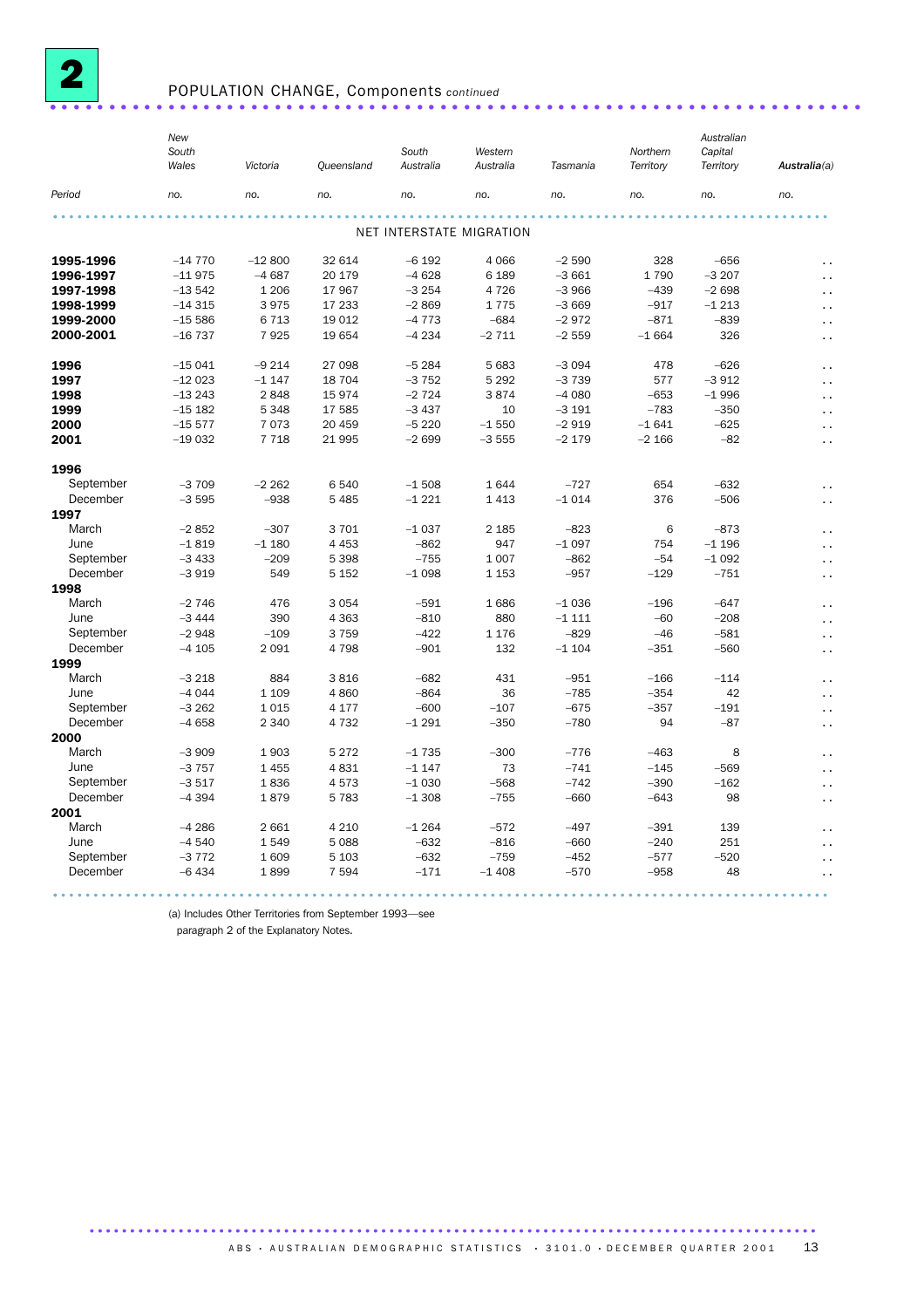## 2 POPULATION CHANGE, Components *continued*

| Period | New South Wales | Victoria | Queensland | South Australia | Western Australia | Tasmania | Northern Territory | Australian Capital Territory | Australia(a) |
|---|---|---|---|---|---|---|---|---|---|
| | no. | no. | no. | no. | no. | no. | no. | no. | no. |
| **NET INTERSTATE MIGRATION** | | | | | | | | | |
| **1995-1996** | –14 770 | –12 800 | 32 614 | –6 192 | 4 066 | –2 590 | 328 | –656 | . . |
| **1996-1997** | –11 975 | –4 687 | 20 179 | –4 628 | 6 189 | –3 661 | 1 790 | –3 207 | . . |
| **1997-1998** | –13 542 | 1 206 | 17 967 | –3 254 | 4 726 | –3 966 | –439 | –2 698 | . . |
| **1998-1999** | –14 315 | 3 975 | 17 233 | –2 869 | 1 775 | –3 669 | –917 | –1 213 | . . |
| **1999-2000** | –15 586 | 6 713 | 19 012 | –4 773 | –684 | –2 972 | –871 | –839 | . . |
| **2000-2001** | –16 737 | 7 925 | 19 654 | –4 234 | –2 711 | –2 559 | –1 664 | 326 | . . |
| **1996** | –15 041 | –9 214 | 27 098 | –5 284 | 5 683 | –3 094 | 478 | –626 | . . |
| **1997** | –12 023 | –1 147 | 18 704 | –3 752 | 5 292 | –3 739 | 577 | –3 912 | . . |
| **1998** | –13 243 | 2 848 | 15 974 | –2 724 | 3 874 | –4 080 | –653 | –1 996 | . . |
| **1999** | –15 182 | 5 348 | 17 585 | –3 437 | 10 | –3 191 | –783 | –350 | . . |
| **2000** | –15 577 | 7 073 | 20 459 | –5 220 | –1 550 | –2 919 | –1 641 | –625 | . . |
| **2001** | –19 032 | 7 718 | 21 995 | –2 699 | –3 555 | –2 179 | –2 166 | –82 | . . |
| **1996** | | | | | | | | | |
| September | –3 709 | –2 262 | 6 540 | –1 508 | 1 644 | –727 | 654 | –632 | . . |
| December | –3 595 | –938 | 5 485 | –1 221 | 1 413 | –1 014 | 376 | –506 | . . |
| **1997** | | | | | | | | | |
| March | –2 852 | –307 | 3 701 | –1 037 | 2 185 | –823 | 6 | –873 | . . |
| June | –1 819 | –1 180 | 4 453 | –862 | 947 | –1 097 | 754 | –1 196 | . . |
| September | –3 433 | –209 | 5 398 | –755 | 1 007 | –862 | –54 | –1 092 | . . |
| December | –3 919 | 549 | 5 152 | –1 098 | 1 153 | –957 | –129 | –751 | . . |
| **1998** | | | | | | | | | |
| March | –2 746 | 476 | 3 054 | –591 | 1 686 | –1 036 | –196 | –647 | . . |
| June | –3 444 | 390 | 4 363 | –810 | 880 | –1 111 | –60 | –208 | . . |
| September | –2 948 | –109 | 3 759 | –422 | 1 176 | –829 | –46 | –581 | . . |
| December | –4 105 | 2 091 | 4 798 | –901 | 132 | –1 104 | –351 | –560 | . . |
| **1999** | | | | | | | | | |
| March | –3 218 | 884 | 3 816 | –682 | 431 | –951 | –166 | –114 | . . |
| June | –4 044 | 1 109 | 4 860 | –864 | 36 | –785 | –354 | 42 | . . |
| September | –3 262 | 1 015 | 4 177 | –600 | –107 | –675 | –357 | –191 | . . |
| December | –4 658 | 2 340 | 4 732 | –1 291 | –350 | –780 | 94 | –87 | . . |
| **2000** | | | | | | | | | |
| March | –3 909 | 1 903 | 5 272 | –1 735 | –300 | –776 | –463 | 8 | . . |
| June | –3 757 | 1 455 | 4 831 | –1 147 | 73 | –741 | –145 | –569 | . . |
| September | –3 517 | 1 836 | 4 573 | –1 030 | –568 | –742 | –390 | –162 | . . |
| December | –4 394 | 1 879 | 5 783 | –1 308 | –755 | –660 | –643 | 98 | . . |
| **2001** | | | | | | | | | |
| March | –4 286 | 2 661 | 4 210 | –1 264 | –572 | –497 | –391 | 139 | . . |
| June | –4 540 | 1 549 | 5 088 | –632 | –816 | –660 | –240 | 251 | . . |
| September | –3 772 | 1 609 | 5 103 | –632 | –759 | –452 | –577 | –520 | . . |
| December | –6 434 | 1 899 | 7 594 | –171 | –1 408 | –570 | –958 | 48 | . . |

(a) Includes Other Territories from September 1993—see paragraph 2 of the Explanatory Notes.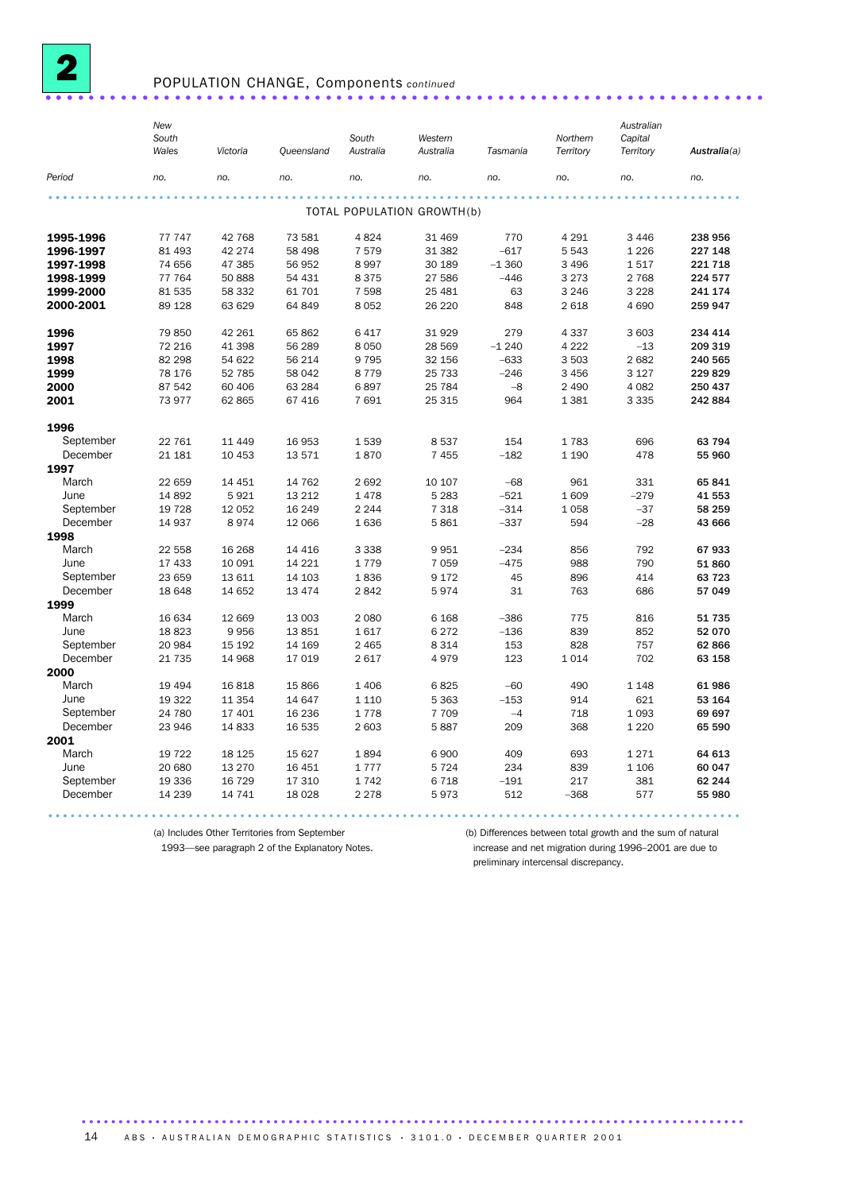## 2 POPULATION CHANGE, Components *continued*

| Period | New South Wales | Victoria | Queensland | South Australia | Western Australia | Tasmania | Northern Territory | Australian Capital Territory | Australia(a) |
|---|---|---|---|---|---|---|---|---|---|
| | no. | no. | no. | no. | no. | no. | no. | no. | no. |
| **TOTAL POPULATION GROWTH(b)** | | | | | | | | | |
| **1995-1996** | 77 747 | 42 768 | 73 581 | 4 824 | 31 469 | 770 | 4 291 | 3 446 | **238 956** |
| **1996-1997** | 81 493 | 42 274 | 58 498 | 7 579 | 31 382 | –617 | 5 543 | 1 226 | **227 148** |
| **1997-1998** | 74 656 | 47 385 | 56 952 | 8 997 | 30 189 | –1 360 | 3 496 | 1 517 | **221 718** |
| **1998-1999** | 77 764 | 50 888 | 54 431 | 8 375 | 27 586 | –446 | 3 273 | 2 768 | **224 577** |
| **1999-2000** | 81 535 | 58 332 | 61 701 | 7 598 | 25 481 | 63 | 3 246 | 3 228 | **241 174** |
| **2000-2001** | 89 128 | 63 629 | 64 849 | 8 052 | 26 220 | 848 | 2 618 | 4 690 | **259 947** |
| **1996** | 79 850 | 42 261 | 65 862 | 6 417 | 31 929 | 279 | 4 337 | 3 603 | **234 414** |
| **1997** | 72 216 | 41 398 | 56 289 | 8 050 | 28 569 | –1 240 | 4 222 | –13 | **209 319** |
| **1998** | 82 298 | 54 622 | 56 214 | 9 795 | 32 156 | –633 | 3 503 | 2 682 | **240 565** |
| **1999** | 78 176 | 52 785 | 58 042 | 8 779 | 25 733 | –246 | 3 456 | 3 127 | **229 829** |
| **2000** | 87 542 | 60 406 | 63 284 | 6 897 | 25 784 | –8 | 2 490 | 4 082 | **250 437** |
| **2001** | 73 977 | 62 865 | 67 416 | 7 691 | 25 315 | 964 | 1 381 | 3 335 | **242 884** |
| **1996** | | | | | | | | | |
| September | 22 761 | 11 449 | 16 953 | 1 539 | 8 537 | 154 | 1 783 | 696 | **63 794** |
| December | 21 181 | 10 453 | 13 571 | 1 870 | 7 455 | –182 | 1 190 | 478 | **55 960** |
| **1997** | | | | | | | | | |
| March | 22 659 | 14 451 | 14 762 | 2 692 | 10 107 | –68 | 961 | 331 | **65 841** |
| June | 14 892 | 5 921 | 13 212 | 1 478 | 5 283 | –521 | 1 609 | –279 | **41 553** |
| September | 19 728 | 12 052 | 16 249 | 2 244 | 7 318 | –314 | 1 058 | –37 | **58 259** |
| December | 14 937 | 8 974 | 12 066 | 1 636 | 5 861 | –337 | 594 | –28 | **43 666** |
| **1998** | | | | | | | | | |
| March | 22 558 | 16 268 | 14 416 | 3 338 | 9 951 | –234 | 856 | 792 | **67 933** |
| June | 17 433 | 10 091 | 14 221 | 1 779 | 7 059 | –475 | 988 | 790 | **51 860** |
| September | 23 659 | 13 611 | 14 103 | 1 836 | 9 172 | 45 | 896 | 414 | **63 723** |
| December | 18 648 | 14 652 | 13 474 | 2 842 | 5 974 | 31 | 763 | 686 | **57 049** |
| **1999** | | | | | | | | | |
| March | 16 634 | 12 669 | 13 003 | 2 080 | 6 168 | –386 | 775 | 816 | **51 735** |
| June | 18 823 | 9 956 | 13 851 | 1 617 | 6 272 | –136 | 839 | 852 | **52 070** |
| September | 20 984 | 15 192 | 14 169 | 2 465 | 8 314 | 153 | 828 | 757 | **62 866** |
| December | 21 735 | 14 968 | 17 019 | 2 617 | 4 979 | 123 | 1 014 | 702 | **63 158** |
| **2000** | | | | | | | | | |
| March | 19 494 | 16 818 | 15 866 | 1 406 | 6 825 | –60 | 490 | 1 148 | **61 986** |
| June | 19 322 | 11 354 | 14 647 | 1 110 | 5 363 | –153 | 914 | 621 | **53 164** |
| September | 24 780 | 17 401 | 16 236 | 1 778 | 7 709 | –4 | 718 | 1 093 | **69 697** |
| December | 23 946 | 14 833 | 16 535 | 2 603 | 5 887 | 209 | 368 | 1 220 | **65 590** |
| **2001** | | | | | | | | | |
| March | 19 722 | 18 125 | 15 627 | 1 894 | 6 900 | 409 | 693 | 1 271 | **64 613** |
| June | 20 680 | 13 270 | 16 451 | 1 777 | 5 724 | 234 | 839 | 1 106 | **60 047** |
| September | 19 336 | 16 729 | 17 310 | 1 742 | 6 718 | –191 | 217 | 381 | **62 244** |
| December | 14 239 | 14 741 | 18 028 | 2 278 | 5 973 | 512 | –368 | 577 | **55 980** |

(a) Includes Other Territories from September 1993—see paragraph 2 of the Explanatory Notes.

(b) Differences between total growth and the sum of natural increase and net migration during 1996–2001 are due to preliminary intercensal discrepancy.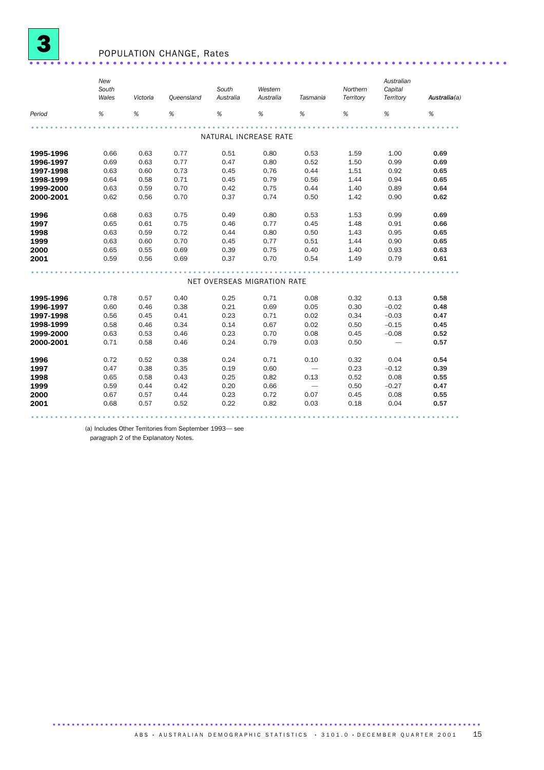# 3 POPULATION CHANGE, Rates

| Period | New South Wales | Victoria | Queensland | South Australia | Western Australia | Tasmania | Northern Territory | Australian Capital Territory | **Australia(a)** |
|---|---|---|---|---|---|---|---|---|---|
| | % | % | % | % | % | % | % | % | % |
| **NATURAL INCREASE RATE** | | | | | | | | | |
| **1995-1996** | 0.66 | 0.63 | 0.77 | 0.51 | 0.80 | 0.53 | 1.59 | 1.00 | **0.69** |
| **1996-1997** | 0.69 | 0.63 | 0.77 | 0.47 | 0.80 | 0.52 | 1.50 | 0.99 | **0.69** |
| **1997-1998** | 0.63 | 0.60 | 0.73 | 0.45 | 0.76 | 0.44 | 1.51 | 0.92 | **0.65** |
| **1998-1999** | 0.64 | 0.58 | 0.71 | 0.45 | 0.79 | 0.56 | 1.44 | 0.94 | **0.65** |
| **1999-2000** | 0.63 | 0.59 | 0.70 | 0.42 | 0.75 | 0.44 | 1.40 | 0.89 | **0.64** |
| **2000-2001** | 0.62 | 0.56 | 0.70 | 0.37 | 0.74 | 0.50 | 1.42 | 0.90 | **0.62** |
| **1996** | 0.68 | 0.63 | 0.75 | 0.49 | 0.80 | 0.53 | 1.53 | 0.99 | **0.69** |
| **1997** | 0.65 | 0.61 | 0.75 | 0.46 | 0.77 | 0.45 | 1.48 | 0.91 | **0.66** |
| **1998** | 0.63 | 0.59 | 0.72 | 0.44 | 0.80 | 0.50 | 1.43 | 0.95 | **0.65** |
| **1999** | 0.63 | 0.60 | 0.70 | 0.45 | 0.77 | 0.51 | 1.44 | 0.90 | **0.65** |
| **2000** | 0.65 | 0.55 | 0.69 | 0.39 | 0.75 | 0.40 | 1.40 | 0.93 | **0.63** |
| **2001** | 0.59 | 0.56 | 0.69 | 0.37 | 0.70 | 0.54 | 1.49 | 0.79 | **0.61** |
| **NET OVERSEAS MIGRATION RATE** | | | | | | | | | |
| **1995-1996** | 0.78 | 0.57 | 0.40 | 0.25 | 0.71 | 0.08 | 0.32 | 0.13 | **0.58** |
| **1996-1997** | 0.60 | 0.46 | 0.38 | 0.21 | 0.69 | 0.05 | 0.30 | –0.02 | **0.48** |
| **1997-1998** | 0.56 | 0.45 | 0.41 | 0.23 | 0.71 | 0.02 | 0.34 | –0.03 | **0.47** |
| **1998-1999** | 0.58 | 0.46 | 0.34 | 0.14 | 0.67 | 0.02 | 0.50 | –0.15 | **0.45** |
| **1999-2000** | 0.63 | 0.53 | 0.46 | 0.23 | 0.70 | 0.08 | 0.45 | –0.08 | **0.52** |
| **2000-2001** | 0.71 | 0.58 | 0.46 | 0.24 | 0.79 | 0.03 | 0.50 | — | **0.57** |
| **1996** | 0.72 | 0.52 | 0.38 | 0.24 | 0.71 | 0.10 | 0.32 | 0.04 | **0.54** |
| **1997** | 0.47 | 0.38 | 0.35 | 0.19 | 0.60 | — | 0.23 | –0.12 | **0.39** |
| **1998** | 0.65 | 0.58 | 0.43 | 0.25 | 0.82 | 0.13 | 0.52 | 0.08 | **0.55** |
| **1999** | 0.59 | 0.44 | 0.42 | 0.20 | 0.66 | — | 0.50 | –0.27 | **0.47** |
| **2000** | 0.67 | 0.57 | 0.44 | 0.23 | 0.72 | 0.07 | 0.45 | 0.08 | **0.55** |
| **2001** | 0.68 | 0.57 | 0.52 | 0.22 | 0.82 | 0.03 | 0.18 | 0.04 | **0.57** |

(a) Includes Other Territories from September 1993— see paragraph 2 of the Explanatory Notes.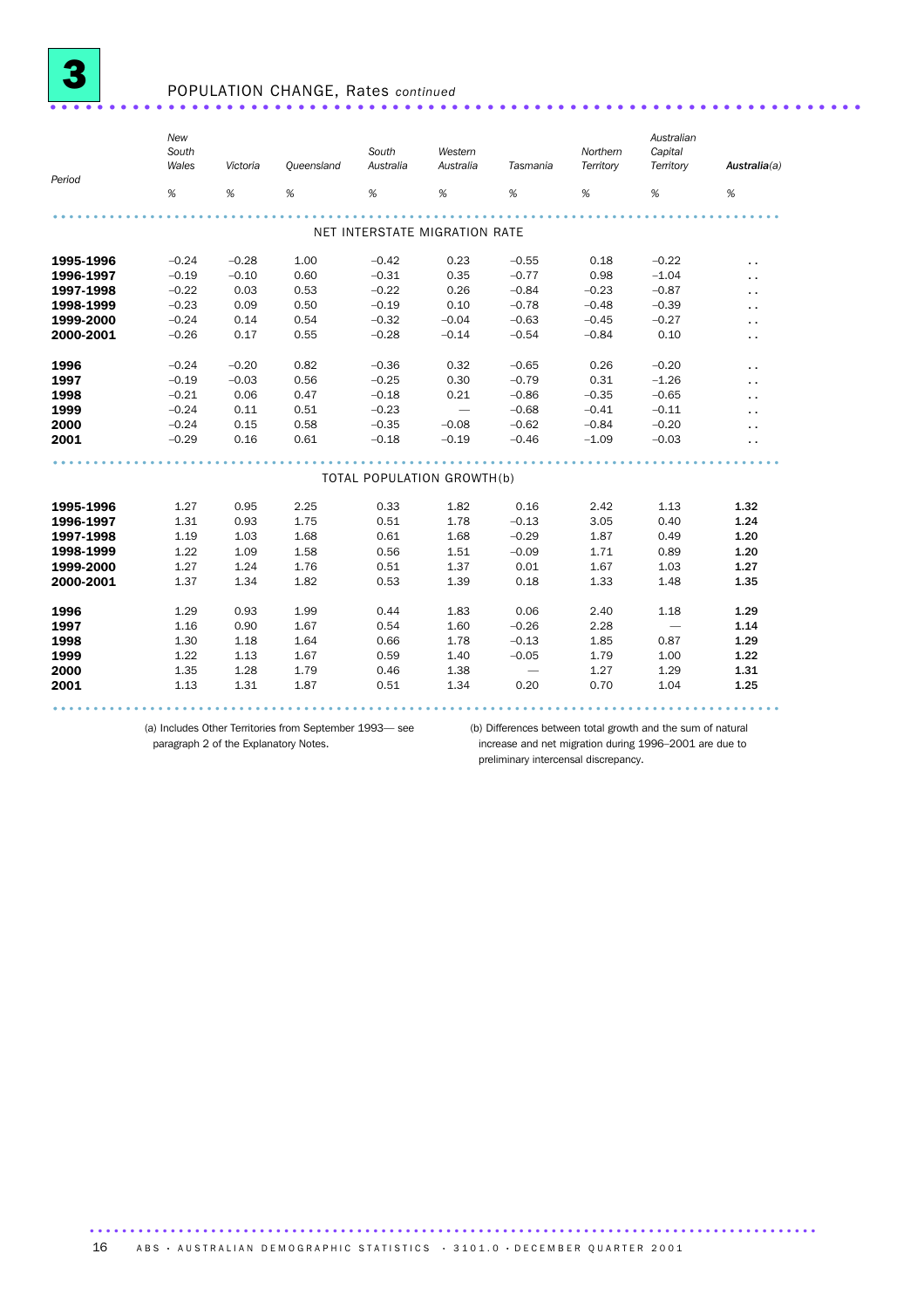## 3 POPULATION CHANGE, Rates *continued*

| Period | New South Wales | Victoria | Queensland | South Australia | Western Australia | Tasmania | Northern Territory | Australian Capital Territory | Australia(a) |
|---|---|---|---|---|---|---|---|---|---|
| | % | % | % | % | % | % | % | % | % |
| **NET INTERSTATE MIGRATION RATE** | | | | | | | | | |
| **1995-1996** | –0.24 | –0.28 | 1.00 | –0.42 | 0.23 | –0.55 | 0.18 | –0.22 | .. |
| **1996-1997** | –0.19 | –0.10 | 0.60 | –0.31 | 0.35 | –0.77 | 0.98 | –1.04 | .. |
| **1997-1998** | –0.22 | 0.03 | 0.53 | –0.22 | 0.26 | –0.84 | –0.23 | –0.87 | .. |
| **1998-1999** | –0.23 | 0.09 | 0.50 | –0.19 | 0.10 | –0.78 | –0.48 | –0.39 | .. |
| **1999-2000** | –0.24 | 0.14 | 0.54 | –0.32 | –0.04 | –0.63 | –0.45 | –0.27 | .. |
| **2000-2001** | –0.26 | 0.17 | 0.55 | –0.28 | –0.14 | –0.54 | –0.84 | 0.10 | .. |
| **1996** | –0.24 | –0.20 | 0.82 | –0.36 | 0.32 | –0.65 | 0.26 | –0.20 | .. |
| **1997** | –0.19 | –0.03 | 0.56 | –0.25 | 0.30 | –0.79 | 0.31 | –1.26 | .. |
| **1998** | –0.21 | 0.06 | 0.47 | –0.18 | 0.21 | –0.86 | –0.35 | –0.65 | .. |
| **1999** | –0.24 | 0.11 | 0.51 | –0.23 | — | –0.68 | –0.41 | –0.11 | .. |
| **2000** | –0.24 | 0.15 | 0.58 | –0.35 | –0.08 | –0.62 | –0.84 | –0.20 | .. |
| **2001** | –0.29 | 0.16 | 0.61 | –0.18 | –0.19 | –0.46 | –1.09 | –0.03 | .. |
| **TOTAL POPULATION GROWTH(b)** | | | | | | | | | |
| **1995-1996** | 1.27 | 0.95 | 2.25 | 0.33 | 1.82 | 0.16 | 2.42 | 1.13 | **1.32** |
| **1996-1997** | 1.31 | 0.93 | 1.75 | 0.51 | 1.78 | –0.13 | 3.05 | 0.40 | **1.24** |
| **1997-1998** | 1.19 | 1.03 | 1.68 | 0.61 | 1.68 | –0.29 | 1.87 | 0.49 | **1.20** |
| **1998-1999** | 1.22 | 1.09 | 1.58 | 0.56 | 1.51 | –0.09 | 1.71 | 0.89 | **1.20** |
| **1999-2000** | 1.27 | 1.24 | 1.76 | 0.51 | 1.37 | 0.01 | 1.67 | 1.03 | **1.27** |
| **2000-2001** | 1.37 | 1.34 | 1.82 | 0.53 | 1.39 | 0.18 | 1.33 | 1.48 | **1.35** |
| **1996** | 1.29 | 0.93 | 1.99 | 0.44 | 1.83 | 0.06 | 2.40 | 1.18 | **1.29** |
| **1997** | 1.16 | 0.90 | 1.67 | 0.54 | 1.60 | –0.26 | 2.28 | — | **1.14** |
| **1998** | 1.30 | 1.18 | 1.64 | 0.66 | 1.78 | –0.13 | 1.85 | 0.87 | **1.29** |
| **1999** | 1.22 | 1.13 | 1.67 | 0.59 | 1.40 | –0.05 | 1.79 | 1.00 | **1.22** |
| **2000** | 1.35 | 1.28 | 1.79 | 0.46 | 1.38 | — | 1.27 | 1.29 | **1.31** |
| **2001** | 1.13 | 1.31 | 1.87 | 0.51 | 1.34 | 0.20 | 0.70 | 1.04 | **1.25** |

(a) Includes Other Territories from September 1993— see paragraph 2 of the Explanatory Notes.

(b) Differences between total growth and the sum of natural increase and net migration during 1996–2001 are due to preliminary intercensal discrepancy.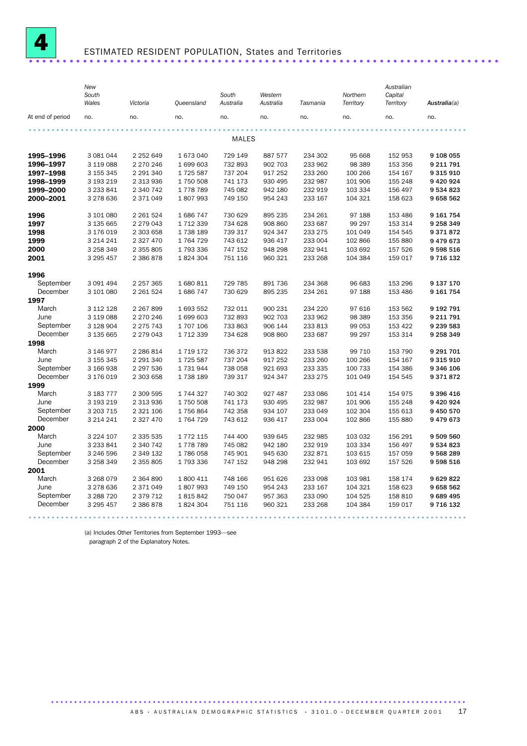# 4 ESTIMATED RESIDENT POPULATION, States and Territories

| At end of period | New South Wales | Victoria | Queensland | South Australia | Western Australia | Tasmania | Northern Territory | Australian Capital Territory | Australia(a) |
|---|---|---|---|---|---|---|---|---|---|
| | no. | no. | no. | no. | no. | no. | no. | no. | no. |
| **MALES** | | | | | | | | | |
| **1995–1996** | 3 081 044 | 2 252 649 | 1 673 040 | 729 149 | 887 577 | 234 302 | 95 668 | 152 953 | **9 108 055** |
| **1996–1997** | 3 119 088 | 2 270 246 | 1 699 603 | 732 893 | 902 703 | 233 962 | 98 389 | 153 356 | **9 211 791** |
| **1997–1998** | 3 155 345 | 2 291 340 | 1 725 587 | 737 204 | 917 252 | 233 260 | 100 266 | 154 167 | **9 315 910** |
| **1998–1999** | 3 193 219 | 2 313 936 | 1 750 508 | 741 173 | 930 495 | 232 987 | 101 906 | 155 248 | **9 420 924** |
| **1999–2000** | 3 233 841 | 2 340 742 | 1 778 789 | 745 082 | 942 180 | 232 919 | 103 334 | 156 497 | **9 534 823** |
| **2000–2001** | 3 278 636 | 2 371 049 | 1 807 993 | 749 150 | 954 243 | 233 167 | 104 321 | 158 623 | **9 658 562** |
| **1996** | 3 101 080 | 2 261 524 | 1 686 747 | 730 629 | 895 235 | 234 261 | 97 188 | 153 486 | **9 161 754** |
| **1997** | 3 135 665 | 2 279 043 | 1 712 339 | 734 628 | 908 860 | 233 687 | 99 297 | 153 314 | **9 258 349** |
| **1998** | 3 176 019 | 2 303 658 | 1 738 189 | 739 317 | 924 347 | 233 275 | 101 049 | 154 545 | **9 371 872** |
| **1999** | 3 214 241 | 2 327 470 | 1 764 729 | 743 612 | 936 417 | 233 004 | 102 866 | 155 880 | **9 479 673** |
| **2000** | 3 258 349 | 2 355 805 | 1 793 336 | 747 152 | 948 298 | 232 941 | 103 692 | 157 526 | **9 598 516** |
| **2001** | 3 295 457 | 2 386 878 | 1 824 304 | 751 116 | 960 321 | 233 268 | 104 384 | 159 017 | **9 716 132** |
| **1996** | | | | | | | | | |
| September | 3 091 494 | 2 257 365 | 1 680 811 | 729 785 | 891 736 | 234 368 | 96 683 | 153 296 | **9 137 170** |
| December | 3 101 080 | 2 261 524 | 1 686 747 | 730 629 | 895 235 | 234 261 | 97 188 | 153 486 | **9 161 754** |
| **1997** | | | | | | | | | |
| March | 3 112 128 | 2 267 899 | 1 693 552 | 732 011 | 900 231 | 234 220 | 97 616 | 153 562 | **9 192 791** |
| June | 3 119 088 | 2 270 246 | 1 699 603 | 732 893 | 902 703 | 233 962 | 98 389 | 153 356 | **9 211 791** |
| September | 3 128 904 | 2 275 743 | 1 707 106 | 733 863 | 906 144 | 233 813 | 99 053 | 153 422 | **9 239 583** |
| December | 3 135 665 | 2 279 043 | 1 712 339 | 734 628 | 908 860 | 233 687 | 99 297 | 153 314 | **9 258 349** |
| **1998** | | | | | | | | | |
| March | 3 146 977 | 2 286 814 | 1 719 172 | 736 372 | 913 822 | 233 538 | 99 710 | 153 790 | **9 291 701** |
| June | 3 155 345 | 2 291 340 | 1 725 587 | 737 204 | 917 252 | 233 260 | 100 266 | 154 167 | **9 315 910** |
| September | 3 166 938 | 2 297 536 | 1 731 944 | 738 058 | 921 693 | 233 335 | 100 733 | 154 386 | **9 346 106** |
| December | 3 176 019 | 2 303 658 | 1 738 189 | 739 317 | 924 347 | 233 275 | 101 049 | 154 545 | **9 371 872** |
| **1999** | | | | | | | | | |
| March | 3 183 777 | 2 309 595 | 1 744 327 | 740 302 | 927 487 | 233 086 | 101 414 | 154 975 | **9 396 416** |
| June | 3 193 219 | 2 313 936 | 1 750 508 | 741 173 | 930 495 | 232 987 | 101 906 | 155 248 | **9 420 924** |
| September | 3 203 715 | 2 321 106 | 1 756 864 | 742 358 | 934 107 | 233 049 | 102 304 | 155 613 | **9 450 570** |
| December | 3 214 241 | 2 327 470 | 1 764 729 | 743 612 | 936 417 | 233 004 | 102 866 | 155 880 | **9 479 673** |
| **2000** | | | | | | | | | |
| March | 3 224 107 | 2 335 535 | 1 772 115 | 744 400 | 939 645 | 232 985 | 103 032 | 156 291 | **9 509 560** |
| June | 3 233 841 | 2 340 742 | 1 778 789 | 745 082 | 942 180 | 232 919 | 103 334 | 156 497 | **9 534 823** |
| September | 3 246 596 | 2 349 132 | 1 786 058 | 745 901 | 945 630 | 232 871 | 103 615 | 157 059 | **9 568 289** |
| December | 3 258 349 | 2 355 805 | 1 793 336 | 747 152 | 948 298 | 232 941 | 103 692 | 157 526 | **9 598 516** |
| **2001** | | | | | | | | | |
| March | 3 268 079 | 2 364 890 | 1 800 411 | 748 166 | 951 626 | 233 098 | 103 981 | 158 174 | **9 629 822** |
| June | 3 278 636 | 2 371 049 | 1 807 993 | 749 150 | 954 243 | 233 167 | 104 321 | 158 623 | **9 658 562** |
| September | 3 288 720 | 2 379 712 | 1 815 842 | 750 047 | 957 363 | 233 090 | 104 525 | 158 810 | **9 689 495** |
| December | 3 295 457 | 2 386 878 | 1 824 304 | 751 116 | 960 321 | 233 268 | 104 384 | 159 017 | **9 716 132** |

(a) Includes Other Territories from September 1993—see paragraph 2 of the Explanatory Notes.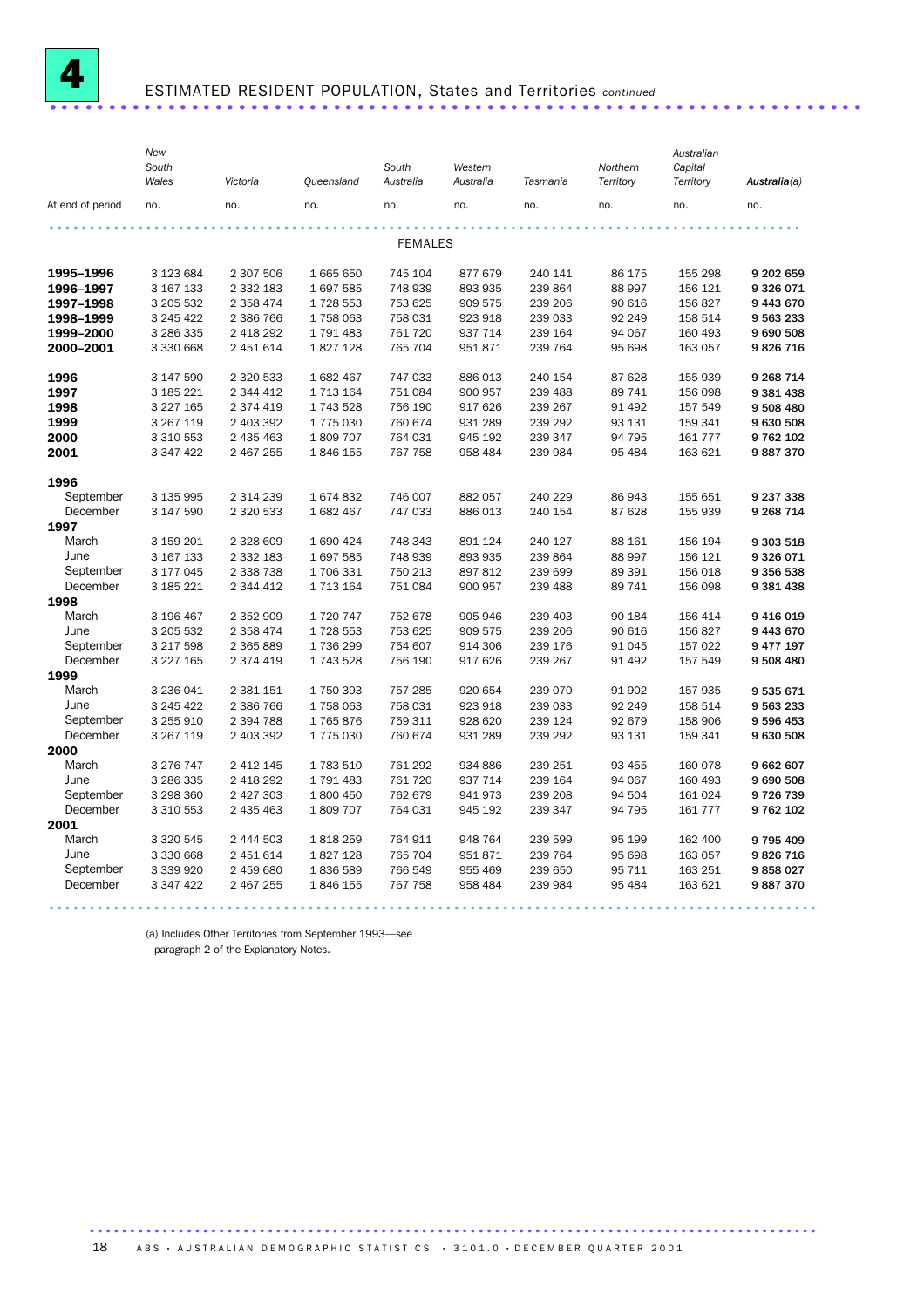# 4 ESTIMATED RESIDENT POPULATION, States and Territories *continued*

| At end of period | New South Wales | Victoria | Queensland | South Australia | Western Australia | Tasmania | Northern Territory | Australian Capital Territory | Australia(a) |
|---|---|---|---|---|---|---|---|---|---|
| | no. | no. | no. | no. | no. | no. | no. | no. | no. |
| | | | | FEMALES | | | | | |
| **1995–1996** | 3 123 684 | 2 307 506 | 1 665 650 | 745 104 | 877 679 | 240 141 | 86 175 | 155 298 | **9 202 659** |
| **1996–1997** | 3 167 133 | 2 332 183 | 1 697 585 | 748 939 | 893 935 | 239 864 | 88 997 | 156 121 | **9 326 071** |
| **1997–1998** | 3 205 532 | 2 358 474 | 1 728 553 | 753 625 | 909 575 | 239 206 | 90 616 | 156 827 | **9 443 670** |
| **1998–1999** | 3 245 422 | 2 386 766 | 1 758 063 | 758 031 | 923 918 | 239 033 | 92 249 | 158 514 | **9 563 233** |
| **1999–2000** | 3 286 335 | 2 418 292 | 1 791 483 | 761 720 | 937 714 | 239 164 | 94 067 | 160 493 | **9 690 508** |
| **2000–2001** | 3 330 668 | 2 451 614 | 1 827 128 | 765 704 | 951 871 | 239 764 | 95 698 | 163 057 | **9 826 716** |
| **1996** | 3 147 590 | 2 320 533 | 1 682 467 | 747 033 | 886 013 | 240 154 | 87 628 | 155 939 | **9 268 714** |
| **1997** | 3 185 221 | 2 344 412 | 1 713 164 | 751 084 | 900 957 | 239 488 | 89 741 | 156 098 | **9 381 438** |
| **1998** | 3 227 165 | 2 374 419 | 1 743 528 | 756 190 | 917 626 | 239 267 | 91 492 | 157 549 | **9 508 480** |
| **1999** | 3 267 119 | 2 403 392 | 1 775 030 | 760 674 | 931 289 | 239 292 | 93 131 | 159 341 | **9 630 508** |
| **2000** | 3 310 553 | 2 435 463 | 1 809 707 | 764 031 | 945 192 | 239 347 | 94 795 | 161 777 | **9 762 102** |
| **2001** | 3 347 422 | 2 467 255 | 1 846 155 | 767 758 | 958 484 | 239 984 | 95 484 | 163 621 | **9 887 370** |
| **1996** | | | | | | | | | |
| September | 3 135 995 | 2 314 239 | 1 674 832 | 746 007 | 882 057 | 240 229 | 86 943 | 155 651 | **9 237 338** |
| December | 3 147 590 | 2 320 533 | 1 682 467 | 747 033 | 886 013 | 240 154 | 87 628 | 155 939 | **9 268 714** |
| **1997** | | | | | | | | | |
| March | 3 159 201 | 2 328 609 | 1 690 424 | 748 343 | 891 124 | 240 127 | 88 161 | 156 194 | **9 303 518** |
| June | 3 167 133 | 2 332 183 | 1 697 585 | 748 939 | 893 935 | 239 864 | 88 997 | 156 121 | **9 326 071** |
| September | 3 177 045 | 2 338 738 | 1 706 331 | 750 213 | 897 812 | 239 699 | 89 391 | 156 018 | **9 356 538** |
| December | 3 185 221 | 2 344 412 | 1 713 164 | 751 084 | 900 957 | 239 488 | 89 741 | 156 098 | **9 381 438** |
| **1998** | | | | | | | | | |
| March | 3 196 467 | 2 352 909 | 1 720 747 | 752 678 | 905 946 | 239 403 | 90 184 | 156 414 | **9 416 019** |
| June | 3 205 532 | 2 358 474 | 1 728 553 | 753 625 | 909 575 | 239 206 | 90 616 | 156 827 | **9 443 670** |
| September | 3 217 598 | 2 365 889 | 1 736 299 | 754 607 | 914 306 | 239 176 | 91 045 | 157 022 | **9 477 197** |
| December | 3 227 165 | 2 374 419 | 1 743 528 | 756 190 | 917 626 | 239 267 | 91 492 | 157 549 | **9 508 480** |
| **1999** | | | | | | | | | |
| March | 3 236 041 | 2 381 151 | 1 750 393 | 757 285 | 920 654 | 239 070 | 91 902 | 157 935 | **9 535 671** |
| June | 3 245 422 | 2 386 766 | 1 758 063 | 758 031 | 923 918 | 239 033 | 92 249 | 158 514 | **9 563 233** |
| September | 3 255 910 | 2 394 788 | 1 765 876 | 759 311 | 928 620 | 239 124 | 92 679 | 158 906 | **9 596 453** |
| December | 3 267 119 | 2 403 392 | 1 775 030 | 760 674 | 931 289 | 239 292 | 93 131 | 159 341 | **9 630 508** |
| **2000** | | | | | | | | | |
| March | 3 276 747 | 2 412 145 | 1 783 510 | 761 292 | 934 886 | 239 251 | 93 455 | 160 078 | **9 662 607** |
| June | 3 286 335 | 2 418 292 | 1 791 483 | 761 720 | 937 714 | 239 164 | 94 067 | 160 493 | **9 690 508** |
| September | 3 298 360 | 2 427 303 | 1 800 450 | 762 679 | 941 973 | 239 208 | 94 504 | 161 024 | **9 726 739** |
| December | 3 310 553 | 2 435 463 | 1 809 707 | 764 031 | 945 192 | 239 347 | 94 795 | 161 777 | **9 762 102** |
| **2001** | | | | | | | | | |
| March | 3 320 545 | 2 444 503 | 1 818 259 | 764 911 | 948 764 | 239 599 | 95 199 | 162 400 | **9 795 409** |
| June | 3 330 668 | 2 451 614 | 1 827 128 | 765 704 | 951 871 | 239 764 | 95 698 | 163 057 | **9 826 716** |
| September | 3 339 920 | 2 459 680 | 1 836 589 | 766 549 | 955 469 | 239 650 | 95 711 | 163 251 | **9 858 027** |
| December | 3 347 422 | 2 467 255 | 1 846 155 | 767 758 | 958 484 | 239 984 | 95 484 | 163 621 | **9 887 370** |

(a) Includes Other Territories from September 1993—see paragraph 2 of the Explanatory Notes.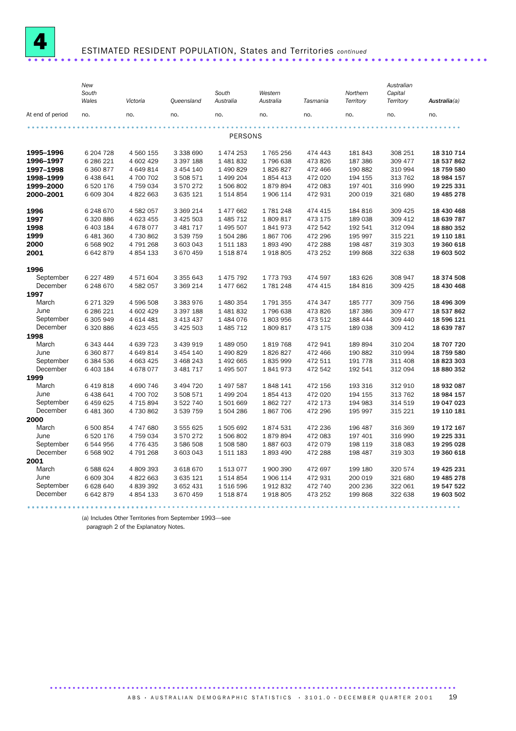## 4 ESTIMATED RESIDENT POPULATION, States and Territories *continued*

| At end of period | New South Wales | Victoria | Queensland | South Australia | Western Australia | Tasmania | Northern Territory | Australian Capital Territory | Australia(a) |
|---|---|---|---|---|---|---|---|---|---|
| | no. | no. | no. | no. | no. | no. | no. | no. | no. |
| PERSONS | | | | | | | | | |
| **1995–1996** | 6 204 728 | 4 560 155 | 3 338 690 | 1 474 253 | 1 765 256 | 474 443 | 181 843 | 308 251 | **18 310 714** |
| **1996–1997** | 6 286 221 | 4 602 429 | 3 397 188 | 1 481 832 | 1 796 638 | 473 826 | 187 386 | 309 477 | **18 537 862** |
| **1997–1998** | 6 360 877 | 4 649 814 | 3 454 140 | 1 490 829 | 1 826 827 | 472 466 | 190 882 | 310 994 | **18 759 580** |
| **1998–1999** | 6 438 641 | 4 700 702 | 3 508 571 | 1 499 204 | 1 854 413 | 472 020 | 194 155 | 313 762 | **18 984 157** |
| **1999–2000** | 6 520 176 | 4 759 034 | 3 570 272 | 1 506 802 | 1 879 894 | 472 083 | 197 401 | 316 990 | **19 225 331** |
| **2000–2001** | 6 609 304 | 4 822 663 | 3 635 121 | 1 514 854 | 1 906 114 | 472 931 | 200 019 | 321 680 | **19 485 278** |
| **1996** | 6 248 670 | 4 582 057 | 3 369 214 | 1 477 662 | 1 781 248 | 474 415 | 184 816 | 309 425 | **18 430 468** |
| **1997** | 6 320 886 | 4 623 455 | 3 425 503 | 1 485 712 | 1 809 817 | 473 175 | 189 038 | 309 412 | **18 639 787** |
| **1998** | 6 403 184 | 4 678 077 | 3 481 717 | 1 495 507 | 1 841 973 | 472 542 | 192 541 | 312 094 | **18 880 352** |
| **1999** | 6 481 360 | 4 730 862 | 3 539 759 | 1 504 286 | 1 867 706 | 472 296 | 195 997 | 315 221 | **19 110 181** |
| **2000** | 6 568 902 | 4 791 268 | 3 603 043 | 1 511 183 | 1 893 490 | 472 288 | 198 487 | 319 303 | **19 360 618** |
| **2001** | 6 642 879 | 4 854 133 | 3 670 459 | 1 518 874 | 1 918 805 | 473 252 | 199 868 | 322 638 | **19 603 502** |
| **1996** | | | | | | | | | |
| September | 6 227 489 | 4 571 604 | 3 355 643 | 1 475 792 | 1 773 793 | 474 597 | 183 626 | 308 947 | **18 374 508** |
| December | 6 248 670 | 4 582 057 | 3 369 214 | 1 477 662 | 1 781 248 | 474 415 | 184 816 | 309 425 | **18 430 468** |
| **1997** | | | | | | | | | |
| March | 6 271 329 | 4 596 508 | 3 383 976 | 1 480 354 | 1 791 355 | 474 347 | 185 777 | 309 756 | **18 496 309** |
| June | 6 286 221 | 4 602 429 | 3 397 188 | 1 481 832 | 1 796 638 | 473 826 | 187 386 | 309 477 | **18 537 862** |
| September | 6 305 949 | 4 614 481 | 3 413 437 | 1 484 076 | 1 803 956 | 473 512 | 188 444 | 309 440 | **18 596 121** |
| December | 6 320 886 | 4 623 455 | 3 425 503 | 1 485 712 | 1 809 817 | 473 175 | 189 038 | 309 412 | **18 639 787** |
| **1998** | | | | | | | | | |
| March | 6 343 444 | 4 639 723 | 3 439 919 | 1 489 050 | 1 819 768 | 472 941 | 189 894 | 310 204 | **18 707 720** |
| June | 6 360 877 | 4 649 814 | 3 454 140 | 1 490 829 | 1 826 827 | 472 466 | 190 882 | 310 994 | **18 759 580** |
| September | 6 384 536 | 4 663 425 | 3 468 243 | 1 492 665 | 1 835 999 | 472 511 | 191 778 | 311 408 | **18 823 303** |
| December | 6 403 184 | 4 678 077 | 3 481 717 | 1 495 507 | 1 841 973 | 472 542 | 192 541 | 312 094 | **18 880 352** |
| **1999** | | | | | | | | | |
| March | 6 419 818 | 4 690 746 | 3 494 720 | 1 497 587 | 1 848 141 | 472 156 | 193 316 | 312 910 | **18 932 087** |
| June | 6 438 641 | 4 700 702 | 3 508 571 | 1 499 204 | 1 854 413 | 472 020 | 194 155 | 313 762 | **18 984 157** |
| September | 6 459 625 | 4 715 894 | 3 522 740 | 1 501 669 | 1 862 727 | 472 173 | 194 983 | 314 519 | **19 047 023** |
| December | 6 481 360 | 4 730 862 | 3 539 759 | 1 504 286 | 1 867 706 | 472 296 | 195 997 | 315 221 | **19 110 181** |
| **2000** | | | | | | | | | |
| March | 6 500 854 | 4 747 680 | 3 555 625 | 1 505 692 | 1 874 531 | 472 236 | 196 487 | 316 369 | **19 172 167** |
| June | 6 520 176 | 4 759 034 | 3 570 272 | 1 506 802 | 1 879 894 | 472 083 | 197 401 | 316 990 | **19 225 331** |
| September | 6 544 956 | 4 776 435 | 3 586 508 | 1 508 580 | 1 887 603 | 472 079 | 198 119 | 318 083 | **19 295 028** |
| December | 6 568 902 | 4 791 268 | 3 603 043 | 1 511 183 | 1 893 490 | 472 288 | 198 487 | 319 303 | **19 360 618** |
| **2001** | | | | | | | | | |
| March | 6 588 624 | 4 809 393 | 3 618 670 | 1 513 077 | 1 900 390 | 472 697 | 199 180 | 320 574 | **19 425 231** |
| June | 6 609 304 | 4 822 663 | 3 635 121 | 1 514 854 | 1 906 114 | 472 931 | 200 019 | 321 680 | **19 485 278** |
| September | 6 628 640 | 4 839 392 | 3 652 431 | 1 516 596 | 1 912 832 | 472 740 | 200 236 | 322 061 | **19 547 522** |
| December | 6 642 879 | 4 854 133 | 3 670 459 | 1 518 874 | 1 918 805 | 473 252 | 199 868 | 322 638 | **19 603 502** |

(a) Includes Other Territories from September 1993—see paragraph 2 of the Explanatory Notes.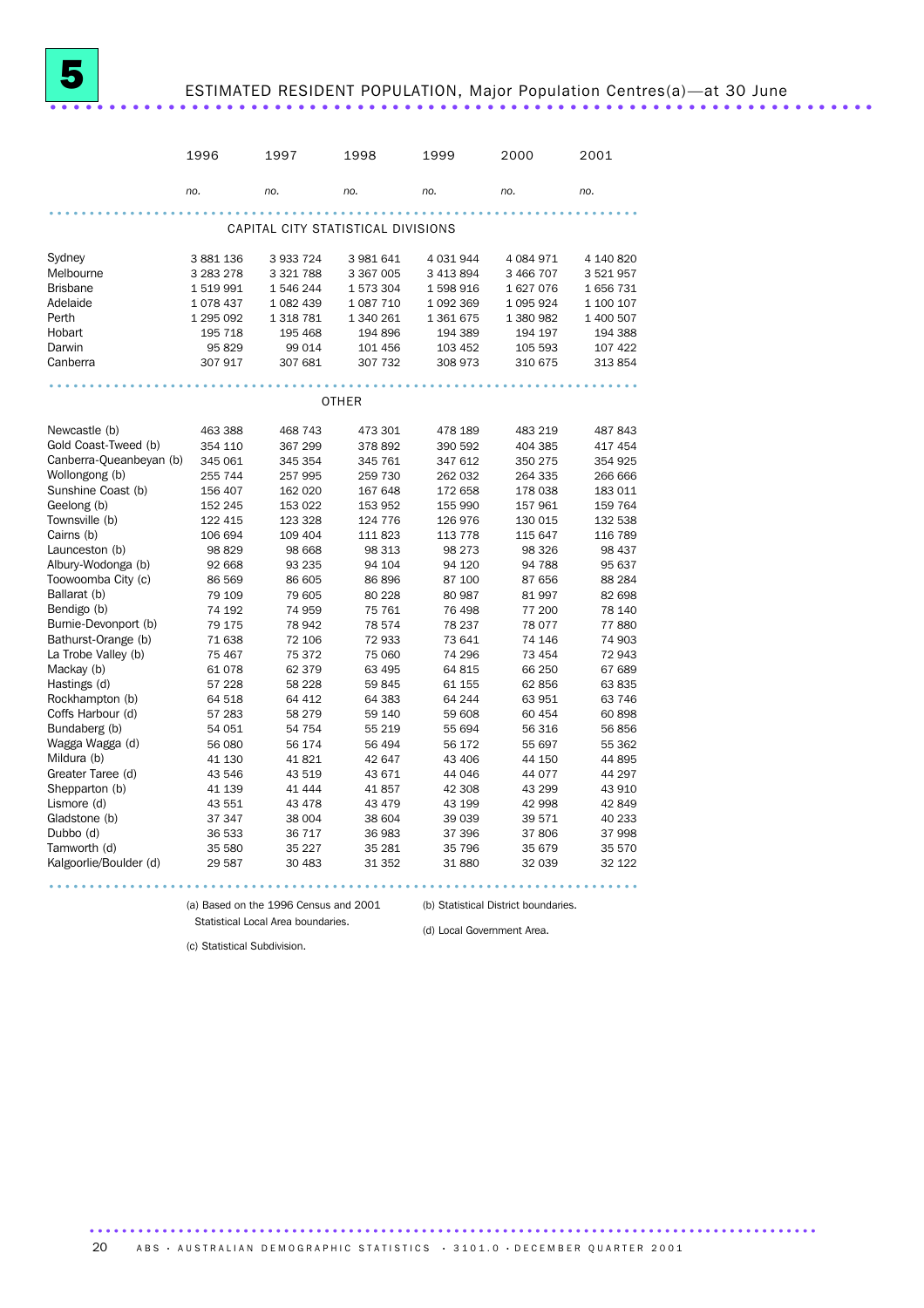# 5 ESTIMATED RESIDENT POPULATION, Major Population Centres(a)—at 30 June

| | 1996 | 1997 | 1998 | 1999 | 2000 | 2001 |
|---|---|---|---|---|---|---|
| | *no.* | *no.* | *no.* | *no.* | *no.* | *no.* |
| **CAPITAL CITY STATISTICAL DIVISIONS** | | | | | | |
| Sydney | 3 881 136 | 3 933 724 | 3 981 641 | 4 031 944 | 4 084 971 | 4 140 820 |
| Melbourne | 3 283 278 | 3 321 788 | 3 367 005 | 3 413 894 | 3 466 707 | 3 521 957 |
| Brisbane | 1 519 991 | 1 546 244 | 1 573 304 | 1 598 916 | 1 627 076 | 1 656 731 |
| Adelaide | 1 078 437 | 1 082 439 | 1 087 710 | 1 092 369 | 1 095 924 | 1 100 107 |
| Perth | 1 295 092 | 1 318 781 | 1 340 261 | 1 361 675 | 1 380 982 | 1 400 507 |
| Hobart | 195 718 | 195 468 | 194 896 | 194 389 | 194 197 | 194 388 |
| Darwin | 95 829 | 99 014 | 101 456 | 103 452 | 105 593 | 107 422 |
| Canberra | 307 917 | 307 681 | 307 732 | 308 973 | 310 675 | 313 854 |
| **OTHER** | | | | | | |
| Newcastle (b) | 463 388 | 468 743 | 473 301 | 478 189 | 483 219 | 487 843 |
| Gold Coast-Tweed (b) | 354 110 | 367 299 | 378 892 | 390 592 | 404 385 | 417 454 |
| Canberra-Queanbeyan (b) | 345 061 | 345 354 | 345 761 | 347 612 | 350 275 | 354 925 |
| Wollongong (b) | 255 744 | 257 995 | 259 730 | 262 032 | 264 335 | 266 666 |
| Sunshine Coast (b) | 156 407 | 162 020 | 167 648 | 172 658 | 178 038 | 183 011 |
| Geelong (b) | 152 245 | 153 022 | 153 952 | 155 990 | 157 961 | 159 764 |
| Townsville (b) | 122 415 | 123 328 | 124 776 | 126 976 | 130 015 | 132 538 |
| Cairns (b) | 106 694 | 109 404 | 111 823 | 113 778 | 115 647 | 116 789 |
| Launceston (b) | 98 829 | 98 668 | 98 313 | 98 273 | 98 326 | 98 437 |
| Albury-Wodonga (b) | 92 668 | 93 235 | 94 104 | 94 120 | 94 788 | 95 637 |
| Toowoomba City (c) | 86 569 | 86 605 | 86 896 | 87 100 | 87 656 | 88 284 |
| Ballarat (b) | 79 109 | 79 605 | 80 228 | 80 987 | 81 997 | 82 698 |
| Bendigo (b) | 74 192 | 74 959 | 75 761 | 76 498 | 77 200 | 78 140 |
| Burnie-Devonport (b) | 79 175 | 78 942 | 78 574 | 78 237 | 78 077 | 77 880 |
| Bathurst-Orange (b) | 71 638 | 72 106 | 72 933 | 73 641 | 74 146 | 74 903 |
| La Trobe Valley (b) | 75 467 | 75 372 | 75 060 | 74 296 | 73 454 | 72 943 |
| Mackay (b) | 61 078 | 62 379 | 63 495 | 64 815 | 66 250 | 67 689 |
| Hastings (d) | 57 228 | 58 228 | 59 845 | 61 155 | 62 856 | 63 835 |
| Rockhampton (b) | 64 518 | 64 412 | 64 383 | 64 244 | 63 951 | 63 746 |
| Coffs Harbour (d) | 57 283 | 58 279 | 59 140 | 59 608 | 60 454 | 60 898 |
| Bundaberg (b) | 54 051 | 54 754 | 55 219 | 55 694 | 56 316 | 56 856 |
| Wagga Wagga (d) | 56 080 | 56 174 | 56 494 | 56 172 | 55 697 | 55 362 |
| Mildura (b) | 41 130 | 41 821 | 42 647 | 43 406 | 44 150 | 44 895 |
| Greater Taree (d) | 43 546 | 43 519 | 43 671 | 44 046 | 44 077 | 44 297 |
| Shepparton (b) | 41 139 | 41 444 | 41 857 | 42 308 | 43 299 | 43 910 |
| Lismore (d) | 43 551 | 43 478 | 43 479 | 43 199 | 42 998 | 42 849 |
| Gladstone (b) | 37 347 | 38 004 | 38 604 | 39 039 | 39 571 | 40 233 |
| Dubbo (d) | 36 533 | 36 717 | 36 983 | 37 396 | 37 806 | 37 998 |
| Tamworth (d) | 35 580 | 35 227 | 35 281 | 35 796 | 35 679 | 35 570 |
| Kalgoorlie/Boulder (d) | 29 587 | 30 483 | 31 352 | 31 880 | 32 039 | 32 122 |

(a) Based on the 1996 Census and 2001 Statistical Local Area boundaries.

(b) Statistical District boundaries.

(c) Statistical Subdivision.

(d) Local Government Area.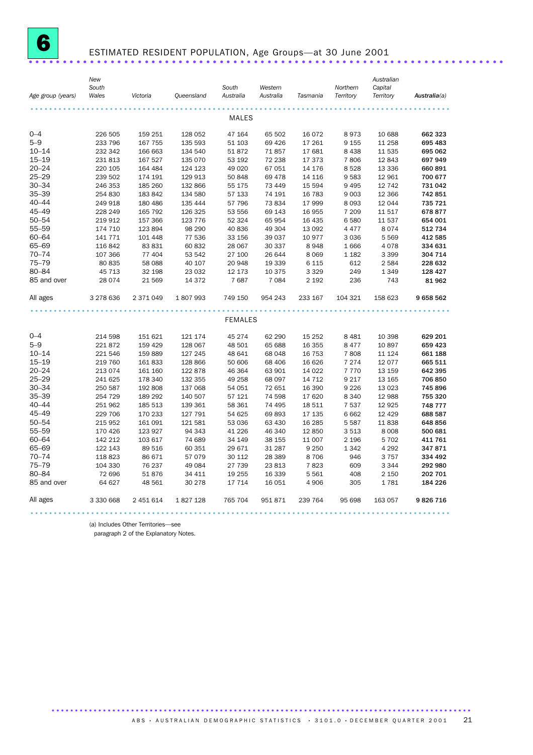# 6 ESTIMATED RESIDENT POPULATION, Age Groups—at 30 June 2001

| Age group (years) | New South Wales | Victoria | Queensland | South Australia | Western Australia | Tasmania | Northern Territory | Australian Capital Territory | Australia(a) |
|---|---|---|---|---|---|---|---|---|---|
| | | | | MALES | | | | | |
| 0–4 | 226 505 | 159 251 | 128 052 | 47 164 | 65 502 | 16 072 | 8 973 | 10 688 | **662 323** |
| 5–9 | 233 796 | 167 755 | 135 593 | 51 103 | 69 426 | 17 261 | 9 155 | 11 258 | **695 483** |
| 10–14 | 232 342 | 166 663 | 134 540 | 51 872 | 71 857 | 17 681 | 8 438 | 11 535 | **695 062** |
| 15–19 | 231 813 | 167 527 | 135 070 | 53 192 | 72 238 | 17 373 | 7 806 | 12 843 | **697 949** |
| 20–24 | 220 105 | 164 484 | 124 123 | 49 020 | 67 051 | 14 176 | 8 528 | 13 336 | **660 891** |
| 25–29 | 239 502 | 174 191 | 129 913 | 50 848 | 69 478 | 14 116 | 9 583 | 12 961 | **700 677** |
| 30–34 | 246 353 | 185 260 | 132 866 | 55 175 | 73 449 | 15 594 | 9 495 | 12 742 | **731 042** |
| 35–39 | 254 830 | 183 842 | 134 580 | 57 133 | 74 191 | 16 783 | 9 003 | 12 366 | **742 851** |
| 40–44 | 249 918 | 180 486 | 135 444 | 57 796 | 73 834 | 17 999 | 8 093 | 12 044 | **735 721** |
| 45–49 | 228 249 | 165 792 | 126 325 | 53 556 | 69 143 | 16 955 | 7 209 | 11 517 | **678 877** |
| 50–54 | 219 912 | 157 366 | 123 776 | 52 324 | 65 954 | 16 435 | 6 580 | 11 537 | **654 001** |
| 55–59 | 174 710 | 123 894 | 98 290 | 40 836 | 49 304 | 13 092 | 4 477 | 8 074 | **512 734** |
| 60–64 | 141 771 | 101 448 | 77 536 | 33 156 | 39 037 | 10 977 | 3 036 | 5 569 | **412 585** |
| 65–69 | 116 842 | 83 831 | 60 832 | 28 067 | 30 337 | 8 948 | 1 666 | 4 078 | **334 631** |
| 70–74 | 107 366 | 77 404 | 53 542 | 27 100 | 26 644 | 8 069 | 1 182 | 3 399 | **304 714** |
| 75–79 | 80 835 | 58 088 | 40 107 | 20 948 | 19 339 | 6 115 | 612 | 2 584 | **228 632** |
| 80–84 | 45 713 | 32 198 | 23 032 | 12 173 | 10 375 | 3 329 | 249 | 1 349 | **128 427** |
| 85 and over | 28 074 | 21 569 | 14 372 | 7 687 | 7 084 | 2 192 | 236 | 743 | **81 962** |
| All ages | 3 278 636 | 2 371 049 | 1 807 993 | 749 150 | 954 243 | 233 167 | 104 321 | 158 623 | **9 658 562** |
| | | | | FEMALES | | | | | |
| 0–4 | 214 598 | 151 621 | 121 174 | 45 274 | 62 290 | 15 252 | 8 481 | 10 398 | **629 201** |
| 5–9 | 221 872 | 159 429 | 128 067 | 48 501 | 65 688 | 16 355 | 8 477 | 10 897 | **659 423** |
| 10–14 | 221 546 | 159 889 | 127 245 | 48 641 | 68 048 | 16 753 | 7 808 | 11 124 | **661 188** |
| 15–19 | 219 760 | 161 833 | 128 866 | 50 606 | 68 406 | 16 626 | 7 274 | 12 077 | **665 511** |
| 20–24 | 213 074 | 161 160 | 122 878 | 46 364 | 63 901 | 14 022 | 7 770 | 13 159 | **642 395** |
| 25–29 | 241 625 | 178 340 | 132 355 | 49 258 | 68 097 | 14 712 | 9 217 | 13 165 | **706 850** |
| 30–34 | 250 587 | 192 808 | 137 068 | 54 051 | 72 651 | 16 390 | 9 226 | 13 023 | **745 896** |
| 35–39 | 254 729 | 189 292 | 140 507 | 57 121 | 74 598 | 17 620 | 8 340 | 12 988 | **755 320** |
| 40–44 | 251 962 | 185 513 | 139 361 | 58 361 | 74 495 | 18 511 | 7 537 | 12 925 | **748 777** |
| 45–49 | 229 706 | 170 233 | 127 791 | 54 625 | 69 893 | 17 135 | 6 662 | 12 429 | **688 587** |
| 50–54 | 215 952 | 161 091 | 121 581 | 53 036 | 63 430 | 16 285 | 5 587 | 11 838 | **648 856** |
| 55–59 | 170 426 | 123 927 | 94 343 | 41 226 | 46 340 | 12 850 | 3 513 | 8 008 | **500 681** |
| 60–64 | 142 212 | 103 617 | 74 689 | 34 149 | 38 155 | 11 007 | 2 196 | 5 702 | **411 761** |
| 65–69 | 122 143 | 89 516 | 60 351 | 29 671 | 31 287 | 9 250 | 1 342 | 4 292 | **347 871** |
| 70–74 | 118 823 | 86 671 | 57 079 | 30 112 | 28 389 | 8 706 | 946 | 3 757 | **334 492** |
| 75–79 | 104 330 | 76 237 | 49 084 | 27 739 | 23 813 | 7 823 | 609 | 3 344 | **292 980** |
| 80–84 | 72 696 | 51 876 | 34 411 | 19 255 | 16 339 | 5 561 | 408 | 2 150 | **202 701** |
| 85 and over | 64 627 | 48 561 | 30 278 | 17 714 | 16 051 | 4 906 | 305 | 1 781 | **184 226** |
| All ages | 3 330 668 | 2 451 614 | 1 827 128 | 765 704 | 951 871 | 239 764 | 95 698 | 163 057 | **9 826 716** |

(a) Includes Other Territories—see paragraph 2 of the Explanatory Notes.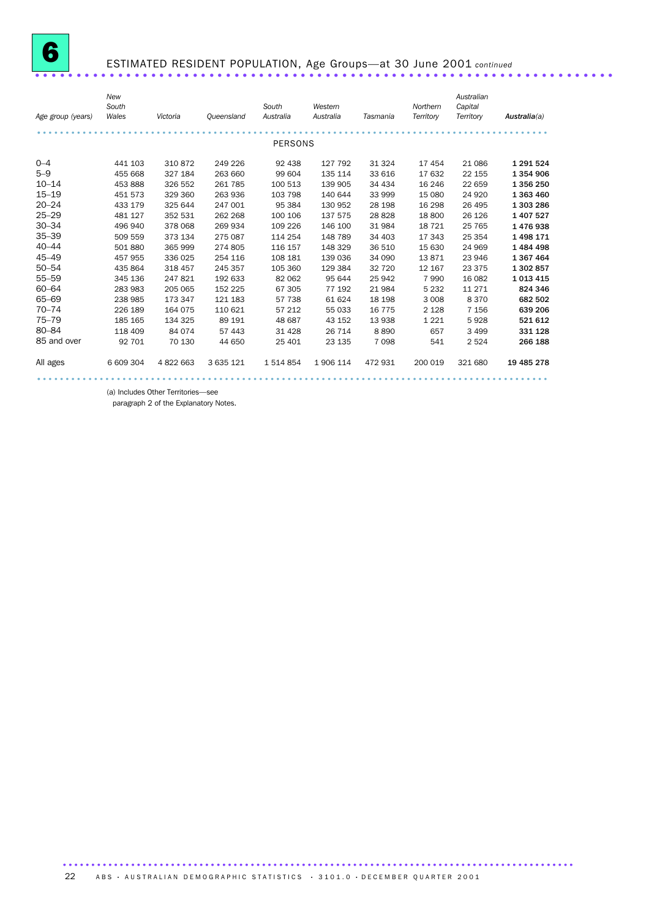# 6 ESTIMATED RESIDENT POPULATION, Age Groups—at 30 June 2001 *continued*

| Age group (years) | New South Wales | Victoria | Queensland | South Australia | Western Australia | Tasmania | Northern Territory | Australian Capital Territory | Australia(a) |
|---|---|---|---|---|---|---|---|---|---|
| | | | | | PERSONS | | | | |
| 0–4 | 441 103 | 310 872 | 249 226 | 92 438 | 127 792 | 31 324 | 17 454 | 21 086 | **1 291 524** |
| 5–9 | 455 668 | 327 184 | 263 660 | 99 604 | 135 114 | 33 616 | 17 632 | 22 155 | **1 354 906** |
| 10–14 | 453 888 | 326 552 | 261 785 | 100 513 | 139 905 | 34 434 | 16 246 | 22 659 | **1 356 250** |
| 15–19 | 451 573 | 329 360 | 263 936 | 103 798 | 140 644 | 33 999 | 15 080 | 24 920 | **1 363 460** |
| 20–24 | 433 179 | 325 644 | 247 001 | 95 384 | 130 952 | 28 198 | 16 298 | 26 495 | **1 303 286** |
| 25–29 | 481 127 | 352 531 | 262 268 | 100 106 | 137 575 | 28 828 | 18 800 | 26 126 | **1 407 527** |
| 30–34 | 496 940 | 378 068 | 269 934 | 109 226 | 146 100 | 31 984 | 18 721 | 25 765 | **1 476 938** |
| 35–39 | 509 559 | 373 134 | 275 087 | 114 254 | 148 789 | 34 403 | 17 343 | 25 354 | **1 498 171** |
| 40–44 | 501 880 | 365 999 | 274 805 | 116 157 | 148 329 | 36 510 | 15 630 | 24 969 | **1 484 498** |
| 45–49 | 457 955 | 336 025 | 254 116 | 108 181 | 139 036 | 34 090 | 13 871 | 23 946 | **1 367 464** |
| 50–54 | 435 864 | 318 457 | 245 357 | 105 360 | 129 384 | 32 720 | 12 167 | 23 375 | **1 302 857** |
| 55–59 | 345 136 | 247 821 | 192 633 | 82 062 | 95 644 | 25 942 | 7 990 | 16 082 | **1 013 415** |
| 60–64 | 283 983 | 205 065 | 152 225 | 67 305 | 77 192 | 21 984 | 5 232 | 11 271 | **824 346** |
| 65–69 | 238 985 | 173 347 | 121 183 | 57 738 | 61 624 | 18 198 | 3 008 | 8 370 | **682 502** |
| 70–74 | 226 189 | 164 075 | 110 621 | 57 212 | 55 033 | 16 775 | 2 128 | 7 156 | **639 206** |
| 75–79 | 185 165 | 134 325 | 89 191 | 48 687 | 43 152 | 13 938 | 1 221 | 5 928 | **521 612** |
| 80–84 | 118 409 | 84 074 | 57 443 | 31 428 | 26 714 | 8 890 | 657 | 3 499 | **331 128** |
| 85 and over | 92 701 | 70 130 | 44 650 | 25 401 | 23 135 | 7 098 | 541 | 2 524 | **266 188** |
| All ages | 6 609 304 | 4 822 663 | 3 635 121 | 1 514 854 | 1 906 114 | 472 931 | 200 019 | 321 680 | **19 485 278** |

(a) Includes Other Territories—see paragraph 2 of the Explanatory Notes.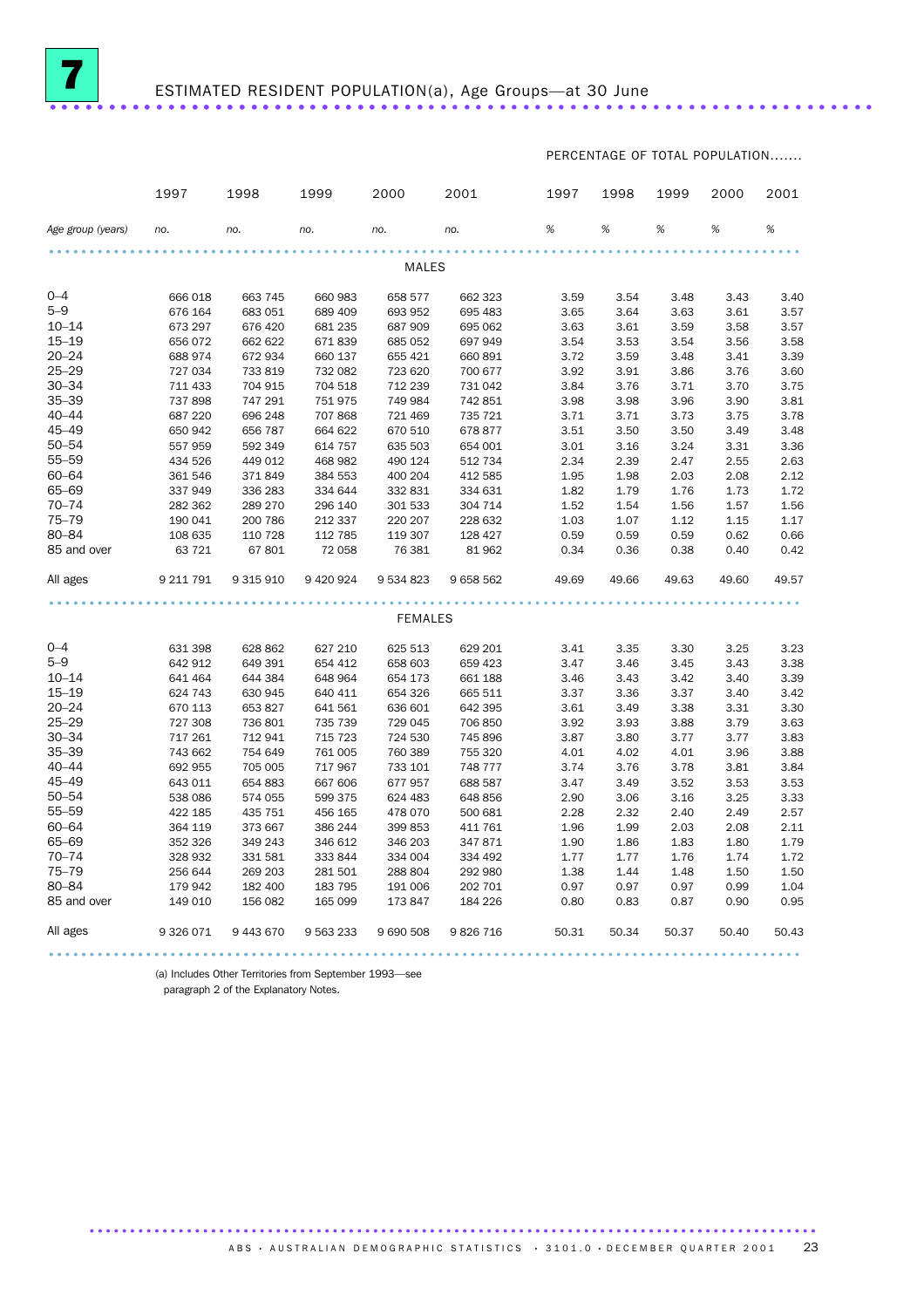# 7 ESTIMATED RESIDENT POPULATION(a), Age Groups—at 30 June

| | 1997 | 1998 | 1999 | 2000 | 2001 | 1997 | 1998 | 1999 | 2000 | 2001 |
|---|---|---|---|---|---|---|---|---|---|---|
| | | | | | | PERCENTAGE OF TOTAL POPULATION | | | | |
| *Age group (years)* | *no.* | *no.* | *no.* | *no.* | *no.* | *%* | *%* | *%* | *%* | *%* |
| **MALES** | | | | | | | | | | |
| 0–4 | 666 018 | 663 745 | 660 983 | 658 577 | 662 323 | 3.59 | 3.54 | 3.48 | 3.43 | 3.40 |
| 5–9 | 676 164 | 683 051 | 689 409 | 693 952 | 695 483 | 3.65 | 3.64 | 3.63 | 3.61 | 3.57 |
| 10–14 | 673 297 | 676 420 | 681 235 | 687 909 | 695 062 | 3.63 | 3.61 | 3.59 | 3.58 | 3.57 |
| 15–19 | 656 072 | 662 622 | 671 839 | 685 052 | 697 949 | 3.54 | 3.53 | 3.54 | 3.56 | 3.58 |
| 20–24 | 688 974 | 672 934 | 660 137 | 655 421 | 660 891 | 3.72 | 3.59 | 3.48 | 3.41 | 3.39 |
| 25–29 | 727 034 | 733 819 | 732 082 | 723 620 | 700 677 | 3.92 | 3.91 | 3.86 | 3.76 | 3.60 |
| 30–34 | 711 433 | 704 915 | 704 518 | 712 239 | 731 042 | 3.84 | 3.76 | 3.71 | 3.70 | 3.75 |
| 35–39 | 737 898 | 747 291 | 751 975 | 749 984 | 742 851 | 3.98 | 3.98 | 3.96 | 3.90 | 3.81 |
| 40–44 | 687 220 | 696 248 | 707 868 | 721 469 | 735 721 | 3.71 | 3.71 | 3.73 | 3.75 | 3.78 |
| 45–49 | 650 942 | 656 787 | 664 622 | 670 510 | 678 877 | 3.51 | 3.50 | 3.50 | 3.49 | 3.48 |
| 50–54 | 557 959 | 592 349 | 614 757 | 635 503 | 654 001 | 3.01 | 3.16 | 3.24 | 3.31 | 3.36 |
| 55–59 | 434 526 | 449 012 | 468 982 | 490 124 | 512 734 | 2.34 | 2.39 | 2.47 | 2.55 | 2.63 |
| 60–64 | 361 546 | 371 849 | 384 553 | 400 204 | 412 585 | 1.95 | 1.98 | 2.03 | 2.08 | 2.12 |
| 65–69 | 337 949 | 336 283 | 334 644 | 332 831 | 334 631 | 1.82 | 1.79 | 1.76 | 1.73 | 1.72 |
| 70–74 | 282 362 | 289 270 | 296 140 | 301 533 | 304 714 | 1.52 | 1.54 | 1.56 | 1.57 | 1.56 |
| 75–79 | 190 041 | 200 786 | 212 337 | 220 207 | 228 632 | 1.03 | 1.07 | 1.12 | 1.15 | 1.17 |
| 80–84 | 108 635 | 110 728 | 112 785 | 119 307 | 128 427 | 0.59 | 0.59 | 0.59 | 0.62 | 0.66 |
| 85 and over | 63 721 | 67 801 | 72 058 | 76 381 | 81 962 | 0.34 | 0.36 | 0.38 | 0.40 | 0.42 |
| All ages | 9 211 791 | 9 315 910 | 9 420 924 | 9 534 823 | 9 658 562 | 49.69 | 49.66 | 49.63 | 49.60 | 49.57 |
| **FEMALES** | | | | | | | | | | |
| 0–4 | 631 398 | 628 862 | 627 210 | 625 513 | 629 201 | 3.41 | 3.35 | 3.30 | 3.25 | 3.23 |
| 5–9 | 642 912 | 649 391 | 654 412 | 658 603 | 659 423 | 3.47 | 3.46 | 3.45 | 3.43 | 3.38 |
| 10–14 | 641 464 | 644 384 | 648 964 | 654 173 | 661 188 | 3.46 | 3.43 | 3.42 | 3.40 | 3.39 |
| 15–19 | 624 743 | 630 945 | 640 411 | 654 326 | 665 511 | 3.37 | 3.36 | 3.37 | 3.40 | 3.42 |
| 20–24 | 670 113 | 653 827 | 641 561 | 636 601 | 642 395 | 3.61 | 3.49 | 3.38 | 3.31 | 3.30 |
| 25–29 | 727 308 | 736 801 | 735 739 | 729 045 | 706 850 | 3.92 | 3.93 | 3.88 | 3.79 | 3.63 |
| 30–34 | 717 261 | 712 941 | 715 723 | 724 530 | 745 896 | 3.87 | 3.80 | 3.77 | 3.77 | 3.83 |
| 35–39 | 743 662 | 754 649 | 761 005 | 760 389 | 755 320 | 4.01 | 4.02 | 4.01 | 3.96 | 3.88 |
| 40–44 | 692 955 | 705 005 | 717 967 | 733 101 | 748 777 | 3.74 | 3.76 | 3.78 | 3.81 | 3.84 |
| 45–49 | 643 011 | 654 883 | 667 606 | 677 957 | 688 587 | 3.47 | 3.49 | 3.52 | 3.53 | 3.53 |
| 50–54 | 538 086 | 574 055 | 599 375 | 624 483 | 648 856 | 2.90 | 3.06 | 3.16 | 3.25 | 3.33 |
| 55–59 | 422 185 | 435 751 | 456 165 | 478 070 | 500 681 | 2.28 | 2.32 | 2.40 | 2.49 | 2.57 |
| 60–64 | 364 119 | 373 667 | 386 244 | 399 853 | 411 761 | 1.96 | 1.99 | 2.03 | 2.08 | 2.11 |
| 65–69 | 352 326 | 349 243 | 346 612 | 346 203 | 347 871 | 1.90 | 1.86 | 1.83 | 1.80 | 1.79 |
| 70–74 | 328 932 | 331 581 | 333 844 | 334 004 | 334 492 | 1.77 | 1.77 | 1.76 | 1.74 | 1.72 |
| 75–79 | 256 644 | 269 203 | 281 501 | 288 804 | 292 980 | 1.38 | 1.44 | 1.48 | 1.50 | 1.50 |
| 80–84 | 179 942 | 182 400 | 183 795 | 191 006 | 202 701 | 0.97 | 0.97 | 0.97 | 0.99 | 1.04 |
| 85 and over | 149 010 | 156 082 | 165 099 | 173 847 | 184 226 | 0.80 | 0.83 | 0.87 | 0.90 | 0.95 |
| All ages | 9 326 071 | 9 443 670 | 9 563 233 | 9 690 508 | 9 826 716 | 50.31 | 50.34 | 50.37 | 50.40 | 50.43 |

(a) Includes Other Territories from September 1993—see paragraph 2 of the Explanatory Notes.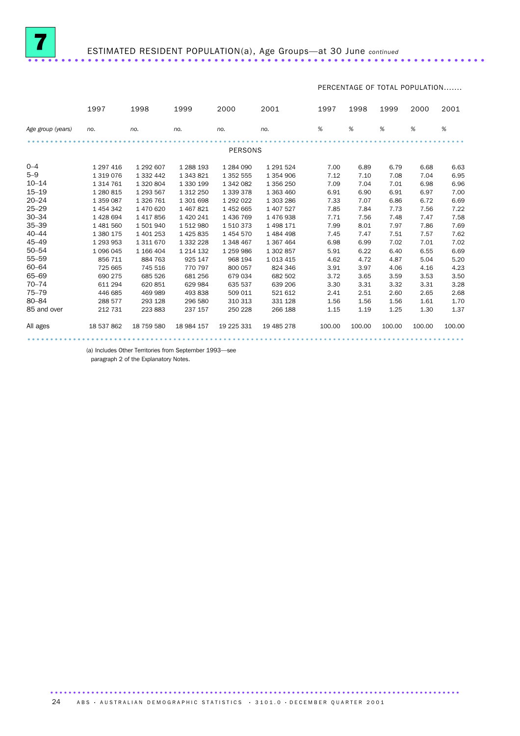## 7 ESTIMATED RESIDENT POPULATION(a), Age Groups—at 30 June *continued*

| | 1997 | 1998 | 1999 | 2000 | 2001 | PERCENTAGE OF TOTAL POPULATION....... | | | | |
|---|---|---|---|---|---|---|---|---|---|---|
| | | | | | | 1997 | 1998 | 1999 | 2000 | 2001 |
| *Age group (years)* | *no.* | *no.* | *no.* | *no.* | *no.* | *%* | *%* | *%* | *%* | *%* |
| | | | | | **PERSONS** | | | | | |
| 0–4 | 1 297 416 | 1 292 607 | 1 288 193 | 1 284 090 | 1 291 524 | 7.00 | 6.89 | 6.79 | 6.68 | 6.63 |
| 5–9 | 1 319 076 | 1 332 442 | 1 343 821 | 1 352 555 | 1 354 906 | 7.12 | 7.10 | 7.08 | 7.04 | 6.95 |
| 10–14 | 1 314 761 | 1 320 804 | 1 330 199 | 1 342 082 | 1 356 250 | 7.09 | 7.04 | 7.01 | 6.98 | 6.96 |
| 15–19 | 1 280 815 | 1 293 567 | 1 312 250 | 1 339 378 | 1 363 460 | 6.91 | 6.90 | 6.91 | 6.97 | 7.00 |
| 20–24 | 1 359 087 | 1 326 761 | 1 301 698 | 1 292 022 | 1 303 286 | 7.33 | 7.07 | 6.86 | 6.72 | 6.69 |
| 25–29 | 1 454 342 | 1 470 620 | 1 467 821 | 1 452 665 | 1 407 527 | 7.85 | 7.84 | 7.73 | 7.56 | 7.22 |
| 30–34 | 1 428 694 | 1 417 856 | 1 420 241 | 1 436 769 | 1 476 938 | 7.71 | 7.56 | 7.48 | 7.47 | 7.58 |
| 35–39 | 1 481 560 | 1 501 940 | 1 512 980 | 1 510 373 | 1 498 171 | 7.99 | 8.01 | 7.97 | 7.86 | 7.69 |
| 40–44 | 1 380 175 | 1 401 253 | 1 425 835 | 1 454 570 | 1 484 498 | 7.45 | 7.47 | 7.51 | 7.57 | 7.62 |
| 45–49 | 1 293 953 | 1 311 670 | 1 332 228 | 1 348 467 | 1 367 464 | 6.98 | 6.99 | 7.02 | 7.01 | 7.02 |
| 50–54 | 1 096 045 | 1 166 404 | 1 214 132 | 1 259 986 | 1 302 857 | 5.91 | 6.22 | 6.40 | 6.55 | 6.69 |
| 55–59 | 856 711 | 884 763 | 925 147 | 968 194 | 1 013 415 | 4.62 | 4.72 | 4.87 | 5.04 | 5.20 |
| 60–64 | 725 665 | 745 516 | 770 797 | 800 057 | 824 346 | 3.91 | 3.97 | 4.06 | 4.16 | 4.23 |
| 65–69 | 690 275 | 685 526 | 681 256 | 679 034 | 682 502 | 3.72 | 3.65 | 3.59 | 3.53 | 3.50 |
| 70–74 | 611 294 | 620 851 | 629 984 | 635 537 | 639 206 | 3.30 | 3.31 | 3.32 | 3.31 | 3.28 |
| 75–79 | 446 685 | 469 989 | 493 838 | 509 011 | 521 612 | 2.41 | 2.51 | 2.60 | 2.65 | 2.68 |
| 80–84 | 288 577 | 293 128 | 296 580 | 310 313 | 331 128 | 1.56 | 1.56 | 1.56 | 1.61 | 1.70 |
| 85 and over | 212 731 | 223 883 | 237 157 | 250 228 | 266 188 | 1.15 | 1.19 | 1.25 | 1.30 | 1.37 |
| All ages | 18 537 862 | 18 759 580 | 18 984 157 | 19 225 331 | 19 485 278 | 100.00 | 100.00 | 100.00 | 100.00 | 100.00 |

(a) Includes Other Territories from September 1993—see paragraph 2 of the Explanatory Notes.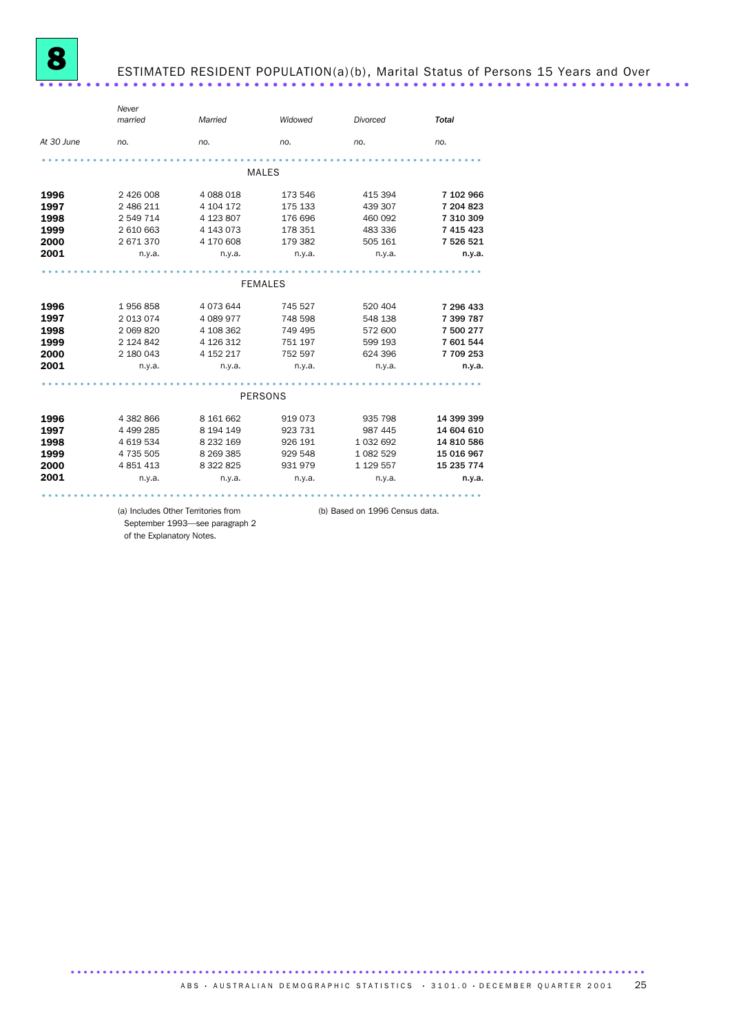# 8 ESTIMATED RESIDENT POPULATION(a)(b), Marital Status of Persons 15 Years and Over

| At 30 June | *Never married* | *Married* | *Widowed* | *Divorced* | ***Total*** |
|---|---|---|---|---|---|
| | *no.* | *no.* | *no.* | *no.* | *no.* |
| | | | **MALES** | | |
| **1996** | 2 426 008 | 4 088 018 | 173 546 | 415 394 | **7 102 966** |
| **1997** | 2 486 211 | 4 104 172 | 175 133 | 439 307 | **7 204 823** |
| **1998** | 2 549 714 | 4 123 807 | 176 696 | 460 092 | **7 310 309** |
| **1999** | 2 610 663 | 4 143 073 | 178 351 | 483 336 | **7 415 423** |
| **2000** | 2 671 370 | 4 170 608 | 179 382 | 505 161 | **7 526 521** |
| **2001** | n.y.a. | n.y.a. | n.y.a. | n.y.a. | **n.y.a.** |
| | | | **FEMALES** | | |
| **1996** | 1 956 858 | 4 073 644 | 745 527 | 520 404 | **7 296 433** |
| **1997** | 2 013 074 | 4 089 977 | 748 598 | 548 138 | **7 399 787** |
| **1998** | 2 069 820 | 4 108 362 | 749 495 | 572 600 | **7 500 277** |
| **1999** | 2 124 842 | 4 126 312 | 751 197 | 599 193 | **7 601 544** |
| **2000** | 2 180 043 | 4 152 217 | 752 597 | 624 396 | **7 709 253** |
| **2001** | n.y.a. | n.y.a. | n.y.a. | n.y.a. | **n.y.a.** |
| | | | **PERSONS** | | |
| **1996** | 4 382 866 | 8 161 662 | 919 073 | 935 798 | **14 399 399** |
| **1997** | 4 499 285 | 8 194 149 | 923 731 | 987 445 | **14 604 610** |
| **1998** | 4 619 534 | 8 232 169 | 926 191 | 1 032 692 | **14 810 586** |
| **1999** | 4 735 505 | 8 269 385 | 929 548 | 1 082 529 | **15 016 967** |
| **2000** | 4 851 413 | 8 322 825 | 931 979 | 1 129 557 | **15 235 774** |
| **2001** | n.y.a. | n.y.a. | n.y.a. | n.y.a. | **n.y.a.** |

(a) Includes Other Territories from September 1993—see paragraph 2 of the Explanatory Notes.

(b) Based on 1996 Census data.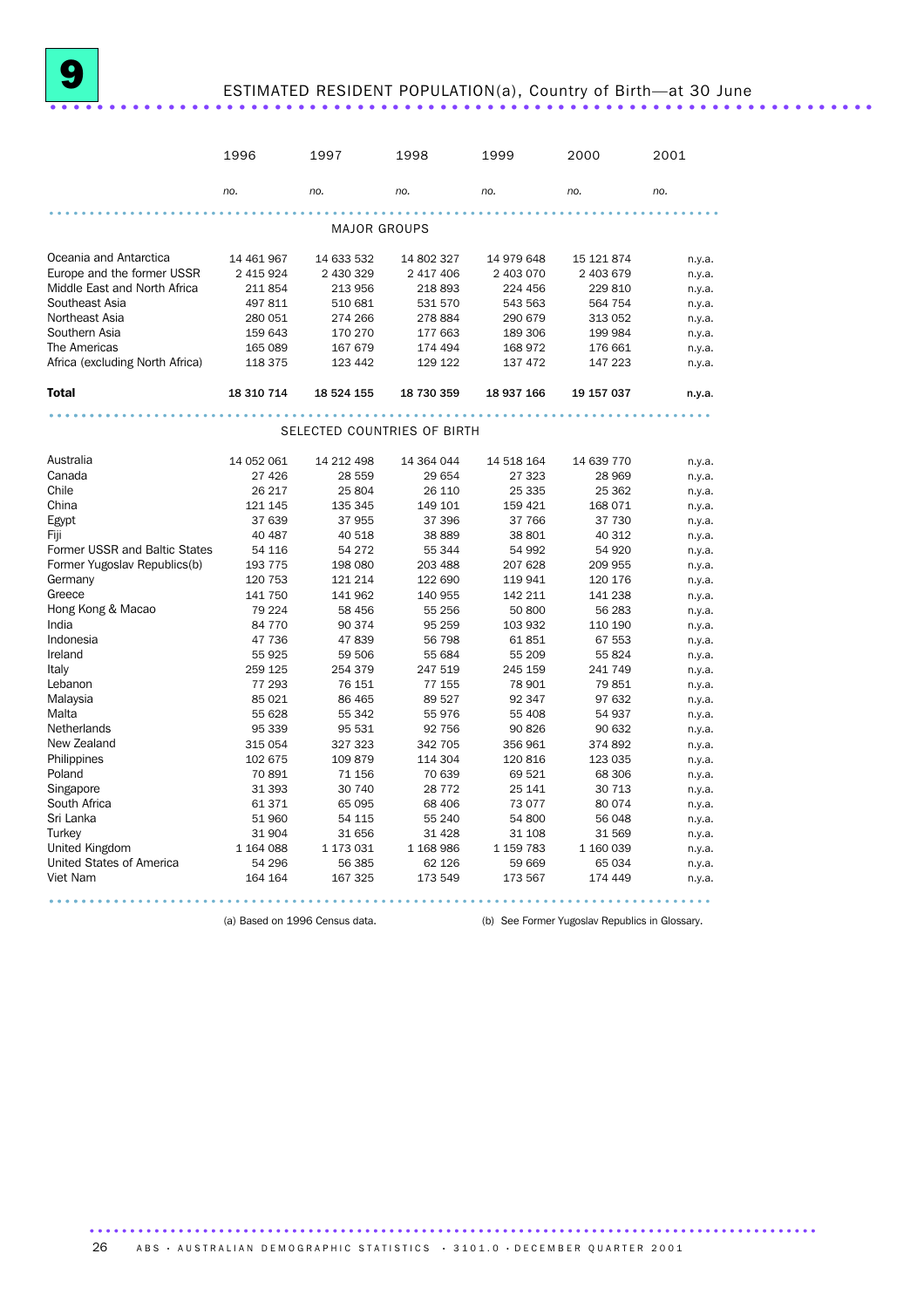# 9 ESTIMATED RESIDENT POPULATION(a), Country of Birth—at 30 June

| | 1996 | 1997 | 1998 | 1999 | 2000 | 2001 |
|---|---|---|---|---|---|---|
| | *no.* | *no.* | *no.* | *no.* | *no.* | *no.* |
| **MAJOR GROUPS** | | | | | | |
| Oceania and Antarctica | 14 461 967 | 14 633 532 | 14 802 327 | 14 979 648 | 15 121 874 | n.y.a. |
| Europe and the former USSR | 2 415 924 | 2 430 329 | 2 417 406 | 2 403 070 | 2 403 679 | n.y.a. |
| Middle East and North Africa | 211 854 | 213 956 | 218 893 | 224 456 | 229 810 | n.y.a. |
| Southeast Asia | 497 811 | 510 681 | 531 570 | 543 563 | 564 754 | n.y.a. |
| Northeast Asia | 280 051 | 274 266 | 278 884 | 290 679 | 313 052 | n.y.a. |
| Southern Asia | 159 643 | 170 270 | 177 663 | 189 306 | 199 984 | n.y.a. |
| The Americas | 165 089 | 167 679 | 174 494 | 168 972 | 176 661 | n.y.a. |
| Africa (excluding North Africa) | 118 375 | 123 442 | 129 122 | 137 472 | 147 223 | n.y.a. |
| **Total** | **18 310 714** | **18 524 155** | **18 730 359** | **18 937 166** | **19 157 037** | **n.y.a.** |
| **SELECTED COUNTRIES OF BIRTH** | | | | | | |
| Australia | 14 052 061 | 14 212 498 | 14 364 044 | 14 518 164 | 14 639 770 | n.y.a. |
| Canada | 27 426 | 28 559 | 29 654 | 27 323 | 28 969 | n.y.a. |
| Chile | 26 217 | 25 804 | 26 110 | 25 335 | 25 362 | n.y.a. |
| China | 121 145 | 135 345 | 149 101 | 159 421 | 168 071 | n.y.a. |
| Egypt | 37 639 | 37 955 | 37 396 | 37 766 | 37 730 | n.y.a. |
| Fiji | 40 487 | 40 518 | 38 889 | 38 801 | 40 312 | n.y.a. |
| Former USSR and Baltic States | 54 116 | 54 272 | 55 344 | 54 992 | 54 920 | n.y.a. |
| Former Yugoslav Republics(b) | 193 775 | 198 080 | 203 488 | 207 628 | 209 955 | n.y.a. |
| Germany | 120 753 | 121 214 | 122 690 | 119 941 | 120 176 | n.y.a. |
| Greece | 141 750 | 141 962 | 140 955 | 142 211 | 141 238 | n.y.a. |
| Hong Kong & Macao | 79 224 | 58 456 | 55 256 | 50 800 | 56 283 | n.y.a. |
| India | 84 770 | 90 374 | 95 259 | 103 932 | 110 190 | n.y.a. |
| Indonesia | 47 736 | 47 839 | 56 798 | 61 851 | 67 553 | n.y.a. |
| Ireland | 55 925 | 59 506 | 55 684 | 55 209 | 55 824 | n.y.a. |
| Italy | 259 125 | 254 379 | 247 519 | 245 159 | 241 749 | n.y.a. |
| Lebanon | 77 293 | 76 151 | 77 155 | 78 901 | 79 851 | n.y.a. |
| Malaysia | 85 021 | 86 465 | 89 527 | 92 347 | 97 632 | n.y.a. |
| Malta | 55 628 | 55 342 | 55 976 | 55 408 | 54 937 | n.y.a. |
| Netherlands | 95 339 | 95 531 | 92 756 | 90 826 | 90 632 | n.y.a. |
| New Zealand | 315 054 | 327 323 | 342 705 | 356 961 | 374 892 | n.y.a. |
| Philippines | 102 675 | 109 879 | 114 304 | 120 816 | 123 035 | n.y.a. |
| Poland | 70 891 | 71 156 | 70 639 | 69 521 | 68 306 | n.y.a. |
| Singapore | 31 393 | 30 740 | 28 772 | 25 141 | 30 713 | n.y.a. |
| South Africa | 61 371 | 65 095 | 68 406 | 73 077 | 80 074 | n.y.a. |
| Sri Lanka | 51 960 | 54 115 | 55 240 | 54 800 | 56 048 | n.y.a. |
| Turkey | 31 904 | 31 656 | 31 428 | 31 108 | 31 569 | n.y.a. |
| United Kingdom | 1 164 088 | 1 173 031 | 1 168 986 | 1 159 783 | 1 160 039 | n.y.a. |
| United States of America | 54 296 | 56 385 | 62 126 | 59 669 | 65 034 | n.y.a. |
| Viet Nam | 164 164 | 167 325 | 173 549 | 173 567 | 174 449 | n.y.a. |

(a) Based on 1996 Census data.

(b) See Former Yugoslav Republics in Glossary.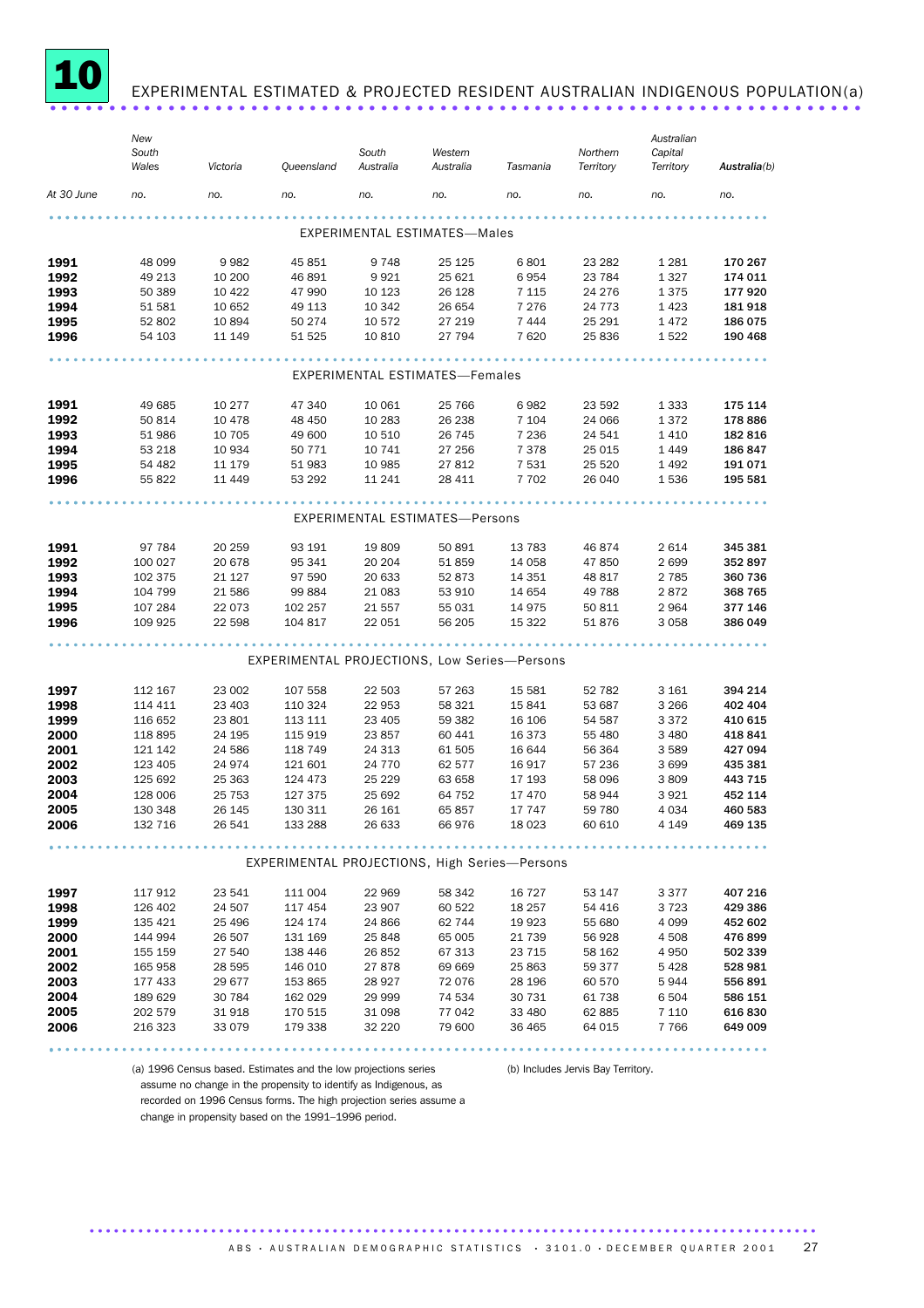# 10 EXPERIMENTAL ESTIMATED & PROJECTED RESIDENT AUSTRALIAN INDIGENOUS POPULATION(a)

| At 30 June | New South Wales | Victoria | Queensland | South Australia | Western Australia | Tasmania | Northern Territory | Australian Capital Territory | **Australia**(b) |
|---|---|---|---|---|---|---|---|---|---|
| | no. | no. | no. | no. | no. | no. | no. | no. | no. |
| **EXPERIMENTAL ESTIMATES—Males** | | | | | | | | | |
| **1991** | 48 099 | 9 982 | 45 851 | 9 748 | 25 125 | 6 801 | 23 282 | 1 281 | **170 267** |
| **1992** | 49 213 | 10 200 | 46 891 | 9 921 | 25 621 | 6 954 | 23 784 | 1 327 | **174 011** |
| **1993** | 50 389 | 10 422 | 47 990 | 10 123 | 26 128 | 7 115 | 24 276 | 1 375 | **177 920** |
| **1994** | 51 581 | 10 652 | 49 113 | 10 342 | 26 654 | 7 276 | 24 773 | 1 423 | **181 918** |
| **1995** | 52 802 | 10 894 | 50 274 | 10 572 | 27 219 | 7 444 | 25 291 | 1 472 | **186 075** |
| **1996** | 54 103 | 11 149 | 51 525 | 10 810 | 27 794 | 7 620 | 25 836 | 1 522 | **190 468** |
| **EXPERIMENTAL ESTIMATES—Females** | | | | | | | | | |
| **1991** | 49 685 | 10 277 | 47 340 | 10 061 | 25 766 | 6 982 | 23 592 | 1 333 | **175 114** |
| **1992** | 50 814 | 10 478 | 48 450 | 10 283 | 26 238 | 7 104 | 24 066 | 1 372 | **178 886** |
| **1993** | 51 986 | 10 705 | 49 600 | 10 510 | 26 745 | 7 236 | 24 541 | 1 410 | **182 816** |
| **1994** | 53 218 | 10 934 | 50 771 | 10 741 | 27 256 | 7 378 | 25 015 | 1 449 | **186 847** |
| **1995** | 54 482 | 11 179 | 51 983 | 10 985 | 27 812 | 7 531 | 25 520 | 1 492 | **191 071** |
| **1996** | 55 822 | 11 449 | 53 292 | 11 241 | 28 411 | 7 702 | 26 040 | 1 536 | **195 581** |
| **EXPERIMENTAL ESTIMATES—Persons** | | | | | | | | | |
| **1991** | 97 784 | 20 259 | 93 191 | 19 809 | 50 891 | 13 783 | 46 874 | 2 614 | **345 381** |
| **1992** | 100 027 | 20 678 | 95 341 | 20 204 | 51 859 | 14 058 | 47 850 | 2 699 | **352 897** |
| **1993** | 102 375 | 21 127 | 97 590 | 20 633 | 52 873 | 14 351 | 48 817 | 2 785 | **360 736** |
| **1994** | 104 799 | 21 586 | 99 884 | 21 083 | 53 910 | 14 654 | 49 788 | 2 872 | **368 765** |
| **1995** | 107 284 | 22 073 | 102 257 | 21 557 | 55 031 | 14 975 | 50 811 | 2 964 | **377 146** |
| **1996** | 109 925 | 22 598 | 104 817 | 22 051 | 56 205 | 15 322 | 51 876 | 3 058 | **386 049** |
| **EXPERIMENTAL PROJECTIONS, Low Series—Persons** | | | | | | | | | |
| **1997** | 112 167 | 23 002 | 107 558 | 22 503 | 57 263 | 15 581 | 52 782 | 3 161 | **394 214** |
| **1998** | 114 411 | 23 403 | 110 324 | 22 953 | 58 321 | 15 841 | 53 687 | 3 266 | **402 404** |
| **1999** | 116 652 | 23 801 | 113 111 | 23 405 | 59 382 | 16 106 | 54 587 | 3 372 | **410 615** |
| **2000** | 118 895 | 24 195 | 115 919 | 23 857 | 60 441 | 16 373 | 55 480 | 3 480 | **418 841** |
| **2001** | 121 142 | 24 586 | 118 749 | 24 313 | 61 505 | 16 644 | 56 364 | 3 589 | **427 094** |
| **2002** | 123 405 | 24 974 | 121 601 | 24 770 | 62 577 | 16 917 | 57 236 | 3 699 | **435 381** |
| **2003** | 125 692 | 25 363 | 124 473 | 25 229 | 63 658 | 17 193 | 58 096 | 3 809 | **443 715** |
| **2004** | 128 006 | 25 753 | 127 375 | 25 692 | 64 752 | 17 470 | 58 944 | 3 921 | **452 114** |
| **2005** | 130 348 | 26 145 | 130 311 | 26 161 | 65 857 | 17 747 | 59 780 | 4 034 | **460 583** |
| **2006** | 132 716 | 26 541 | 133 288 | 26 633 | 66 976 | 18 023 | 60 610 | 4 149 | **469 135** |
| **EXPERIMENTAL PROJECTIONS, High Series—Persons** | | | | | | | | | |
| **1997** | 117 912 | 23 541 | 111 004 | 22 969 | 58 342 | 16 727 | 53 147 | 3 377 | **407 216** |
| **1998** | 126 402 | 24 507 | 117 454 | 23 907 | 60 522 | 18 257 | 54 416 | 3 723 | **429 386** |
| **1999** | 135 421 | 25 496 | 124 174 | 24 866 | 62 744 | 19 923 | 55 680 | 4 099 | **452 602** |
| **2000** | 144 994 | 26 507 | 131 169 | 25 848 | 65 005 | 21 739 | 56 928 | 4 508 | **476 899** |
| **2001** | 155 159 | 27 540 | 138 446 | 26 852 | 67 313 | 23 715 | 58 162 | 4 950 | **502 339** |
| **2002** | 165 958 | 28 595 | 146 010 | 27 878 | 69 669 | 25 863 | 59 377 | 5 428 | **528 981** |
| **2003** | 177 433 | 29 677 | 153 865 | 28 927 | 72 076 | 28 196 | 60 570 | 5 944 | **556 891** |
| **2004** | 189 629 | 30 784 | 162 029 | 29 999 | 74 534 | 30 731 | 61 738 | 6 504 | **586 151** |
| **2005** | 202 579 | 31 918 | 170 515 | 31 098 | 77 042 | 33 480 | 62 885 | 7 110 | **616 830** |
| **2006** | 216 323 | 33 079 | 179 338 | 32 220 | 79 600 | 36 465 | 64 015 | 7 766 | **649 009** |

(a) 1996 Census based. Estimates and the low projections series assume no change in the propensity to identify as Indigenous, as recorded on 1996 Census forms. The high projection series assume a change in propensity based on the 1991–1996 period.

(b) Includes Jervis Bay Territory.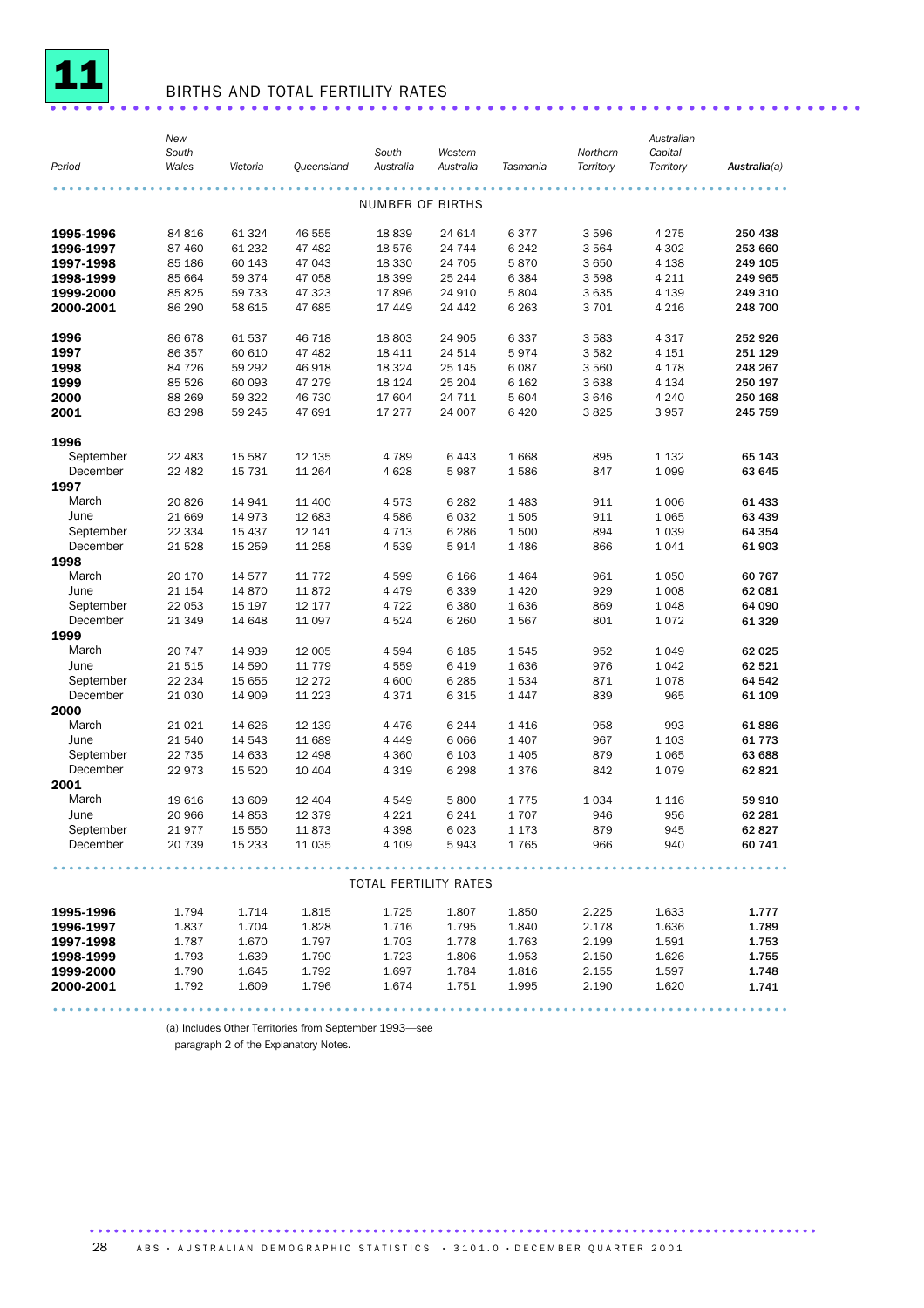# 11 BIRTHS AND TOTAL FERTILITY RATES

| Period | New South Wales | Victoria | Queensland | South Australia | Western Australia | Tasmania | Northern Territory | Australian Capital Territory | **Australia(a)** |
|---|---|---|---|---|---|---|---|---|---|
| NUMBER OF BIRTHS | | | | | | | | | |
| **1995-1996** | 84 816 | 61 324 | 46 555 | 18 839 | 24 614 | 6 377 | 3 596 | 4 275 | **250 438** |
| **1996-1997** | 87 460 | 61 232 | 47 482 | 18 576 | 24 744 | 6 242 | 3 564 | 4 302 | **253 660** |
| **1997-1998** | 85 186 | 60 143 | 47 043 | 18 330 | 24 705 | 5 870 | 3 650 | 4 138 | **249 105** |
| **1998-1999** | 85 664 | 59 374 | 47 058 | 18 399 | 25 244 | 6 384 | 3 598 | 4 211 | **249 965** |
| **1999-2000** | 85 825 | 59 733 | 47 323 | 17 896 | 24 910 | 5 804 | 3 635 | 4 139 | **249 310** |
| **2000-2001** | 86 290 | 58 615 | 47 685 | 17 449 | 24 442 | 6 263 | 3 701 | 4 216 | **248 700** |
| **1996** | 86 678 | 61 537 | 46 718 | 18 803 | 24 905 | 6 337 | 3 583 | 4 317 | **252 926** |
| **1997** | 86 357 | 60 610 | 47 482 | 18 411 | 24 514 | 5 974 | 3 582 | 4 151 | **251 129** |
| **1998** | 84 726 | 59 292 | 46 918 | 18 324 | 25 145 | 6 087 | 3 560 | 4 178 | **248 267** |
| **1999** | 85 526 | 60 093 | 47 279 | 18 124 | 25 204 | 6 162 | 3 638 | 4 134 | **250 197** |
| **2000** | 88 269 | 59 322 | 46 730 | 17 604 | 24 711 | 5 604 | 3 646 | 4 240 | **250 168** |
| **2001** | 83 298 | 59 245 | 47 691 | 17 277 | 24 007 | 6 420 | 3 825 | 3 957 | **245 759** |
| **1996** | | | | | | | | | |
| September | 22 483 | 15 587 | 12 135 | 4 789 | 6 443 | 1 668 | 895 | 1 132 | **65 143** |
| December | 22 482 | 15 731 | 11 264 | 4 628 | 5 987 | 1 586 | 847 | 1 099 | **63 645** |
| **1997** | | | | | | | | | |
| March | 20 826 | 14 941 | 11 400 | 4 573 | 6 282 | 1 483 | 911 | 1 006 | **61 433** |
| June | 21 669 | 14 973 | 12 683 | 4 586 | 6 032 | 1 505 | 911 | 1 065 | **63 439** |
| September | 22 334 | 15 437 | 12 141 | 4 713 | 6 286 | 1 500 | 894 | 1 039 | **64 354** |
| December | 21 528 | 15 259 | 11 258 | 4 539 | 5 914 | 1 486 | 866 | 1 041 | **61 903** |
| **1998** | | | | | | | | | |
| March | 20 170 | 14 577 | 11 772 | 4 599 | 6 166 | 1 464 | 961 | 1 050 | **60 767** |
| June | 21 154 | 14 870 | 11 872 | 4 479 | 6 339 | 1 420 | 929 | 1 008 | **62 081** |
| September | 22 053 | 15 197 | 12 177 | 4 722 | 6 380 | 1 636 | 869 | 1 048 | **64 090** |
| December | 21 349 | 14 648 | 11 097 | 4 524 | 6 260 | 1 567 | 801 | 1 072 | **61 329** |
| **1999** | | | | | | | | | |
| March | 20 747 | 14 939 | 12 005 | 4 594 | 6 185 | 1 545 | 952 | 1 049 | **62 025** |
| June | 21 515 | 14 590 | 11 779 | 4 559 | 6 419 | 1 636 | 976 | 1 042 | **62 521** |
| September | 22 234 | 15 655 | 12 272 | 4 600 | 6 285 | 1 534 | 871 | 1 078 | **64 542** |
| December | 21 030 | 14 909 | 11 223 | 4 371 | 6 315 | 1 447 | 839 | 965 | **61 109** |
| **2000** | | | | | | | | | |
| March | 21 021 | 14 626 | 12 139 | 4 476 | 6 244 | 1 416 | 958 | 993 | **61 886** |
| June | 21 540 | 14 543 | 11 689 | 4 449 | 6 066 | 1 407 | 967 | 1 103 | **61 773** |
| September | 22 735 | 14 633 | 12 498 | 4 360 | 6 103 | 1 405 | 879 | 1 065 | **63 688** |
| December | 22 973 | 15 520 | 10 404 | 4 319 | 6 298 | 1 376 | 842 | 1 079 | **62 821** |
| **2001** | | | | | | | | | |
| March | 19 616 | 13 609 | 12 404 | 4 549 | 5 800 | 1 775 | 1 034 | 1 116 | **59 910** |
| June | 20 966 | 14 853 | 12 379 | 4 221 | 6 241 | 1 707 | 946 | 956 | **62 281** |
| September | 21 977 | 15 550 | 11 873 | 4 398 | 6 023 | 1 173 | 879 | 945 | **62 827** |
| December | 20 739 | 15 233 | 11 035 | 4 109 | 5 943 | 1 765 | 966 | 940 | **60 741** |
| TOTAL FERTILITY RATES | | | | | | | | | |
| **1995-1996** | 1.794 | 1.714 | 1.815 | 1.725 | 1.807 | 1.850 | 2.225 | 1.633 | **1.777** |
| **1996-1997** | 1.837 | 1.704 | 1.828 | 1.716 | 1.795 | 1.840 | 2.178 | 1.636 | **1.789** |
| **1997-1998** | 1.787 | 1.670 | 1.797 | 1.703 | 1.778 | 1.763 | 2.199 | 1.591 | **1.753** |
| **1998-1999** | 1.793 | 1.639 | 1.790 | 1.723 | 1.806 | 1.953 | 2.150 | 1.626 | **1.755** |
| **1999-2000** | 1.790 | 1.645 | 1.792 | 1.697 | 1.784 | 1.816 | 2.155 | 1.597 | **1.748** |
| **2000-2001** | 1.792 | 1.609 | 1.796 | 1.674 | 1.751 | 1.995 | 2.190 | 1.620 | **1.741** |

(a) Includes Other Territories from September 1993—see paragraph 2 of the Explanatory Notes.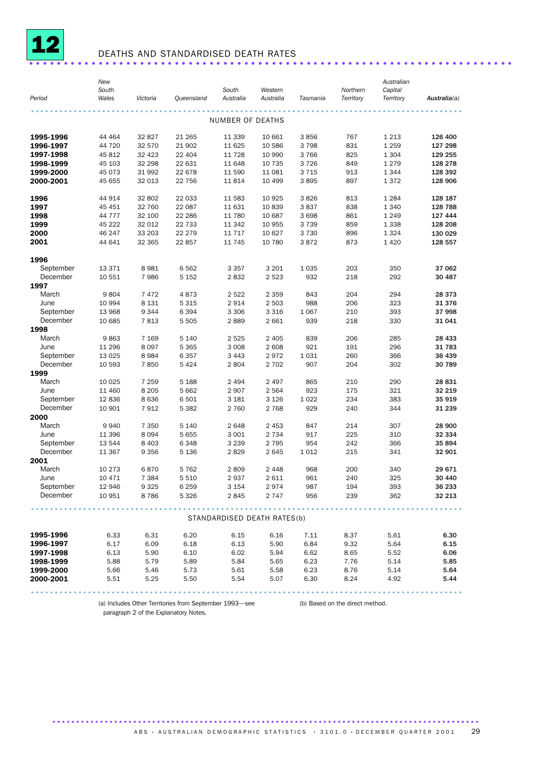# 12 DEATHS AND STANDARDISED DEATH RATES

| Period | New South Wales | Victoria | Queensland | South Australia | Western Australia | Tasmania | Northern Territory | Australian Capital Territory | Australia(a) |
|---|---|---|---|---|---|---|---|---|---|
| | | | | NUMBER OF DEATHS | | | | | |
| **1995-1996** | 44 464 | 32 827 | 21 265 | 11 339 | 10 661 | 3 856 | 767 | 1 213 | **126 400** |
| **1996-1997** | 44 720 | 32 570 | 21 902 | 11 625 | 10 586 | 3 798 | 831 | 1 259 | **127 298** |
| **1997-1998** | 45 812 | 32 423 | 22 404 | 11 728 | 10 990 | 3 766 | 825 | 1 304 | **129 255** |
| **1998-1999** | 45 103 | 32 298 | 22 631 | 11 648 | 10 735 | 3 726 | 849 | 1 279 | **128 278** |
| **1999-2000** | 45 073 | 31 992 | 22 678 | 11 590 | 11 081 | 3 715 | 913 | 1 344 | **128 392** |
| **2000-2001** | 45 655 | 32 013 | 22 756 | 11 814 | 10 499 | 3 895 | 897 | 1 372 | **128 906** |
| **1996** | 44 914 | 32 802 | 22 033 | 11 583 | 10 925 | 3 826 | 813 | 1 284 | **128 187** |
| **1997** | 45 451 | 32 760 | 22 087 | 11 631 | 10 839 | 3 837 | 838 | 1 340 | **128 788** |
| **1998** | 44 777 | 32 100 | 22 286 | 11 780 | 10 687 | 3 698 | 861 | 1 249 | **127 444** |
| **1999** | 45 222 | 32 012 | 22 733 | 11 342 | 10 955 | 3 739 | 859 | 1 338 | **128 208** |
| **2000** | 46 247 | 33 203 | 22 279 | 11 717 | 10 627 | 3 730 | 896 | 1 324 | **130 029** |
| **2001** | 44 641 | 32 365 | 22 857 | 11 745 | 10 780 | 3 872 | 873 | 1 420 | **128 557** |
| **1996** | | | | | | | | | |
| September | 13 371 | 8 981 | 6 562 | 3 357 | 3 201 | 1 035 | 203 | 350 | **37 062** |
| December | 10 551 | 7 986 | 5 152 | 2 832 | 2 523 | 932 | 218 | 292 | **30 487** |
| **1997** | | | | | | | | | |
| March | 9 804 | 7 472 | 4 873 | 2 522 | 2 359 | 843 | 204 | 294 | **28 373** |
| June | 10 994 | 8 131 | 5 315 | 2 914 | 2 503 | 988 | 206 | 323 | **31 376** |
| September | 13 968 | 9 344 | 6 394 | 3 306 | 3 316 | 1 067 | 210 | 393 | **37 998** |
| December | 10 685 | 7 813 | 5 505 | 2 889 | 2 661 | 939 | 218 | 330 | **31 041** |
| **1998** | | | | | | | | | |
| March | 9 863 | 7 169 | 5 140 | 2 525 | 2 405 | 839 | 206 | 285 | **28 433** |
| June | 11 296 | 8 097 | 5 365 | 3 008 | 2 608 | 921 | 191 | 296 | **31 783** |
| September | 13 025 | 8 984 | 6 357 | 3 443 | 2 972 | 1 031 | 260 | 366 | **36 439** |
| December | 10 593 | 7 850 | 5 424 | 2 804 | 2 702 | 907 | 204 | 302 | **30 789** |
| **1999** | | | | | | | | | |
| March | 10 025 | 7 259 | 5 188 | 2 494 | 2 497 | 865 | 210 | 290 | **28 831** |
| June | 11 460 | 8 205 | 5 662 | 2 907 | 2 564 | 923 | 175 | 321 | **32 219** |
| September | 12 836 | 8 636 | 6 501 | 3 181 | 3 126 | 1 022 | 234 | 383 | **35 919** |
| December | 10 901 | 7 912 | 5 382 | 2 760 | 2 768 | 929 | 240 | 344 | **31 239** |
| **2000** | | | | | | | | | |
| March | 9 940 | 7 350 | 5 140 | 2 648 | 2 453 | 847 | 214 | 307 | **28 900** |
| June | 11 396 | 8 094 | 5 655 | 3 001 | 2 734 | 917 | 225 | 310 | **32 334** |
| September | 13 544 | 8 403 | 6 348 | 3 239 | 2 795 | 954 | 242 | 366 | **35 894** |
| December | 11 367 | 9 356 | 5 136 | 2 829 | 2 645 | 1 012 | 215 | 341 | **32 901** |
| **2001** | | | | | | | | | |
| March | 10 273 | 6 870 | 5 762 | 2 809 | 2 448 | 968 | 200 | 340 | **29 671** |
| June | 10 471 | 7 384 | 5 510 | 2 937 | 2 611 | 961 | 240 | 325 | **30 440** |
| September | 12 946 | 9 325 | 6 259 | 3 154 | 2 974 | 987 | 194 | 393 | **36 233** |
| December | 10 951 | 8 786 | 5 326 | 2 845 | 2 747 | 956 | 239 | 362 | **32 213** |
| | | | | STANDARDISED DEATH RATES(b) | | | | | |
| **1995-1996** | 6.33 | 6.31 | 6.20 | 6.15 | 6.16 | 7.11 | 8.37 | 5.61 | **6.30** |
| **1996-1997** | 6.17 | 6.09 | 6.18 | 6.13 | 5.90 | 6.84 | 9.32 | 5.64 | **6.15** |
| **1997-1998** | 6.13 | 5.90 | 6.10 | 6.02 | 5.94 | 6.62 | 8.65 | 5.52 | **6.06** |
| **1998-1999** | 5.88 | 5.79 | 5.89 | 5.84 | 5.65 | 6.23 | 7.76 | 5.14 | **5.85** |
| **1999-2000** | 5.66 | 5.46 | 5.73 | 5.61 | 5.58 | 6.23 | 8.76 | 5.14 | **5.64** |
| **2000-2001** | 5.51 | 5.25 | 5.50 | 5.54 | 5.07 | 6.30 | 8.24 | 4.92 | **5.44** |

(a) Includes Other Territories from September 1993—see paragraph 2 of the Explanatory Notes.

(b) Based on the direct method.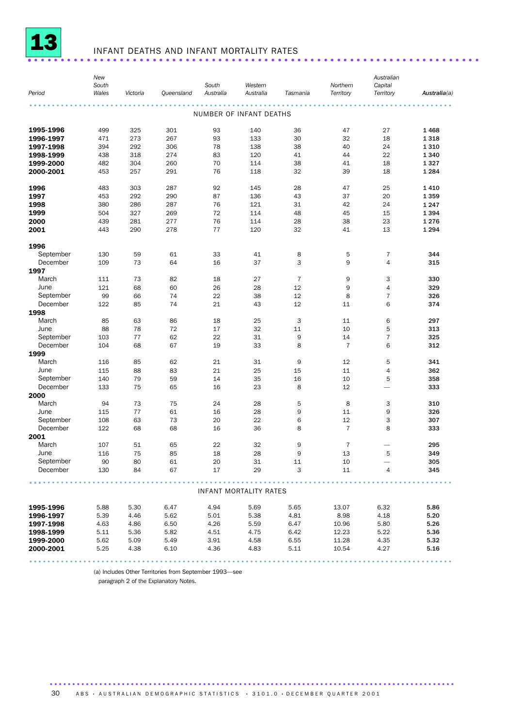# 13 INFANT DEATHS AND INFANT MORTALITY RATES

| Period | New South Wales | Victoria | Queensland | South Australia | Western Australia | Tasmania | Northern Territory | Australian Capital Territory | Australia(a) |
|---|---|---|---|---|---|---|---|---|---|
| **NUMBER OF INFANT DEATHS** | | | | | | | | | |
| **1995-1996** | 499 | 325 | 301 | 93 | 140 | 36 | 47 | 27 | **1 468** |
| **1996-1997** | 471 | 273 | 267 | 93 | 133 | 30 | 32 | 18 | **1 318** |
| **1997-1998** | 394 | 292 | 306 | 78 | 138 | 38 | 40 | 24 | **1 310** |
| **1998-1999** | 438 | 318 | 274 | 83 | 120 | 41 | 44 | 22 | **1 340** |
| **1999-2000** | 482 | 304 | 260 | 70 | 114 | 38 | 41 | 18 | **1 327** |
| **2000-2001** | 453 | 257 | 291 | 76 | 118 | 32 | 39 | 18 | **1 284** |
| **1996** | 483 | 303 | 287 | 92 | 145 | 28 | 47 | 25 | **1 410** |
| **1997** | 453 | 292 | 290 | 87 | 136 | 43 | 37 | 20 | **1 359** |
| **1998** | 380 | 286 | 287 | 76 | 121 | 31 | 42 | 24 | **1 247** |
| **1999** | 504 | 327 | 269 | 72 | 114 | 48 | 45 | 15 | **1 394** |
| **2000** | 439 | 281 | 277 | 76 | 114 | 28 | 38 | 23 | **1 276** |
| **2001** | 443 | 290 | 278 | 77 | 120 | 32 | 41 | 13 | **1 294** |
| **1996** | | | | | | | | | |
| September | 130 | 59 | 61 | 33 | 41 | 8 | 5 | 7 | **344** |
| December | 109 | 73 | 64 | 16 | 37 | 3 | 9 | 4 | **315** |
| **1997** | | | | | | | | | |
| March | 111 | 73 | 82 | 18 | 27 | 7 | 9 | 3 | **330** |
| June | 121 | 68 | 60 | 26 | 28 | 12 | 9 | 4 | **329** |
| September | 99 | 66 | 74 | 22 | 38 | 12 | 8 | 7 | **326** |
| December | 122 | 85 | 74 | 21 | 43 | 12 | 11 | 6 | **374** |
| **1998** | | | | | | | | | |
| March | 85 | 63 | 86 | 18 | 25 | 3 | 11 | 6 | **297** |
| June | 88 | 78 | 72 | 17 | 32 | 11 | 10 | 5 | **313** |
| September | 103 | 77 | 62 | 22 | 31 | 9 | 14 | 7 | **325** |
| December | 104 | 68 | 67 | 19 | 33 | 8 | 7 | 6 | **312** |
| **1999** | | | | | | | | | |
| March | 116 | 85 | 62 | 21 | 31 | 9 | 12 | 5 | **341** |
| June | 115 | 88 | 83 | 21 | 25 | 15 | 11 | 4 | **362** |
| September | 140 | 79 | 59 | 14 | 35 | 16 | 10 | 5 | **358** |
| December | 133 | 75 | 65 | 16 | 23 | 8 | 12 | — | **333** |
| **2000** | | | | | | | | | |
| March | 94 | 73 | 75 | 24 | 28 | 5 | 8 | 3 | **310** |
| June | 115 | 77 | 61 | 16 | 28 | 9 | 11 | 9 | **326** |
| September | 108 | 63 | 73 | 20 | 22 | 6 | 12 | 3 | **307** |
| December | 122 | 68 | 68 | 16 | 36 | 8 | 7 | 8 | **333** |
| **2001** | | | | | | | | | |
| March | 107 | 51 | 65 | 22 | 32 | 9 | 7 | — | **295** |
| June | 116 | 75 | 85 | 18 | 28 | 9 | 13 | 5 | **349** |
| September | 90 | 80 | 61 | 20 | 31 | 11 | 10 | — | **305** |
| December | 130 | 84 | 67 | 17 | 29 | 3 | 11 | 4 | **345** |
| **INFANT MORTALITY RATES** | | | | | | | | | |
| **1995-1996** | 5.88 | 5.30 | 6.47 | 4.94 | 5.69 | 5.65 | 13.07 | 6.32 | **5.86** |
| **1996-1997** | 5.39 | 4.46 | 5.62 | 5.01 | 5.38 | 4.81 | 8.98 | 4.18 | **5.20** |
| **1997-1998** | 4.63 | 4.86 | 6.50 | 4.26 | 5.59 | 6.47 | 10.96 | 5.80 | **5.26** |
| **1998-1999** | 5.11 | 5.36 | 5.82 | 4.51 | 4.75 | 6.42 | 12.23 | 5.22 | **5.36** |
| **1999-2000** | 5.62 | 5.09 | 5.49 | 3.91 | 4.58 | 6.55 | 11.28 | 4.35 | **5.32** |
| **2000-2001** | 5.25 | 4.38 | 6.10 | 4.36 | 4.83 | 5.11 | 10.54 | 4.27 | **5.16** |

(a) Includes Other Territories from September 1993—see paragraph 2 of the Explanatory Notes.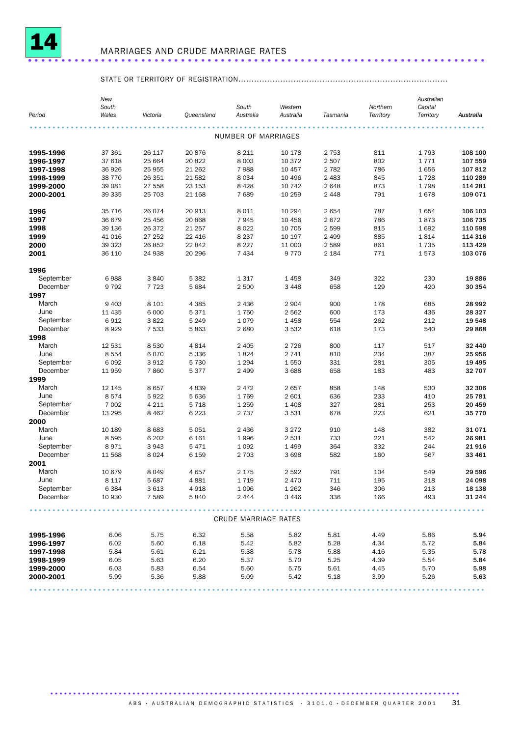# 14 MARRIAGES AND CRUDE MARRIAGE RATES

| Period | New South Wales | Victoria | Queensland | South Australia | Western Australia | Tasmania | Northern Territory | Australian Capital Territory | Australia |
|---|---|---|---|---|---|---|---|---|---|
| | STATE OR TERRITORY OF REGISTRATION | | | | | | | | |
| **NUMBER OF MARRIAGES** | | | | | | | | | |
| **1995-1996** | 37 361 | 26 117 | 20 876 | 8 211 | 10 178 | 2 753 | 811 | 1 793 | **108 100** |
| **1996-1997** | 37 618 | 25 664 | 20 822 | 8 003 | 10 372 | 2 507 | 802 | 1 771 | **107 559** |
| **1997-1998** | 36 926 | 25 955 | 21 262 | 7 988 | 10 457 | 2 782 | 786 | 1 656 | **107 812** |
| **1998-1999** | 38 770 | 26 351 | 21 582 | 8 034 | 10 496 | 2 483 | 845 | 1 728 | **110 289** |
| **1999-2000** | 39 081 | 27 558 | 23 153 | 8 428 | 10 742 | 2 648 | 873 | 1 798 | **114 281** |
| **2000-2001** | 39 335 | 25 703 | 21 168 | 7 689 | 10 259 | 2 448 | 791 | 1 678 | **109 071** |
| **1996** | 35 716 | 26 074 | 20 913 | 8 011 | 10 294 | 2 654 | 787 | 1 654 | **106 103** |
| **1997** | 36 679 | 25 456 | 20 868 | 7 945 | 10 456 | 2 672 | 786 | 1 873 | **106 735** |
| **1998** | 39 136 | 26 372 | 21 257 | 8 022 | 10 705 | 2 599 | 815 | 1 692 | **110 598** |
| **1999** | 41 016 | 27 252 | 22 416 | 8 237 | 10 197 | 2 499 | 885 | 1 814 | **114 316** |
| **2000** | 39 323 | 26 852 | 22 842 | 8 227 | 11 000 | 2 589 | 861 | 1 735 | **113 429** |
| **2001** | 36 110 | 24 938 | 20 296 | 7 434 | 9 770 | 2 184 | 771 | 1 573 | **103 076** |
| **1996** | | | | | | | | | |
| September | 6 988 | 3 840 | 5 382 | 1 317 | 1 458 | 349 | 322 | 230 | **19 886** |
| December | 9 792 | 7 723 | 5 684 | 2 500 | 3 448 | 658 | 129 | 420 | **30 354** |
| **1997** | | | | | | | | | |
| March | 9 403 | 8 101 | 4 385 | 2 436 | 2 904 | 900 | 178 | 685 | **28 992** |
| June | 11 435 | 6 000 | 5 371 | 1 750 | 2 562 | 600 | 173 | 436 | **28 327** |
| September | 6 912 | 3 822 | 5 249 | 1 079 | 1 458 | 554 | 262 | 212 | **19 548** |
| December | 8 929 | 7 533 | 5 863 | 2 680 | 3 532 | 618 | 173 | 540 | **29 868** |
| **1998** | | | | | | | | | |
| March | 12 531 | 8 530 | 4 814 | 2 405 | 2 726 | 800 | 117 | 517 | **32 440** |
| June | 8 554 | 6 070 | 5 336 | 1 824 | 2 741 | 810 | 234 | 387 | **25 956** |
| September | 6 092 | 3 912 | 5 730 | 1 294 | 1 550 | 331 | 281 | 305 | **19 495** |
| December | 11 959 | 7 860 | 5 377 | 2 499 | 3 688 | 658 | 183 | 483 | **32 707** |
| **1999** | | | | | | | | | |
| March | 12 145 | 8 657 | 4 839 | 2 472 | 2 657 | 858 | 148 | 530 | **32 306** |
| June | 8 574 | 5 922 | 5 636 | 1 769 | 2 601 | 636 | 233 | 410 | **25 781** |
| September | 7 002 | 4 211 | 5 718 | 1 259 | 1 408 | 327 | 281 | 253 | **20 459** |
| December | 13 295 | 8 462 | 6 223 | 2 737 | 3 531 | 678 | 223 | 621 | **35 770** |
| **2000** | | | | | | | | | |
| March | 10 189 | 8 683 | 5 051 | 2 436 | 3 272 | 910 | 148 | 382 | **31 071** |
| June | 8 595 | 6 202 | 6 161 | 1 996 | 2 531 | 733 | 221 | 542 | **26 981** |
| September | 8 971 | 3 943 | 5 471 | 1 092 | 1 499 | 364 | 332 | 244 | **21 916** |
| December | 11 568 | 8 024 | 6 159 | 2 703 | 3 698 | 582 | 160 | 567 | **33 461** |
| **2001** | | | | | | | | | |
| March | 10 679 | 8 049 | 4 657 | 2 175 | 2 592 | 791 | 104 | 549 | **29 596** |
| June | 8 117 | 5 687 | 4 881 | 1 719 | 2 470 | 711 | 195 | 318 | **24 098** |
| September | 6 384 | 3 613 | 4 918 | 1 096 | 1 262 | 346 | 306 | 213 | **18 138** |
| December | 10 930 | 7 589 | 5 840 | 2 444 | 3 446 | 336 | 166 | 493 | **31 244** |
| **CRUDE MARRIAGE RATES** | | | | | | | | | |
| **1995-1996** | 6.06 | 5.75 | 6.32 | 5.58 | 5.82 | 5.81 | 4.49 | 5.86 | **5.94** |
| **1996-1997** | 6.02 | 5.60 | 6.18 | 5.42 | 5.82 | 5.28 | 4.34 | 5.72 | **5.84** |
| **1997-1998** | 5.84 | 5.61 | 6.21 | 5.38 | 5.78 | 5.88 | 4.16 | 5.35 | **5.78** |
| **1998-1999** | 6.05 | 5.63 | 6.20 | 5.37 | 5.70 | 5.25 | 4.39 | 5.54 | **5.84** |
| **1999-2000** | 6.03 | 5.83 | 6.54 | 5.60 | 5.75 | 5.61 | 4.45 | 5.70 | **5.98** |
| **2000-2001** | 5.99 | 5.36 | 5.88 | 5.09 | 5.42 | 5.18 | 3.99 | 5.26 | **5.63** |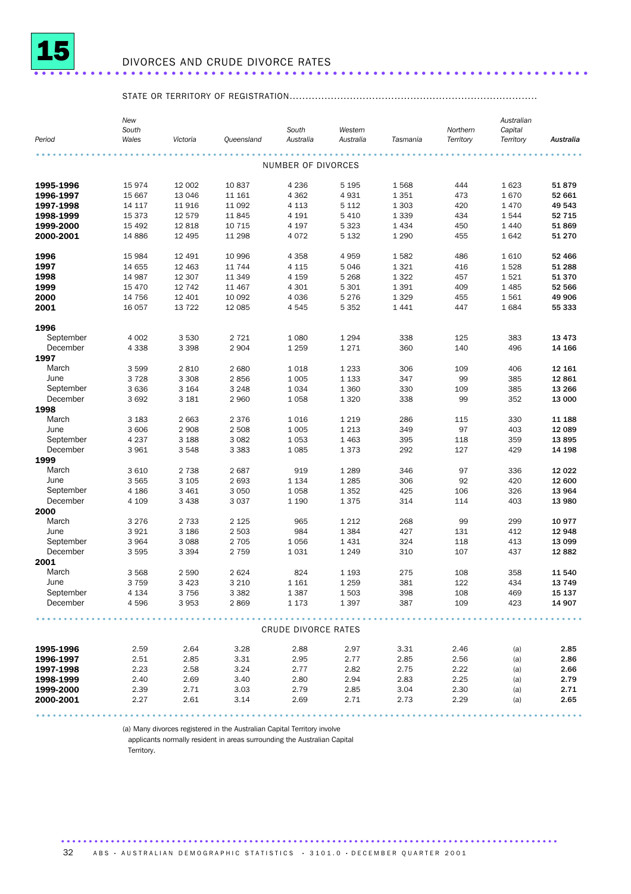# 15 DIVORCES AND CRUDE DIVORCE RATES

STATE OR TERRITORY OF REGISTRATION

| Period | New South Wales | Victoria | Queensland | South Australia | Western Australia | Tasmania | Northern Territory | Australian Capital Territory | Australia |
|---|---|---|---|---|---|---|---|---|---|
| | | | | NUMBER OF DIVORCES | | | | | |
| **1995-1996** | 15 974 | 12 002 | 10 837 | 4 236 | 5 195 | 1 568 | 444 | 1 623 | **51 879** |
| **1996-1997** | 15 667 | 13 046 | 11 161 | 4 362 | 4 931 | 1 351 | 473 | 1 670 | **52 661** |
| **1997-1998** | 14 117 | 11 916 | 11 092 | 4 113 | 5 112 | 1 303 | 420 | 1 470 | **49 543** |
| **1998-1999** | 15 373 | 12 579 | 11 845 | 4 191 | 5 410 | 1 339 | 434 | 1 544 | **52 715** |
| **1999-2000** | 15 492 | 12 818 | 10 715 | 4 197 | 5 323 | 1 434 | 450 | 1 440 | **51 869** |
| **2000-2001** | 14 886 | 12 495 | 11 298 | 4 072 | 5 132 | 1 290 | 455 | 1 642 | **51 270** |
| **1996** | 15 984 | 12 491 | 10 996 | 4 358 | 4 959 | 1 582 | 486 | 1 610 | **52 466** |
| **1997** | 14 655 | 12 463 | 11 744 | 4 115 | 5 046 | 1 321 | 416 | 1 528 | **51 288** |
| **1998** | 14 987 | 12 307 | 11 349 | 4 159 | 5 268 | 1 322 | 457 | 1 521 | **51 370** |
| **1999** | 15 470 | 12 742 | 11 467 | 4 301 | 5 301 | 1 391 | 409 | 1 485 | **52 566** |
| **2000** | 14 756 | 12 401 | 10 092 | 4 036 | 5 276 | 1 329 | 455 | 1 561 | **49 906** |
| **2001** | 16 057 | 13 722 | 12 085 | 4 545 | 5 352 | 1 441 | 447 | 1 684 | **55 333** |
| **1996** | | | | | | | | | |
| September | 4 002 | 3 530 | 2 721 | 1 080 | 1 294 | 338 | 125 | 383 | **13 473** |
| December | 4 338 | 3 398 | 2 904 | 1 259 | 1 271 | 360 | 140 | 496 | **14 166** |
| **1997** | | | | | | | | | |
| March | 3 599 | 2 810 | 2 680 | 1 018 | 1 233 | 306 | 109 | 406 | **12 161** |
| June | 3 728 | 3 308 | 2 856 | 1 005 | 1 133 | 347 | 99 | 385 | **12 861** |
| September | 3 636 | 3 164 | 3 248 | 1 034 | 1 360 | 330 | 109 | 385 | **13 266** |
| December | 3 692 | 3 181 | 2 960 | 1 058 | 1 320 | 338 | 99 | 352 | **13 000** |
| **1998** | | | | | | | | | |
| March | 3 183 | 2 663 | 2 376 | 1 016 | 1 219 | 286 | 115 | 330 | **11 188** |
| June | 3 606 | 2 908 | 2 508 | 1 005 | 1 213 | 349 | 97 | 403 | **12 089** |
| September | 4 237 | 3 188 | 3 082 | 1 053 | 1 463 | 395 | 118 | 359 | **13 895** |
| December | 3 961 | 3 548 | 3 383 | 1 085 | 1 373 | 292 | 127 | 429 | **14 198** |
| **1999** | | | | | | | | | |
| March | 3 610 | 2 738 | 2 687 | 919 | 1 289 | 346 | 97 | 336 | **12 022** |
| June | 3 565 | 3 105 | 2 693 | 1 134 | 1 285 | 306 | 92 | 420 | **12 600** |
| September | 4 186 | 3 461 | 3 050 | 1 058 | 1 352 | 425 | 106 | 326 | **13 964** |
| December | 4 109 | 3 438 | 3 037 | 1 190 | 1 375 | 314 | 114 | 403 | **13 980** |
| **2000** | | | | | | | | | |
| March | 3 276 | 2 733 | 2 125 | 965 | 1 212 | 268 | 99 | 299 | **10 977** |
| June | 3 921 | 3 186 | 2 503 | 984 | 1 384 | 427 | 131 | 412 | **12 948** |
| September | 3 964 | 3 088 | 2 705 | 1 056 | 1 431 | 324 | 118 | 413 | **13 099** |
| December | 3 595 | 3 394 | 2 759 | 1 031 | 1 249 | 310 | 107 | 437 | **12 882** |
| **2001** | | | | | | | | | |
| March | 3 568 | 2 590 | 2 624 | 824 | 1 193 | 275 | 108 | 358 | **11 540** |
| June | 3 759 | 3 423 | 3 210 | 1 161 | 1 259 | 381 | 122 | 434 | **13 749** |
| September | 4 134 | 3 756 | 3 382 | 1 387 | 1 503 | 398 | 108 | 469 | **15 137** |
| December | 4 596 | 3 953 | 2 869 | 1 173 | 1 397 | 387 | 109 | 423 | **14 907** |
| | | | | CRUDE DIVORCE RATES | | | | | |
| **1995-1996** | 2.59 | 2.64 | 3.28 | 2.88 | 2.97 | 3.31 | 2.46 | (a) | **2.85** |
| **1996-1997** | 2.51 | 2.85 | 3.31 | 2.95 | 2.77 | 2.85 | 2.56 | (a) | **2.86** |
| **1997-1998** | 2.23 | 2.58 | 3.24 | 2.77 | 2.82 | 2.75 | 2.22 | (a) | **2.66** |
| **1998-1999** | 2.40 | 2.69 | 3.40 | 2.80 | 2.94 | 2.83 | 2.25 | (a) | **2.79** |
| **1999-2000** | 2.39 | 2.71 | 3.03 | 2.79 | 2.85 | 3.04 | 2.30 | (a) | **2.71** |
| **2000-2001** | 2.27 | 2.61 | 3.14 | 2.69 | 2.71 | 2.73 | 2.29 | (a) | **2.65** |

(a) Many divorces registered in the Australian Capital Territory involve applicants normally resident in areas surrounding the Australian Capital Territory.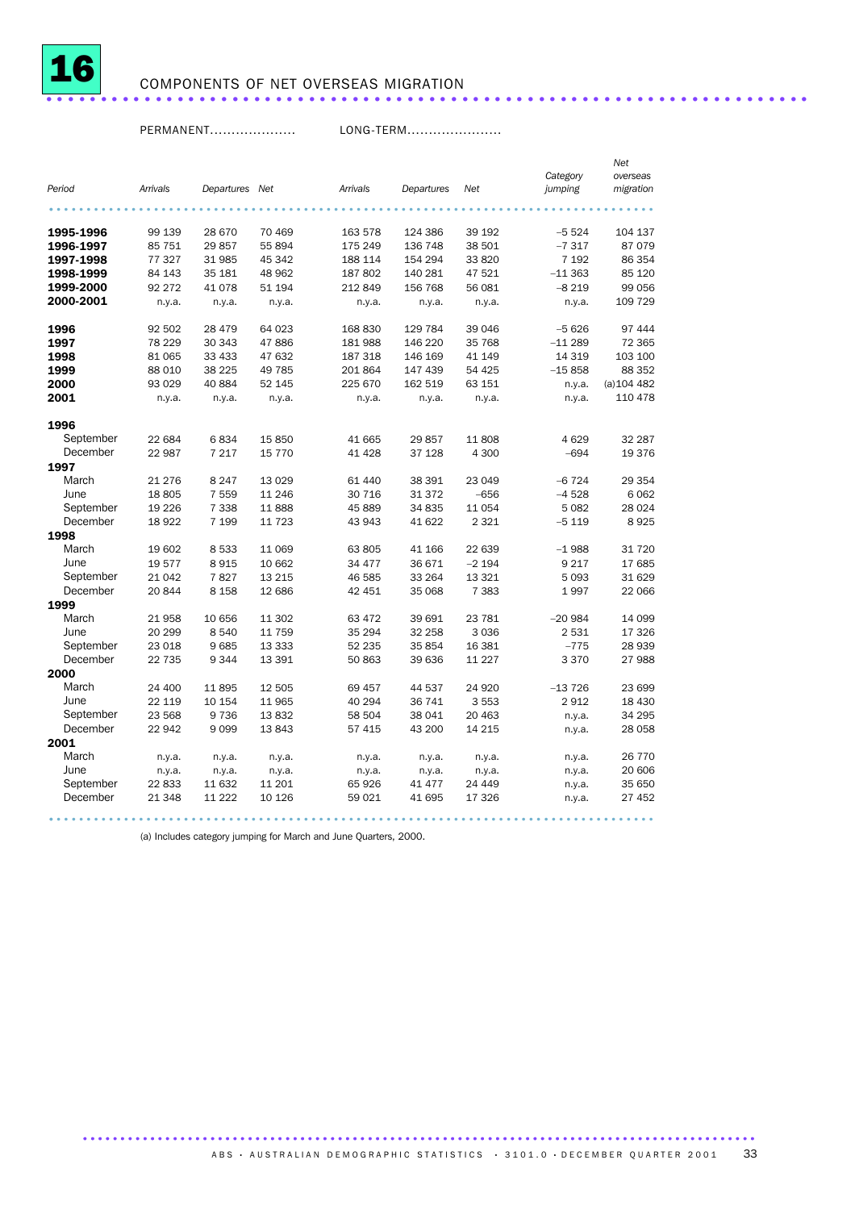# 16 COMPONENTS OF NET OVERSEAS MIGRATION

| Period | PERMANENT | | | LONG-TERM | | | | |
|---|---|---|---|---|---|---|---|---|
| | *Arrivals* | *Departures* | *Net* | *Arrivals* | *Departures* | *Net* | *Category jumping* | *Net overseas migration* |
| **1995-1996** | 99 139 | 28 670 | 70 469 | 163 578 | 124 386 | 39 192 | –5 524 | 104 137 |
| **1996-1997** | 85 751 | 29 857 | 55 894 | 175 249 | 136 748 | 38 501 | –7 317 | 87 079 |
| **1997-1998** | 77 327 | 31 985 | 45 342 | 188 114 | 154 294 | 33 820 | 7 192 | 86 354 |
| **1998-1999** | 84 143 | 35 181 | 48 962 | 187 802 | 140 281 | 47 521 | –11 363 | 85 120 |
| **1999-2000** | 92 272 | 41 078 | 51 194 | 212 849 | 156 768 | 56 081 | –8 219 | 99 056 |
| **2000-2001** | n.y.a. | n.y.a. | n.y.a. | n.y.a. | n.y.a. | n.y.a. | n.y.a. | 109 729 |
| **1996** | 92 502 | 28 479 | 64 023 | 168 830 | 129 784 | 39 046 | –5 626 | 97 444 |
| **1997** | 78 229 | 30 343 | 47 886 | 181 988 | 146 220 | 35 768 | –11 289 | 72 365 |
| **1998** | 81 065 | 33 433 | 47 632 | 187 318 | 146 169 | 41 149 | 14 319 | 103 100 |
| **1999** | 88 010 | 38 225 | 49 785 | 201 864 | 147 439 | 54 425 | –15 858 | 88 352 |
| **2000** | 93 029 | 40 884 | 52 145 | 225 670 | 162 519 | 63 151 | n.y.a. | (a)104 482 |
| **2001** | n.y.a. | n.y.a. | n.y.a. | n.y.a. | n.y.a. | n.y.a. | n.y.a. | 110 478 |
| **1996** | | | | | | | | |
| September | 22 684 | 6 834 | 15 850 | 41 665 | 29 857 | 11 808 | 4 629 | 32 287 |
| December | 22 987 | 7 217 | 15 770 | 41 428 | 37 128 | 4 300 | –694 | 19 376 |
| **1997** | | | | | | | | |
| March | 21 276 | 8 247 | 13 029 | 61 440 | 38 391 | 23 049 | –6 724 | 29 354 |
| June | 18 805 | 7 559 | 11 246 | 30 716 | 31 372 | –656 | –4 528 | 6 062 |
| September | 19 226 | 7 338 | 11 888 | 45 889 | 34 835 | 11 054 | 5 082 | 28 024 |
| December | 18 922 | 7 199 | 11 723 | 43 943 | 41 622 | 2 321 | –5 119 | 8 925 |
| **1998** | | | | | | | | |
| March | 19 602 | 8 533 | 11 069 | 63 805 | 41 166 | 22 639 | –1 988 | 31 720 |
| June | 19 577 | 8 915 | 10 662 | 34 477 | 36 671 | –2 194 | 9 217 | 17 685 |
| September | 21 042 | 7 827 | 13 215 | 46 585 | 33 264 | 13 321 | 5 093 | 31 629 |
| December | 20 844 | 8 158 | 12 686 | 42 451 | 35 068 | 7 383 | 1 997 | 22 066 |
| **1999** | | | | | | | | |
| March | 21 958 | 10 656 | 11 302 | 63 472 | 39 691 | 23 781 | –20 984 | 14 099 |
| June | 20 299 | 8 540 | 11 759 | 35 294 | 32 258 | 3 036 | 2 531 | 17 326 |
| September | 23 018 | 9 685 | 13 333 | 52 235 | 35 854 | 16 381 | –775 | 28 939 |
| December | 22 735 | 9 344 | 13 391 | 50 863 | 39 636 | 11 227 | 3 370 | 27 988 |
| **2000** | | | | | | | | |
| March | 24 400 | 11 895 | 12 505 | 69 457 | 44 537 | 24 920 | –13 726 | 23 699 |
| June | 22 119 | 10 154 | 11 965 | 40 294 | 36 741 | 3 553 | 2 912 | 18 430 |
| September | 23 568 | 9 736 | 13 832 | 58 504 | 38 041 | 20 463 | n.y.a. | 34 295 |
| December | 22 942 | 9 099 | 13 843 | 57 415 | 43 200 | 14 215 | n.y.a. | 28 058 |
| **2001** | | | | | | | | |
| March | n.y.a. | n.y.a. | n.y.a. | n.y.a. | n.y.a. | n.y.a. | n.y.a. | 26 770 |
| June | n.y.a. | n.y.a. | n.y.a. | n.y.a. | n.y.a. | n.y.a. | n.y.a. | 20 606 |
| September | 22 833 | 11 632 | 11 201 | 65 926 | 41 477 | 24 449 | n.y.a. | 35 650 |
| December | 21 348 | 11 222 | 10 126 | 59 021 | 41 695 | 17 326 | n.y.a. | 27 452 |

(a) Includes category jumping for March and June Quarters, 2000.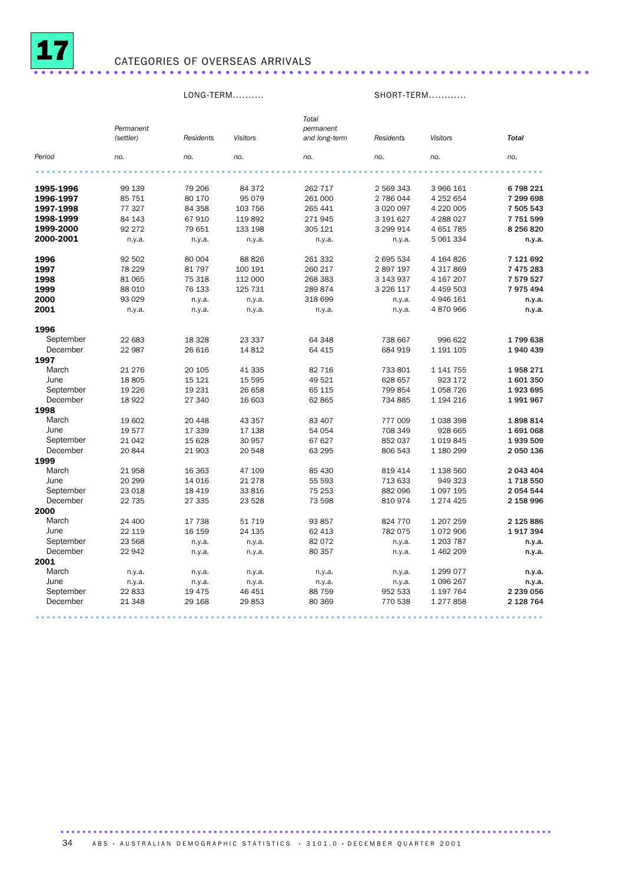# 17 CATEGORIES OF OVERSEAS ARRIVALS

| | LONG-TERM.......... | | | | SHORT-TERM............ | | |
|---|---|---|---|---|---|---|---|
| | *Permanent (settler)* | *Residents* | *Visitors* | *Total permanent and long-term* | *Residents* | *Visitors* | ***Total*** |
| *Period* | *no.* | *no.* | *no.* | *no.* | *no.* | *no.* | *no.* |
| **1995-1996** | 99 139 | 79 206 | 84 372 | 262 717 | 2 569 343 | 3 966 161 | **6 798 221** |
| **1996-1997** | 85 751 | 80 170 | 95 079 | 261 000 | 2 786 044 | 4 252 654 | **7 299 698** |
| **1997-1998** | 77 327 | 84 358 | 103 756 | 265 441 | 3 020 097 | 4 220 005 | **7 505 543** |
| **1998-1999** | 84 143 | 67 910 | 119 892 | 271 945 | 3 191 627 | 4 288 027 | **7 751 599** |
| **1999-2000** | 92 272 | 79 651 | 133 198 | 305 121 | 3 299 914 | 4 651 785 | **8 256 820** |
| **2000-2001** | n.y.a. | n.y.a. | n.y.a. | n.y.a. | n.y.a. | 5 061 334 | **n.y.a.** |
| **1996** | 92 502 | 80 004 | 88 826 | 261 332 | 2 695 534 | 4 164 826 | **7 121 692** |
| **1997** | 78 229 | 81 797 | 100 191 | 260 217 | 2 897 197 | 4 317 869 | **7 475 283** |
| **1998** | 81 065 | 75 318 | 112 000 | 268 383 | 3 143 937 | 4 167 207 | **7 579 527** |
| **1999** | 88 010 | 76 133 | 125 731 | 289 874 | 3 226 117 | 4 459 503 | **7 975 494** |
| **2000** | 93 029 | n.y.a. | n.y.a. | 318 699 | n.y.a. | 4 946 161 | **n.y.a.** |
| **2001** | n.y.a. | n.y.a. | n.y.a. | n.y.a. | n.y.a. | 4 870 966 | **n.y.a.** |
| **1996** | | | | | | | |
| September | 22 683 | 18 328 | 23 337 | 64 348 | 738 667 | 996 622 | **1 799 638** |
| December | 22 987 | 26 616 | 14 812 | 64 415 | 684 919 | 1 191 105 | **1 940 439** |
| **1997** | | | | | | | |
| March | 21 276 | 20 105 | 41 335 | 82 716 | 733 801 | 1 141 755 | **1 958 271** |
| June | 18 805 | 15 121 | 15 595 | 49 521 | 628 657 | 923 172 | **1 601 350** |
| September | 19 226 | 19 231 | 26 658 | 65 115 | 799 854 | 1 058 726 | **1 923 695** |
| December | 18 922 | 27 340 | 16 603 | 62 865 | 734 885 | 1 194 216 | **1 991 967** |
| **1998** | | | | | | | |
| March | 19 602 | 20 448 | 43 357 | 83 407 | 777 009 | 1 038 398 | **1 898 814** |
| June | 19 577 | 17 339 | 17 138 | 54 054 | 708 349 | 928 665 | **1 691 068** |
| September | 21 042 | 15 628 | 30 957 | 67 627 | 852 037 | 1 019 845 | **1 939 509** |
| December | 20 844 | 21 903 | 20 548 | 63 295 | 806 543 | 1 180 299 | **2 050 136** |
| **1999** | | | | | | | |
| March | 21 958 | 16 363 | 47 109 | 85 430 | 819 414 | 1 138 560 | **2 043 404** |
| June | 20 299 | 14 016 | 21 278 | 55 593 | 713 633 | 949 323 | **1 718 550** |
| September | 23 018 | 18 419 | 33 816 | 75 253 | 882 096 | 1 097 195 | **2 054 544** |
| December | 22 735 | 27 335 | 23 528 | 73 598 | 810 974 | 1 274 425 | **2 158 996** |
| **2000** | | | | | | | |
| March | 24 400 | 17 738 | 51 719 | 93 857 | 824 770 | 1 207 259 | **2 125 886** |
| June | 22 119 | 16 159 | 24 135 | 62 413 | 782 075 | 1 072 906 | **1 917 394** |
| September | 23 568 | n.y.a. | n.y.a. | 82 072 | n.y.a. | 1 203 787 | **n.y.a.** |
| December | 22 942 | n.y.a. | n.y.a. | 80 357 | n.y.a. | 1 462 209 | **n.y.a.** |
| **2001** | | | | | | | |
| March | n.y.a. | n.y.a. | n.y.a. | n.y.a. | n.y.a. | 1 299 077 | **n.y.a.** |
| June | n.y.a. | n.y.a. | n.y.a. | n.y.a. | n.y.a. | 1 096 267 | **n.y.a.** |
| September | 22 833 | 19 475 | 46 451 | 88 759 | 952 533 | 1 197 764 | **2 239 056** |
| December | 21 348 | 29 168 | 29 853 | 80 369 | 770 538 | 1 277 858 | **2 128 764** |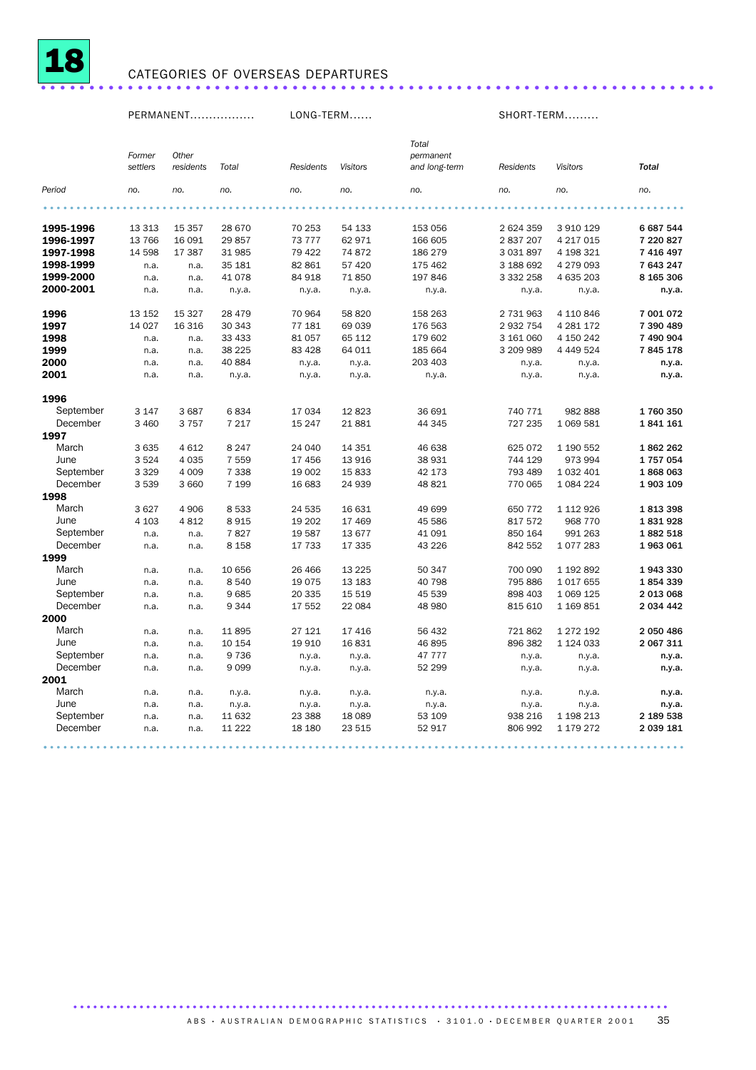# 18 CATEGORIES OF OVERSEAS DEPARTURES

| | PERMANENT | | | LONG-TERM | | | SHORT-TERM | | |
|---|---|---|---|---|---|---|---|---|---|
| Period | Former settlers | Other residents | Total | Residents | Visitors | Total permanent and long-term | Residents | Visitors | **Total** |
| | no. | no. | no. | no. | no. | no. | no. | no. | no. |
| **1995-1996** | 13 313 | 15 357 | 28 670 | 70 253 | 54 133 | 153 056 | 2 624 359 | 3 910 129 | **6 687 544** |
| **1996-1997** | 13 766 | 16 091 | 29 857 | 73 777 | 62 971 | 166 605 | 2 837 207 | 4 217 015 | **7 220 827** |
| **1997-1998** | 14 598 | 17 387 | 31 985 | 79 422 | 74 872 | 186 279 | 3 031 897 | 4 198 321 | **7 416 497** |
| **1998-1999** | n.a. | n.a. | 35 181 | 82 861 | 57 420 | 175 462 | 3 188 692 | 4 279 093 | **7 643 247** |
| **1999-2000** | n.a. | n.a. | 41 078 | 84 918 | 71 850 | 197 846 | 3 332 258 | 4 635 203 | **8 165 306** |
| **2000-2001** | n.a. | n.a. | n.y.a. | n.y.a. | n.y.a. | n.y.a. | n.y.a. | n.y.a. | **n.y.a.** |
| **1996** | 13 152 | 15 327 | 28 479 | 70 964 | 58 820 | 158 263 | 2 731 963 | 4 110 846 | **7 001 072** |
| **1997** | 14 027 | 16 316 | 30 343 | 77 181 | 69 039 | 176 563 | 2 932 754 | 4 281 172 | **7 390 489** |
| **1998** | n.a. | n.a. | 33 433 | 81 057 | 65 112 | 179 602 | 3 161 060 | 4 150 242 | **7 490 904** |
| **1999** | n.a. | n.a. | 38 225 | 83 428 | 64 011 | 185 664 | 3 209 989 | 4 449 524 | **7 845 178** |
| **2000** | n.a. | n.a. | 40 884 | n.y.a. | n.y.a. | 203 403 | n.y.a. | n.y.a. | **n.y.a.** |
| **2001** | n.a. | n.a. | n.y.a. | n.y.a. | n.y.a. | n.y.a. | n.y.a. | n.y.a. | **n.y.a.** |
| **1996** | | | | | | | | | |
| September | 3 147 | 3 687 | 6 834 | 17 034 | 12 823 | 36 691 | 740 771 | 982 888 | **1 760 350** |
| December | 3 460 | 3 757 | 7 217 | 15 247 | 21 881 | 44 345 | 727 235 | 1 069 581 | **1 841 161** |
| **1997** | | | | | | | | | |
| March | 3 635 | 4 612 | 8 247 | 24 040 | 14 351 | 46 638 | 625 072 | 1 190 552 | **1 862 262** |
| June | 3 524 | 4 035 | 7 559 | 17 456 | 13 916 | 38 931 | 744 129 | 973 994 | **1 757 054** |
| September | 3 329 | 4 009 | 7 338 | 19 002 | 15 833 | 42 173 | 793 489 | 1 032 401 | **1 868 063** |
| December | 3 539 | 3 660 | 7 199 | 16 683 | 24 939 | 48 821 | 770 065 | 1 084 224 | **1 903 109** |
| **1998** | | | | | | | | | |
| March | 3 627 | 4 906 | 8 533 | 24 535 | 16 631 | 49 699 | 650 772 | 1 112 926 | **1 813 398** |
| June | 4 103 | 4 812 | 8 915 | 19 202 | 17 469 | 45 586 | 817 572 | 968 770 | **1 831 928** |
| September | n.a. | n.a. | 7 827 | 19 587 | 13 677 | 41 091 | 850 164 | 991 263 | **1 882 518** |
| December | n.a. | n.a. | 8 158 | 17 733 | 17 335 | 43 226 | 842 552 | 1 077 283 | **1 963 061** |
| **1999** | | | | | | | | | |
| March | n.a. | n.a. | 10 656 | 26 466 | 13 225 | 50 347 | 700 090 | 1 192 892 | **1 943 330** |
| June | n.a. | n.a. | 8 540 | 19 075 | 13 183 | 40 798 | 795 886 | 1 017 655 | **1 854 339** |
| September | n.a. | n.a. | 9 685 | 20 335 | 15 519 | 45 539 | 898 403 | 1 069 125 | **2 013 068** |
| December | n.a. | n.a. | 9 344 | 17 552 | 22 084 | 48 980 | 815 610 | 1 169 851 | **2 034 442** |
| **2000** | | | | | | | | | |
| March | n.a. | n.a. | 11 895 | 27 121 | 17 416 | 56 432 | 721 862 | 1 272 192 | **2 050 486** |
| June | n.a. | n.a. | 10 154 | 19 910 | 16 831 | 46 895 | 896 382 | 1 124 033 | **2 067 311** |
| September | n.a. | n.a. | 9 736 | n.y.a. | n.y.a. | 47 777 | n.y.a. | n.y.a. | **n.y.a.** |
| December | n.a. | n.a. | 9 099 | n.y.a. | n.y.a. | 52 299 | n.y.a. | n.y.a. | **n.y.a.** |
| **2001** | | | | | | | | | |
| March | n.a. | n.a. | n.y.a. | n.y.a. | n.y.a. | n.y.a. | n.y.a. | n.y.a. | **n.y.a.** |
| June | n.a. | n.a. | n.y.a. | n.y.a. | n.y.a. | n.y.a. | n.y.a. | n.y.a. | **n.y.a.** |
| September | n.a. | n.a. | 11 632 | 23 388 | 18 089 | 53 109 | 938 216 | 1 198 213 | **2 189 538** |
| December | n.a. | n.a. | 11 222 | 18 180 | 23 515 | 52 917 | 806 992 | 1 179 272 | **2 039 181** |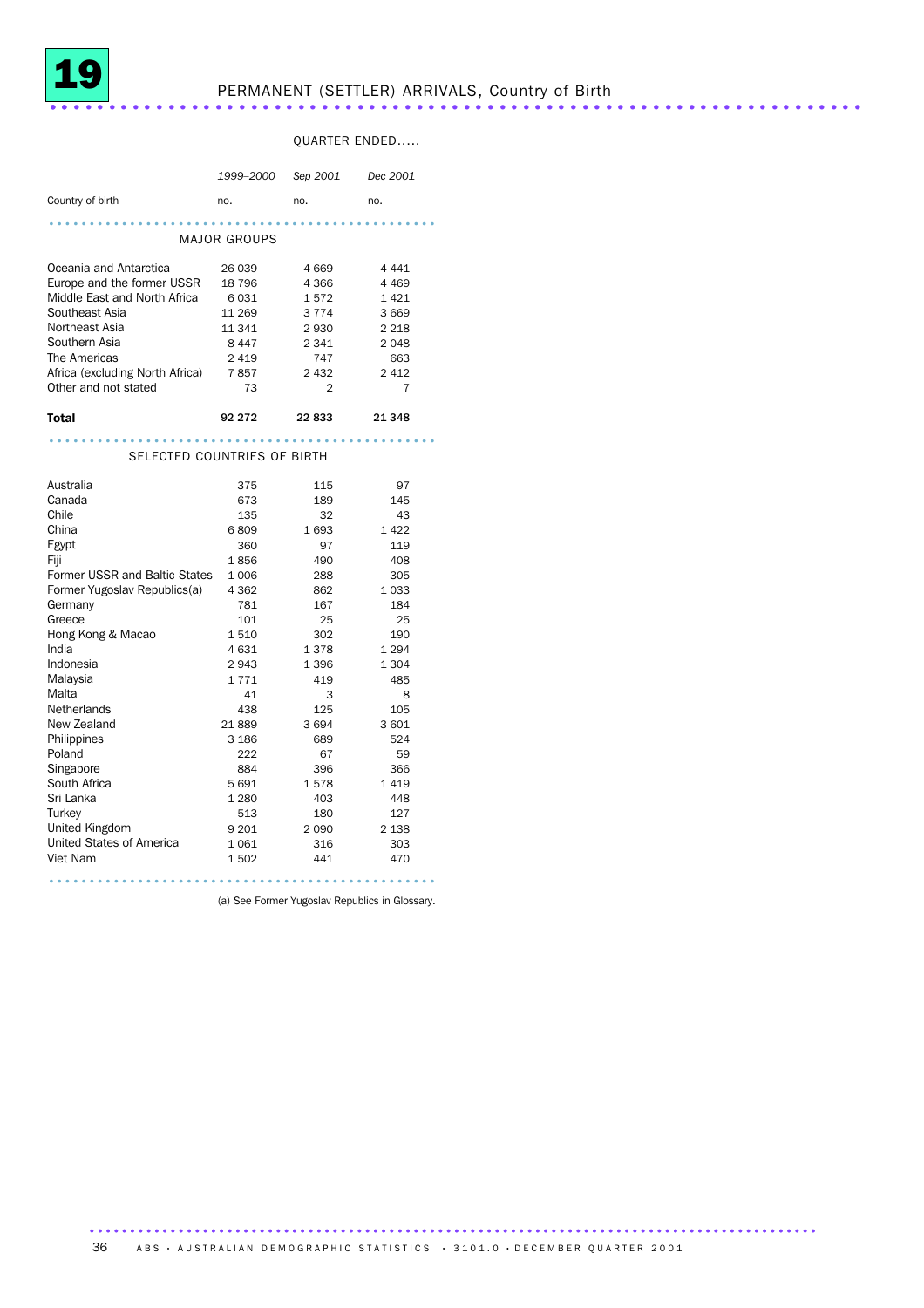# 19 PERMANENT (SETTLER) ARRIVALS, Country of Birth

| | | QUARTER ENDED..... | |
|---|---|---|---|
| | *1999–2000* | *Sep 2001* | *Dec 2001* |
| Country of birth | no. | no. | no. |
| **MAJOR GROUPS** | | | |
| Oceania and Antarctica | 26 039 | 4 669 | 4 441 |
| Europe and the former USSR | 18 796 | 4 366 | 4 469 |
| Middle East and North Africa | 6 031 | 1 572 | 1 421 |
| Southeast Asia | 11 269 | 3 774 | 3 669 |
| Northeast Asia | 11 341 | 2 930 | 2 218 |
| Southern Asia | 8 447 | 2 341 | 2 048 |
| The Americas | 2 419 | 747 | 663 |
| Africa (excluding North Africa) | 7 857 | 2 432 | 2 412 |
| Other and not stated | 73 | 2 | 7 |
| **Total** | **92 272** | **22 833** | **21 348** |
| **SELECTED COUNTRIES OF BIRTH** | | | |
| Australia | 375 | 115 | 97 |
| Canada | 673 | 189 | 145 |
| Chile | 135 | 32 | 43 |
| China | 6 809 | 1 693 | 1 422 |
| Egypt | 360 | 97 | 119 |
| Fiji | 1 856 | 490 | 408 |
| Former USSR and Baltic States | 1 006 | 288 | 305 |
| Former Yugoslav Republics(a) | 4 362 | 862 | 1 033 |
| Germany | 781 | 167 | 184 |
| Greece | 101 | 25 | 25 |
| Hong Kong & Macao | 1 510 | 302 | 190 |
| India | 4 631 | 1 378 | 1 294 |
| Indonesia | 2 943 | 1 396 | 1 304 |
| Malaysia | 1 771 | 419 | 485 |
| Malta | 41 | 3 | 8 |
| Netherlands | 438 | 125 | 105 |
| New Zealand | 21 889 | 3 694 | 3 601 |
| Philippines | 3 186 | 689 | 524 |
| Poland | 222 | 67 | 59 |
| Singapore | 884 | 396 | 366 |
| South Africa | 5 691 | 1 578 | 1 419 |
| Sri Lanka | 1 280 | 403 | 448 |
| Turkey | 513 | 180 | 127 |
| United Kingdom | 9 201 | 2 090 | 2 138 |
| United States of America | 1 061 | 316 | 303 |
| Viet Nam | 1 502 | 441 | 470 |

(a) See Former Yugoslav Republics in Glossary.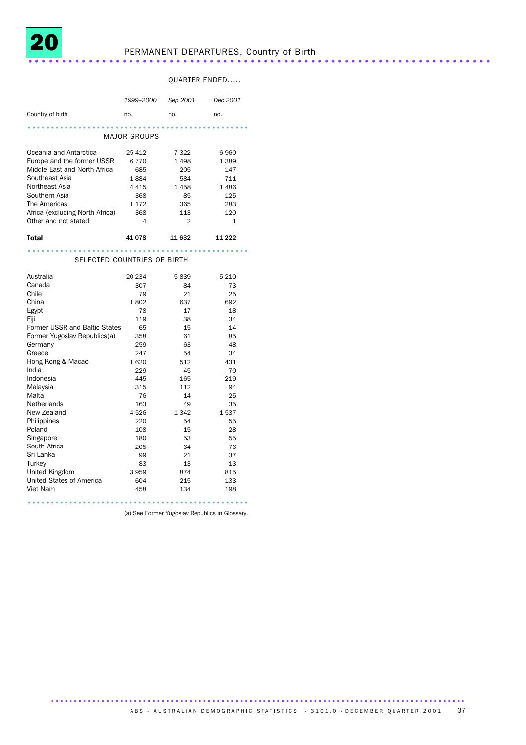# 20 PERMANENT DEPARTURES, Country of Birth

| | | QUARTER ENDED..... | |
|---|---|---|---|
| | *1999–2000* | *Sep 2001* | *Dec 2001* |
| Country of birth | no. | no. | no. |
| **MAJOR GROUPS** | | | |
| Oceania and Antarctica | 25 412 | 7 322 | 6 960 |
| Europe and the former USSR | 6 770 | 1 498 | 1 389 |
| Middle East and North Africa | 685 | 205 | 147 |
| Southeast Asia | 1 884 | 584 | 711 |
| Northeast Asia | 4 415 | 1 458 | 1 486 |
| Southern Asia | 368 | 85 | 125 |
| The Americas | 1 172 | 365 | 283 |
| Africa (excluding North Africa) | 368 | 113 | 120 |
| Other and not stated | 4 | 2 | 1 |
| **Total** | **41 078** | **11 632** | **11 222** |
| **SELECTED COUNTRIES OF BIRTH** | | | |
| Australia | 20 234 | 5 839 | 5 210 |
| Canada | 307 | 84 | 73 |
| Chile | 79 | 21 | 25 |
| China | 1 802 | 637 | 692 |
| Egypt | 78 | 17 | 18 |
| Fiji | 119 | 38 | 34 |
| Former USSR and Baltic States | 65 | 15 | 14 |
| Former Yugoslav Republics(a) | 358 | 61 | 85 |
| Germany | 259 | 63 | 48 |
| Greece | 247 | 54 | 34 |
| Hong Kong & Macao | 1 620 | 512 | 431 |
| India | 229 | 45 | 70 |
| Indonesia | 445 | 165 | 219 |
| Malaysia | 315 | 112 | 94 |
| Malta | 76 | 14 | 25 |
| Netherlands | 163 | 49 | 35 |
| New Zealand | 4 526 | 1 342 | 1 537 |
| Philippines | 220 | 54 | 55 |
| Poland | 108 | 15 | 28 |
| Singapore | 180 | 53 | 55 |
| South Africa | 205 | 64 | 76 |
| Sri Lanka | 99 | 21 | 37 |
| Turkey | 83 | 13 | 13 |
| United Kingdom | 3 959 | 874 | 815 |
| United States of America | 604 | 215 | 133 |
| Viet Nam | 458 | 134 | 198 |

(a) See Former Yugoslav Republics in Glossary.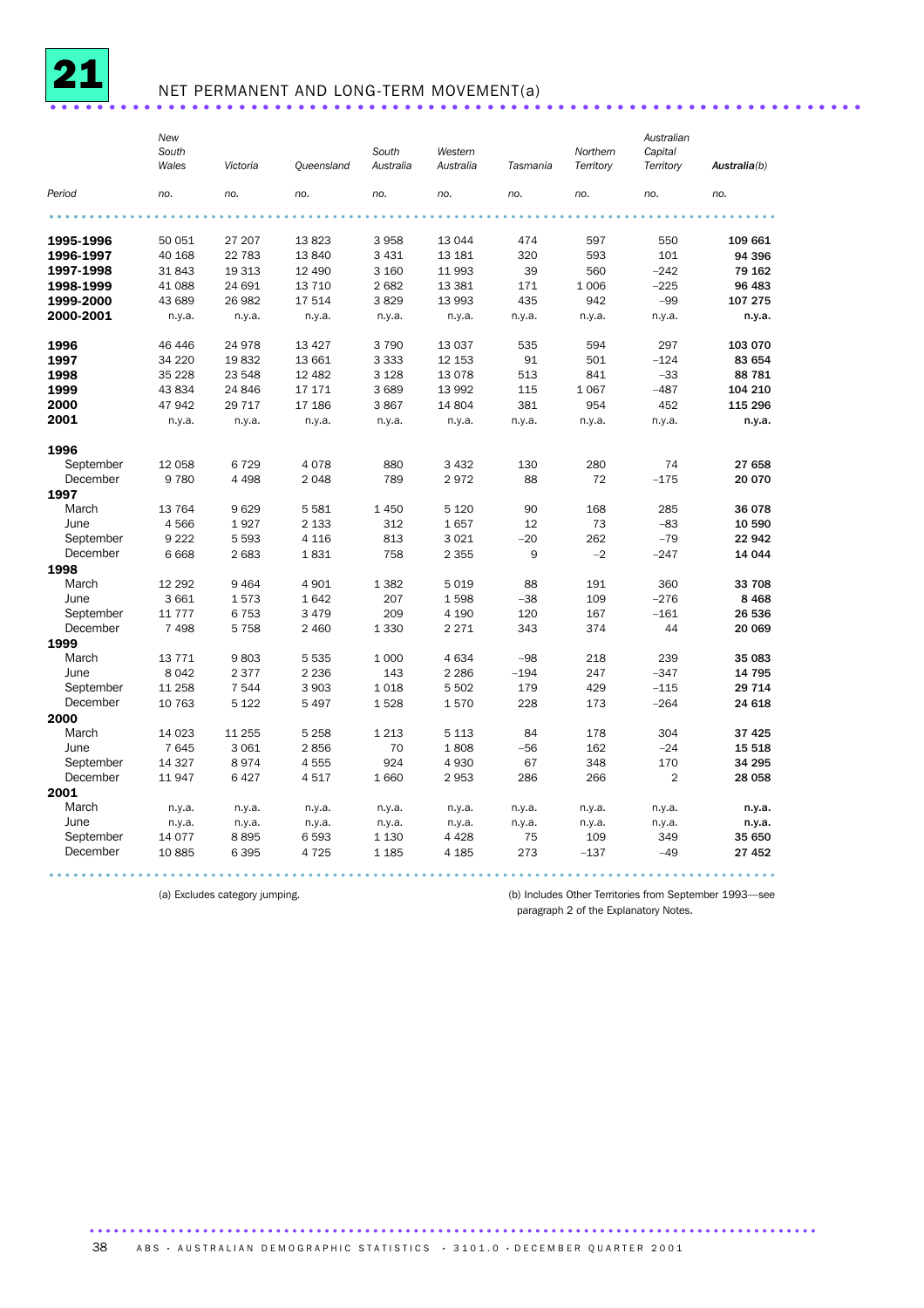# 21 NET PERMANENT AND LONG-TERM MOVEMENT(a)

| Period | New South Wales | Victoria | Queensland | South Australia | Western Australia | Tasmania | Northern Territory | Australian Capital Territory | Australia(b) |
|---|---|---|---|---|---|---|---|---|---|
| | no. | no. | no. | no. | no. | no. | no. | no. | no. |
| **1995-1996** | 50 051 | 27 207 | 13 823 | 3 958 | 13 044 | 474 | 597 | 550 | **109 661** |
| **1996-1997** | 40 168 | 22 783 | 13 840 | 3 431 | 13 181 | 320 | 593 | 101 | **94 396** |
| **1997-1998** | 31 843 | 19 313 | 12 490 | 3 160 | 11 993 | 39 | 560 | −242 | **79 162** |
| **1998-1999** | 41 088 | 24 691 | 13 710 | 2 682 | 13 381 | 171 | 1 006 | −225 | **96 483** |
| **1999-2000** | 43 689 | 26 982 | 17 514 | 3 829 | 13 993 | 435 | 942 | −99 | **107 275** |
| **2000-2001** | n.y.a. | n.y.a. | n.y.a. | n.y.a. | n.y.a. | n.y.a. | n.y.a. | n.y.a. | **n.y.a.** |
| **1996** | 46 446 | 24 978 | 13 427 | 3 790 | 13 037 | 535 | 594 | 297 | **103 070** |
| **1997** | 34 220 | 19 832 | 13 661 | 3 333 | 12 153 | 91 | 501 | −124 | **83 654** |
| **1998** | 35 228 | 23 548 | 12 482 | 3 128 | 13 078 | 513 | 841 | −33 | **88 781** |
| **1999** | 43 834 | 24 846 | 17 171 | 3 689 | 13 992 | 115 | 1 067 | −487 | **104 210** |
| **2000** | 47 942 | 29 717 | 17 186 | 3 867 | 14 804 | 381 | 954 | 452 | **115 296** |
| **2001** | n.y.a. | n.y.a. | n.y.a. | n.y.a. | n.y.a. | n.y.a. | n.y.a. | n.y.a. | **n.y.a.** |
| **1996** | | | | | | | | | |
| September | 12 058 | 6 729 | 4 078 | 880 | 3 432 | 130 | 280 | 74 | **27 658** |
| December | 9 780 | 4 498 | 2 048 | 789 | 2 972 | 88 | 72 | −175 | **20 070** |
| **1997** | | | | | | | | | |
| March | 13 764 | 9 629 | 5 581 | 1 450 | 5 120 | 90 | 168 | 285 | **36 078** |
| June | 4 566 | 1 927 | 2 133 | 312 | 1 657 | 12 | 73 | −83 | **10 590** |
| September | 9 222 | 5 593 | 4 116 | 813 | 3 021 | −20 | 262 | −79 | **22 942** |
| December | 6 668 | 2 683 | 1 831 | 758 | 2 355 | 9 | −2 | −247 | **14 044** |
| **1998** | | | | | | | | | |
| March | 12 292 | 9 464 | 4 901 | 1 382 | 5 019 | 88 | 191 | 360 | **33 708** |
| June | 3 661 | 1 573 | 1 642 | 207 | 1 598 | −38 | 109 | −276 | **8 468** |
| September | 11 777 | 6 753 | 3 479 | 209 | 4 190 | 120 | 167 | −161 | **26 536** |
| December | 7 498 | 5 758 | 2 460 | 1 330 | 2 271 | 343 | 374 | 44 | **20 069** |
| **1999** | | | | | | | | | |
| March | 13 771 | 9 803 | 5 535 | 1 000 | 4 634 | −98 | 218 | 239 | **35 083** |
| June | 8 042 | 2 377 | 2 236 | 143 | 2 286 | −194 | 247 | −347 | **14 795** |
| September | 11 258 | 7 544 | 3 903 | 1 018 | 5 502 | 179 | 429 | −115 | **29 714** |
| December | 10 763 | 5 122 | 5 497 | 1 528 | 1 570 | 228 | 173 | −264 | **24 618** |
| **2000** | | | | | | | | | |
| March | 14 023 | 11 255 | 5 258 | 1 213 | 5 113 | 84 | 178 | 304 | **37 425** |
| June | 7 645 | 3 061 | 2 856 | 70 | 1 808 | −56 | 162 | −24 | **15 518** |
| September | 14 327 | 8 974 | 4 555 | 924 | 4 930 | 67 | 348 | 170 | **34 295** |
| December | 11 947 | 6 427 | 4 517 | 1 660 | 2 953 | 286 | 266 | 2 | **28 058** |
| **2001** | | | | | | | | | |
| March | n.y.a. | n.y.a. | n.y.a. | n.y.a. | n.y.a. | n.y.a. | n.y.a. | n.y.a. | **n.y.a.** |
| June | n.y.a. | n.y.a. | n.y.a. | n.y.a. | n.y.a. | n.y.a. | n.y.a. | n.y.a. | **n.y.a.** |
| September | 14 077 | 8 895 | 6 593 | 1 130 | 4 428 | 75 | 109 | 349 | **35 650** |
| December | 10 885 | 6 395 | 4 725 | 1 185 | 4 185 | 273 | −137 | −49 | **27 452** |

(a) Excludes category jumping.

(b) Includes Other Territories from September 1993—see paragraph 2 of the Explanatory Notes.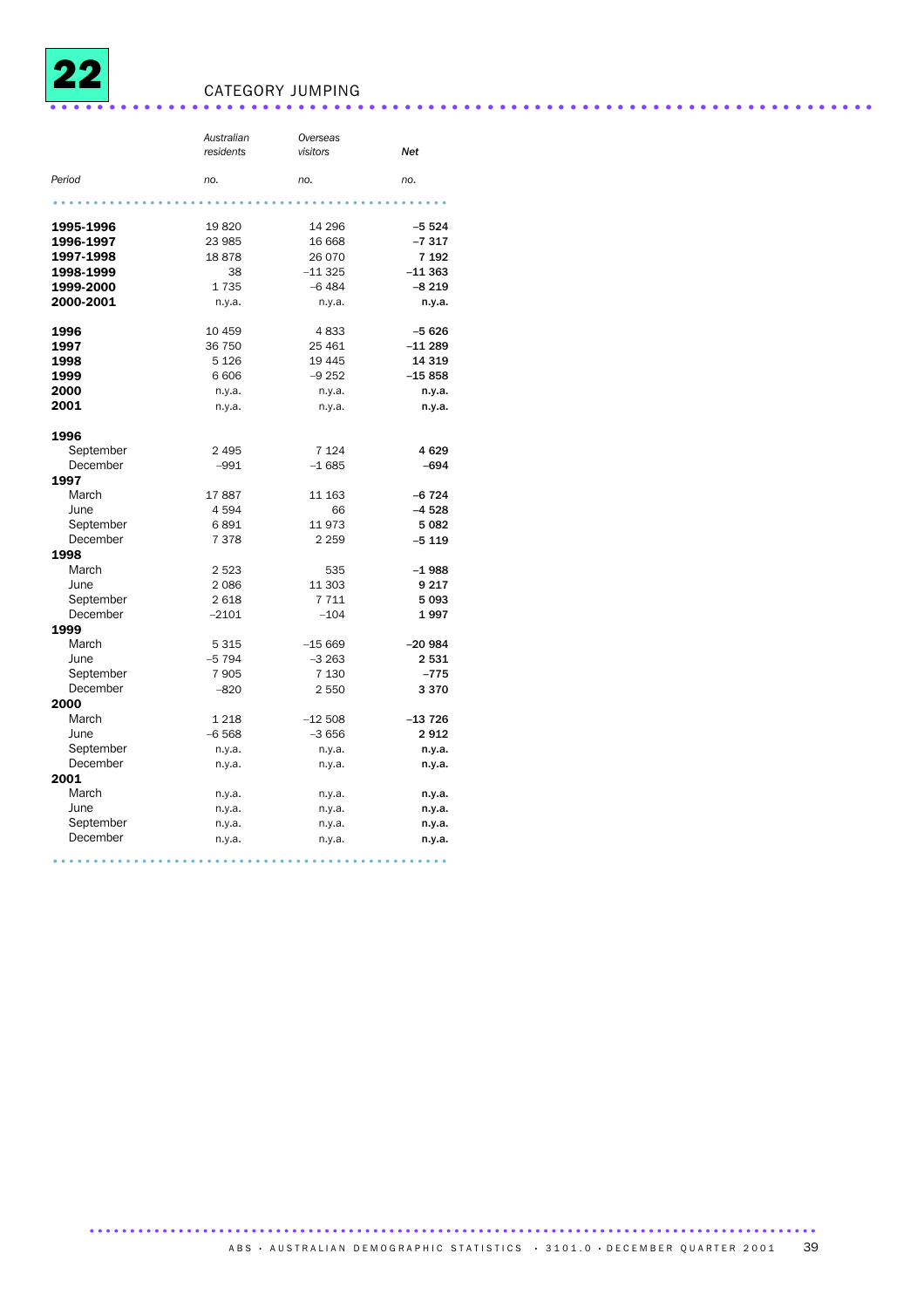# 22 CATEGORY JUMPING

| Period | *Australian residents* | *Overseas visitors* | ***Net*** |
|---|---|---|---|
| | *no.* | *no.* | *no.* |
| **1995-1996** | 19 820 | 14 296 | **–5 524** |
| **1996-1997** | 23 985 | 16 668 | **–7 317** |
| **1997-1998** | 18 878 | 26 070 | **7 192** |
| **1998-1999** | 38 | –11 325 | **–11 363** |
| **1999-2000** | 1 735 | –6 484 | **–8 219** |
| **2000-2001** | n.y.a. | n.y.a. | **n.y.a.** |
| **1996** | 10 459 | 4 833 | **–5 626** |
| **1997** | 36 750 | 25 461 | **–11 289** |
| **1998** | 5 126 | 19 445 | **14 319** |
| **1999** | 6 606 | –9 252 | **–15 858** |
| **2000** | n.y.a. | n.y.a. | **n.y.a.** |
| **2001** | n.y.a. | n.y.a. | **n.y.a.** |
| **1996** | | | |
| September | 2 495 | 7 124 | **4 629** |
| December | –991 | –1 685 | **–694** |
| **1997** | | | |
| March | 17 887 | 11 163 | **–6 724** |
| June | 4 594 | 66 | **–4 528** |
| September | 6 891 | 11 973 | **5 082** |
| December | 7 378 | 2 259 | **–5 119** |
| **1998** | | | |
| March | 2 523 | 535 | **–1 988** |
| June | 2 086 | 11 303 | **9 217** |
| September | 2 618 | 7 711 | **5 093** |
| December | –2101 | –104 | **1 997** |
| **1999** | | | |
| March | 5 315 | –15 669 | **–20 984** |
| June | –5 794 | –3 263 | **2 531** |
| September | 7 905 | 7 130 | **–775** |
| December | –820 | 2 550 | **3 370** |
| **2000** | | | |
| March | 1 218 | –12 508 | **–13 726** |
| June | –6 568 | –3 656 | **2 912** |
| September | n.y.a. | n.y.a. | **n.y.a.** |
| December | n.y.a. | n.y.a. | **n.y.a.** |
| **2001** | | | |
| March | n.y.a. | n.y.a. | **n.y.a.** |
| June | n.y.a. | n.y.a. | **n.y.a.** |
| September | n.y.a. | n.y.a. | **n.y.a.** |
| December | n.y.a. | n.y.a. | **n.y.a.** |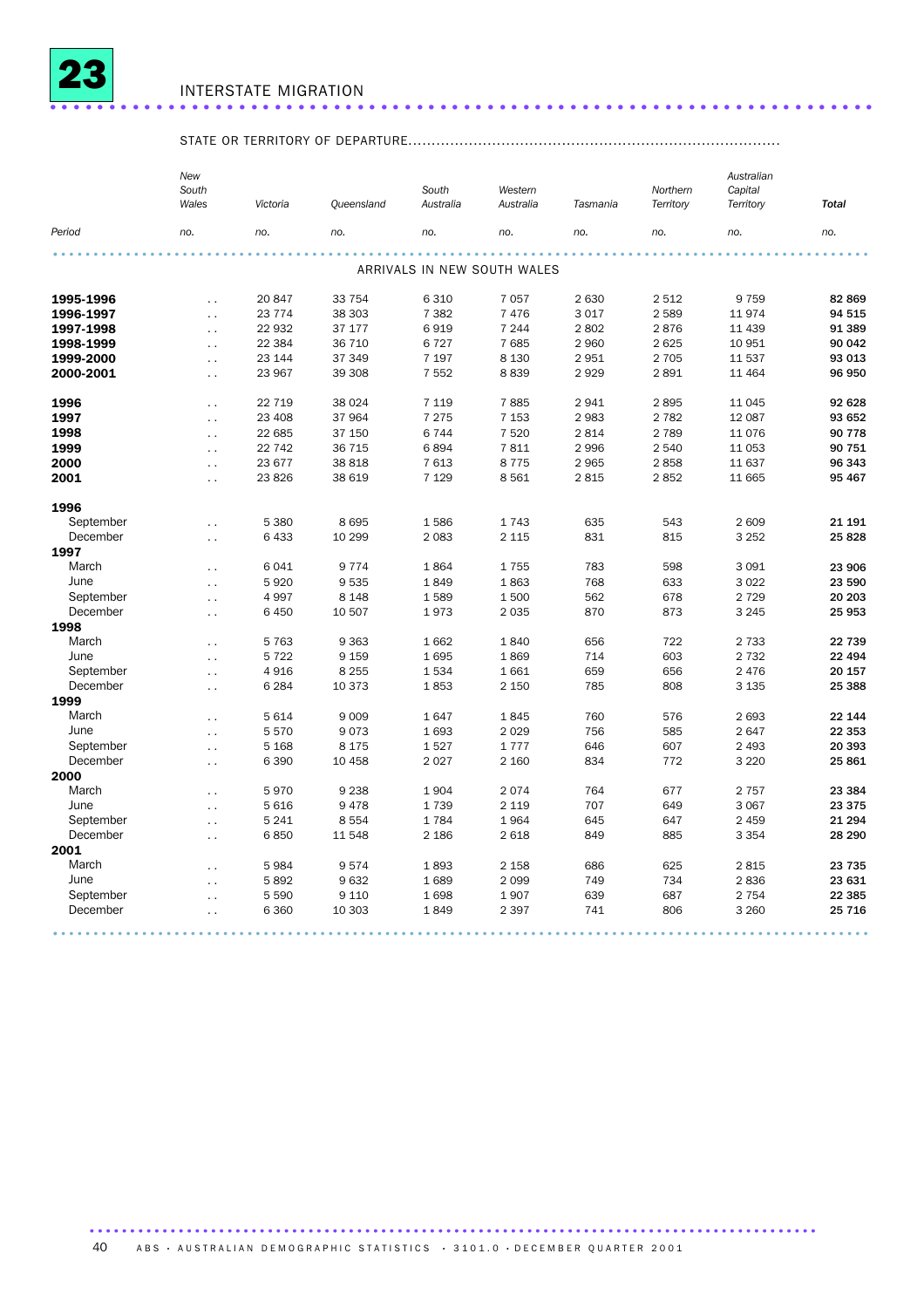# 23 INTERSTATE MIGRATION

STATE OR TERRITORY OF DEPARTURE

| Period | New South Wales | Victoria | Queensland | South Australia | Western Australia | Tasmania | Northern Territory | Australian Capital Territory | Total |
|---|---|---|---|---|---|---|---|---|---|
| | no. | no. | no. | no. | no. | no. | no. | no. | no. |
| **ARRIVALS IN NEW SOUTH WALES** | | | | | | | | | |
| **1995-1996** | . . | 20 847 | 33 754 | 6 310 | 7 057 | 2 630 | 2 512 | 9 759 | **82 869** |
| **1996-1997** | . . | 23 774 | 38 303 | 7 382 | 7 476 | 3 017 | 2 589 | 11 974 | **94 515** |
| **1997-1998** | . . | 22 932 | 37 177 | 6 919 | 7 244 | 2 802 | 2 876 | 11 439 | **91 389** |
| **1998-1999** | . . | 22 384 | 36 710 | 6 727 | 7 685 | 2 960 | 2 625 | 10 951 | **90 042** |
| **1999-2000** | . . | 23 144 | 37 349 | 7 197 | 8 130 | 2 951 | 2 705 | 11 537 | **93 013** |
| **2000-2001** | . . | 23 967 | 39 308 | 7 552 | 8 839 | 2 929 | 2 891 | 11 464 | **96 950** |
| **1996** | . . | 22 719 | 38 024 | 7 119 | 7 885 | 2 941 | 2 895 | 11 045 | **92 628** |
| **1997** | . . | 23 408 | 37 964 | 7 275 | 7 153 | 2 983 | 2 782 | 12 087 | **93 652** |
| **1998** | . . | 22 685 | 37 150 | 6 744 | 7 520 | 2 814 | 2 789 | 11 076 | **90 778** |
| **1999** | . . | 22 742 | 36 715 | 6 894 | 7 811 | 2 996 | 2 540 | 11 053 | **90 751** |
| **2000** | . . | 23 677 | 38 818 | 7 613 | 8 775 | 2 965 | 2 858 | 11 637 | **96 343** |
| **2001** | . . | 23 826 | 38 619 | 7 129 | 8 561 | 2 815 | 2 852 | 11 665 | **95 467** |
| **1996** | | | | | | | | | |
| September | . . | 5 380 | 8 695 | 1 586 | 1 743 | 635 | 543 | 2 609 | **21 191** |
| December | . . | 6 433 | 10 299 | 2 083 | 2 115 | 831 | 815 | 3 252 | **25 828** |
| **1997** | | | | | | | | | |
| March | . . | 6 041 | 9 774 | 1 864 | 1 755 | 783 | 598 | 3 091 | **23 906** |
| June | . . | 5 920 | 9 535 | 1 849 | 1 863 | 768 | 633 | 3 022 | **23 590** |
| September | . . | 4 997 | 8 148 | 1 589 | 1 500 | 562 | 678 | 2 729 | **20 203** |
| December | . . | 6 450 | 10 507 | 1 973 | 2 035 | 870 | 873 | 3 245 | **25 953** |
| **1998** | | | | | | | | | |
| March | . . | 5 763 | 9 363 | 1 662 | 1 840 | 656 | 722 | 2 733 | **22 739** |
| June | . . | 5 722 | 9 159 | 1 695 | 1 869 | 714 | 603 | 2 732 | **22 494** |
| September | . . | 4 916 | 8 255 | 1 534 | 1 661 | 659 | 656 | 2 476 | **20 157** |
| December | . . | 6 284 | 10 373 | 1 853 | 2 150 | 785 | 808 | 3 135 | **25 388** |
| **1999** | | | | | | | | | |
| March | . . | 5 614 | 9 009 | 1 647 | 1 845 | 760 | 576 | 2 693 | **22 144** |
| June | . . | 5 570 | 9 073 | 1 693 | 2 029 | 756 | 585 | 2 647 | **22 353** |
| September | . . | 5 168 | 8 175 | 1 527 | 1 777 | 646 | 607 | 2 493 | **20 393** |
| December | . . | 6 390 | 10 458 | 2 027 | 2 160 | 834 | 772 | 3 220 | **25 861** |
| **2000** | | | | | | | | | |
| March | . . | 5 970 | 9 238 | 1 904 | 2 074 | 764 | 677 | 2 757 | **23 384** |
| June | . . | 5 616 | 9 478 | 1 739 | 2 119 | 707 | 649 | 3 067 | **23 375** |
| September | . . | 5 241 | 8 554 | 1 784 | 1 964 | 645 | 647 | 2 459 | **21 294** |
| December | . . | 6 850 | 11 548 | 2 186 | 2 618 | 849 | 885 | 3 354 | **28 290** |
| **2001** | | | | | | | | | |
| March | . . | 5 984 | 9 574 | 1 893 | 2 158 | 686 | 625 | 2 815 | **23 735** |
| June | . . | 5 892 | 9 632 | 1 689 | 2 099 | 749 | 734 | 2 836 | **23 631** |
| September | . . | 5 590 | 9 110 | 1 698 | 1 907 | 639 | 687 | 2 754 | **22 385** |
| December | . . | 6 360 | 10 303 | 1 849 | 2 397 | 741 | 806 | 3 260 | **25 716** |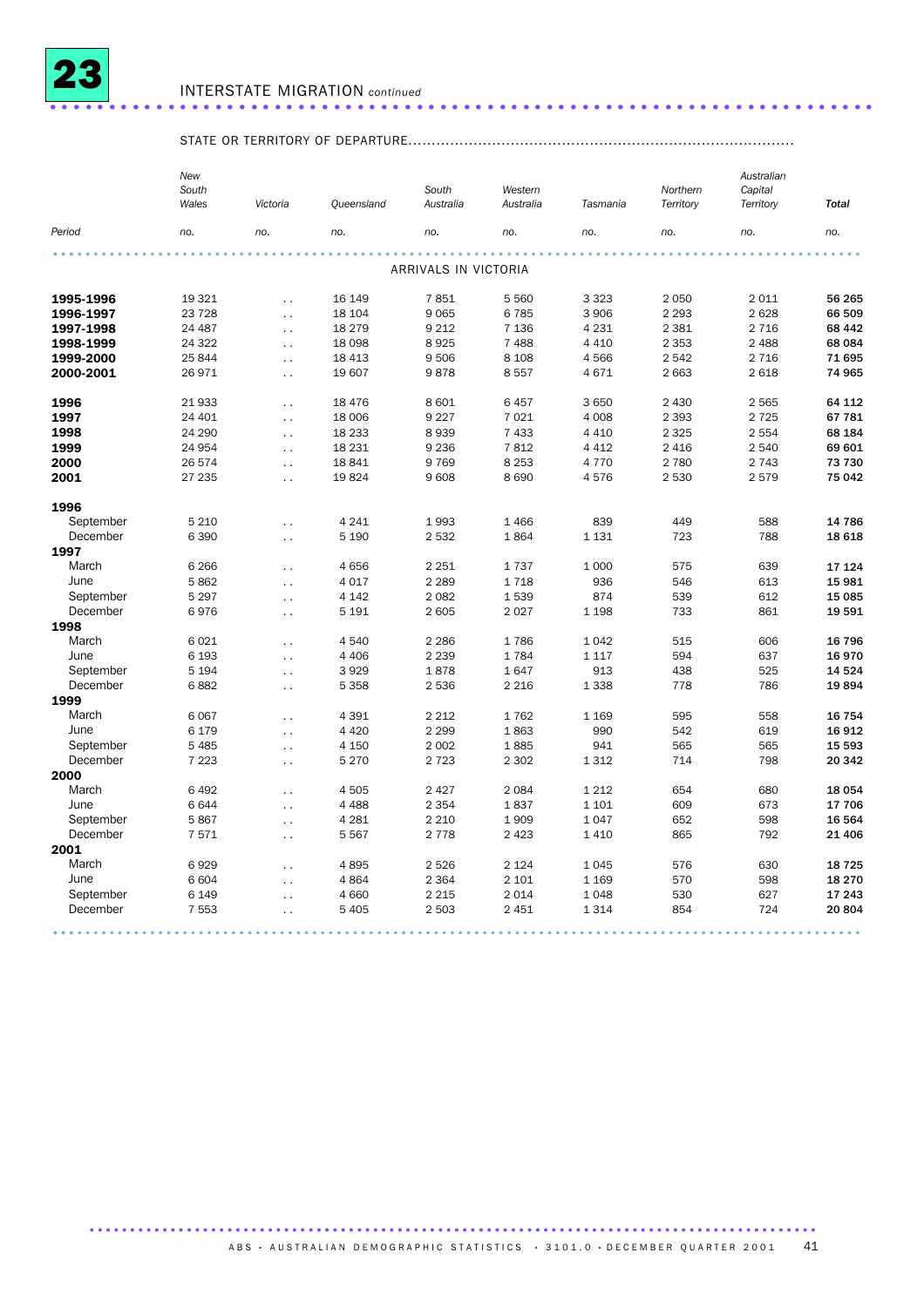# 23 INTERSTATE MIGRATION *continued*

STATE OR TERRITORY OF DEPARTURE

| Period | New South Wales | Victoria | Queensland | South Australia | Western Australia | Tasmania | Northern Territory | Australian Capital Territory | Total |
|---|---|---|---|---|---|---|---|---|---|
| | no. | no. | no. | no. | no. | no. | no. | no. | no. |
| **ARRIVALS IN VICTORIA** | | | | | | | | | |
| **1995-1996** | 19 321 | . . | 16 149 | 7 851 | 5 560 | 3 323 | 2 050 | 2 011 | **56 265** |
| **1996-1997** | 23 728 | . . | 18 104 | 9 065 | 6 785 | 3 906 | 2 293 | 2 628 | **66 509** |
| **1997-1998** | 24 487 | . . | 18 279 | 9 212 | 7 136 | 4 231 | 2 381 | 2 716 | **68 442** |
| **1998-1999** | 24 322 | . . | 18 098 | 8 925 | 7 488 | 4 410 | 2 353 | 2 488 | **68 084** |
| **1999-2000** | 25 844 | . . | 18 413 | 9 506 | 8 108 | 4 566 | 2 542 | 2 716 | **71 695** |
| **2000-2001** | 26 971 | . . | 19 607 | 9 878 | 8 557 | 4 671 | 2 663 | 2 618 | **74 965** |
| **1996** | 21 933 | . . | 18 476 | 8 601 | 6 457 | 3 650 | 2 430 | 2 565 | **64 112** |
| **1997** | 24 401 | . . | 18 006 | 9 227 | 7 021 | 4 008 | 2 393 | 2 725 | **67 781** |
| **1998** | 24 290 | . . | 18 233 | 8 939 | 7 433 | 4 410 | 2 325 | 2 554 | **68 184** |
| **1999** | 24 954 | . . | 18 231 | 9 236 | 7 812 | 4 412 | 2 416 | 2 540 | **69 601** |
| **2000** | 26 574 | . . | 18 841 | 9 769 | 8 253 | 4 770 | 2 780 | 2 743 | **73 730** |
| **2001** | 27 235 | . . | 19 824 | 9 608 | 8 690 | 4 576 | 2 530 | 2 579 | **75 042** |
| **1996** | | | | | | | | | |
| September | 5 210 | . . | 4 241 | 1 993 | 1 466 | 839 | 449 | 588 | **14 786** |
| December | 6 390 | . . | 5 190 | 2 532 | 1 864 | 1 131 | 723 | 788 | **18 618** |
| **1997** | | | | | | | | | |
| March | 6 266 | . . | 4 656 | 2 251 | 1 737 | 1 000 | 575 | 639 | **17 124** |
| June | 5 862 | . . | 4 017 | 2 289 | 1 718 | 936 | 546 | 613 | **15 981** |
| September | 5 297 | . . | 4 142 | 2 082 | 1 539 | 874 | 539 | 612 | **15 085** |
| December | 6 976 | . . | 5 191 | 2 605 | 2 027 | 1 198 | 733 | 861 | **19 591** |
| **1998** | | | | | | | | | |
| March | 6 021 | . . | 4 540 | 2 286 | 1 786 | 1 042 | 515 | 606 | **16 796** |
| June | 6 193 | . . | 4 406 | 2 239 | 1 784 | 1 117 | 594 | 637 | **16 970** |
| September | 5 194 | . . | 3 929 | 1 878 | 1 647 | 913 | 438 | 525 | **14 524** |
| December | 6 882 | . . | 5 358 | 2 536 | 2 216 | 1 338 | 778 | 786 | **19 894** |
| **1999** | | | | | | | | | |
| March | 6 067 | . . | 4 391 | 2 212 | 1 762 | 1 169 | 595 | 558 | **16 754** |
| June | 6 179 | . . | 4 420 | 2 299 | 1 863 | 990 | 542 | 619 | **16 912** |
| September | 5 485 | . . | 4 150 | 2 002 | 1 885 | 941 | 565 | 565 | **15 593** |
| December | 7 223 | . . | 5 270 | 2 723 | 2 302 | 1 312 | 714 | 798 | **20 342** |
| **2000** | | | | | | | | | |
| March | 6 492 | . . | 4 505 | 2 427 | 2 084 | 1 212 | 654 | 680 | **18 054** |
| June | 6 644 | . . | 4 488 | 2 354 | 1 837 | 1 101 | 609 | 673 | **17 706** |
| September | 5 867 | . . | 4 281 | 2 210 | 1 909 | 1 047 | 652 | 598 | **16 564** |
| December | 7 571 | . . | 5 567 | 2 778 | 2 423 | 1 410 | 865 | 792 | **21 406** |
| **2001** | | | | | | | | | |
| March | 6 929 | . . | 4 895 | 2 526 | 2 124 | 1 045 | 576 | 630 | **18 725** |
| June | 6 604 | . . | 4 864 | 2 364 | 2 101 | 1 169 | 570 | 598 | **18 270** |
| September | 6 149 | . . | 4 660 | 2 215 | 2 014 | 1 048 | 530 | 627 | **17 243** |
| December | 7 553 | . . | 5 405 | 2 503 | 2 451 | 1 314 | 854 | 724 | **20 804** |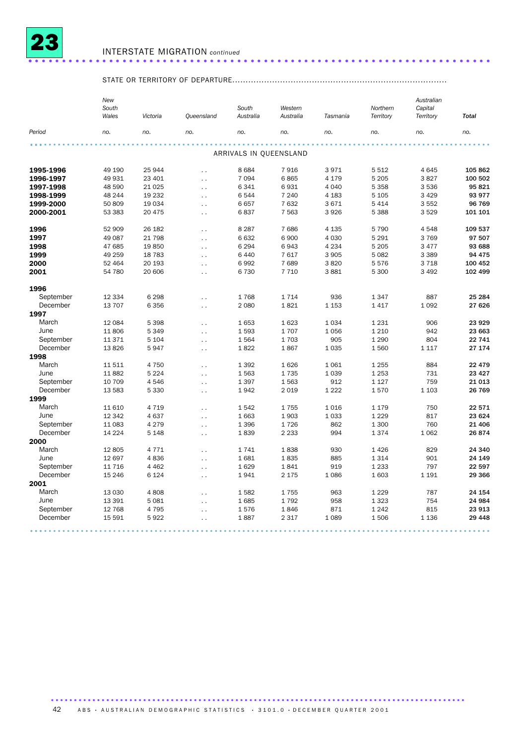## 23 INTERSTATE MIGRATION *continued*

| Period | STATE OR TERRITORY OF DEPARTURE | | | | | | | | |
|---|---|---|---|---|---|---|---|---|---|
| | *New South Wales* | *Victoria* | *Queensland* | *South Australia* | *Western Australia* | *Tasmania* | *Northern Territory* | *Australian Capital Territory* | ***Total*** |
| | *no.* | *no.* | *no.* | *no.* | *no.* | *no.* | *no.* | *no.* | *no.* |
| | | | | ARRIVALS IN QUEENSLAND | | | | | |
| **1995-1996** | 49 190 | 25 944 | . . | 8 684 | 7 916 | 3 971 | 5 512 | 4 645 | **105 862** |
| **1996-1997** | 49 931 | 23 401 | . . | 7 094 | 6 865 | 4 179 | 5 205 | 3 827 | **100 502** |
| **1997-1998** | 48 590 | 21 025 | . . | 6 341 | 6 931 | 4 040 | 5 358 | 3 536 | **95 821** |
| **1998-1999** | 48 244 | 19 232 | . . | 6 544 | 7 240 | 4 183 | 5 105 | 3 429 | **93 977** |
| **1999-2000** | 50 809 | 19 034 | . . | 6 657 | 7 632 | 3 671 | 5 414 | 3 552 | **96 769** |
| **2000-2001** | 53 383 | 20 475 | . . | 6 837 | 7 563 | 3 926 | 5 388 | 3 529 | **101 101** |
| **1996** | 52 909 | 26 182 | . . | 8 287 | 7 686 | 4 135 | 5 790 | 4 548 | **109 537** |
| **1997** | 49 087 | 21 798 | . . | 6 632 | 6 900 | 4 030 | 5 291 | 3 769 | **97 507** |
| **1998** | 47 685 | 19 850 | . . | 6 294 | 6 943 | 4 234 | 5 205 | 3 477 | **93 688** |
| **1999** | 49 259 | 18 783 | . . | 6 440 | 7 617 | 3 905 | 5 082 | 3 389 | **94 475** |
| **2000** | 52 464 | 20 193 | . . | 6 992 | 7 689 | 3 820 | 5 576 | 3 718 | **100 452** |
| **2001** | 54 780 | 20 606 | . . | 6 730 | 7 710 | 3 881 | 5 300 | 3 492 | **102 499** |
| **1996** | | | | | | | | | |
| September | 12 334 | 6 298 | . . | 1 768 | 1 714 | 936 | 1 347 | 887 | **25 284** |
| December | 13 707 | 6 356 | . . | 2 080 | 1 821 | 1 153 | 1 417 | 1 092 | **27 626** |
| **1997** | | | | | | | | | |
| March | 12 084 | 5 398 | . . | 1 653 | 1 623 | 1 034 | 1 231 | 906 | **23 929** |
| June | 11 806 | 5 349 | . . | 1 593 | 1 707 | 1 056 | 1 210 | 942 | **23 663** |
| September | 11 371 | 5 104 | . . | 1 564 | 1 703 | 905 | 1 290 | 804 | **22 741** |
| December | 13 826 | 5 947 | . . | 1 822 | 1 867 | 1 035 | 1 560 | 1 117 | **27 174** |
| **1998** | | | | | | | | | |
| March | 11 511 | 4 750 | . . | 1 392 | 1 626 | 1 061 | 1 255 | 884 | **22 479** |
| June | 11 882 | 5 224 | . . | 1 563 | 1 735 | 1 039 | 1 253 | 731 | **23 427** |
| September | 10 709 | 4 546 | . . | 1 397 | 1 563 | 912 | 1 127 | 759 | **21 013** |
| December | 13 583 | 5 330 | . . | 1 942 | 2 019 | 1 222 | 1 570 | 1 103 | **26 769** |
| **1999** | | | | | | | | | |
| March | 11 610 | 4 719 | . . | 1 542 | 1 755 | 1 016 | 1 179 | 750 | **22 571** |
| June | 12 342 | 4 637 | . . | 1 663 | 1 903 | 1 033 | 1 229 | 817 | **23 624** |
| September | 11 083 | 4 279 | . . | 1 396 | 1 726 | 862 | 1 300 | 760 | **21 406** |
| December | 14 224 | 5 148 | . . | 1 839 | 2 233 | 994 | 1 374 | 1 062 | **26 874** |
| **2000** | | | | | | | | | |
| March | 12 805 | 4 771 | . . | 1 741 | 1 838 | 930 | 1 426 | 829 | **24 340** |
| June | 12 697 | 4 836 | . . | 1 681 | 1 835 | 885 | 1 314 | 901 | **24 149** |
| September | 11 716 | 4 462 | . . | 1 629 | 1 841 | 919 | 1 233 | 797 | **22 597** |
| December | 15 246 | 6 124 | . . | 1 941 | 2 175 | 1 086 | 1 603 | 1 191 | **29 366** |
| **2001** | | | | | | | | | |
| March | 13 030 | 4 808 | . . | 1 582 | 1 755 | 963 | 1 229 | 787 | **24 154** |
| June | 13 391 | 5 081 | . . | 1 685 | 1 792 | 958 | 1 323 | 754 | **24 984** |
| September | 12 768 | 4 795 | . . | 1 576 | 1 846 | 871 | 1 242 | 815 | **23 913** |
| December | 15 591 | 5 922 | . . | 1 887 | 2 317 | 1 089 | 1 506 | 1 136 | **29 448** |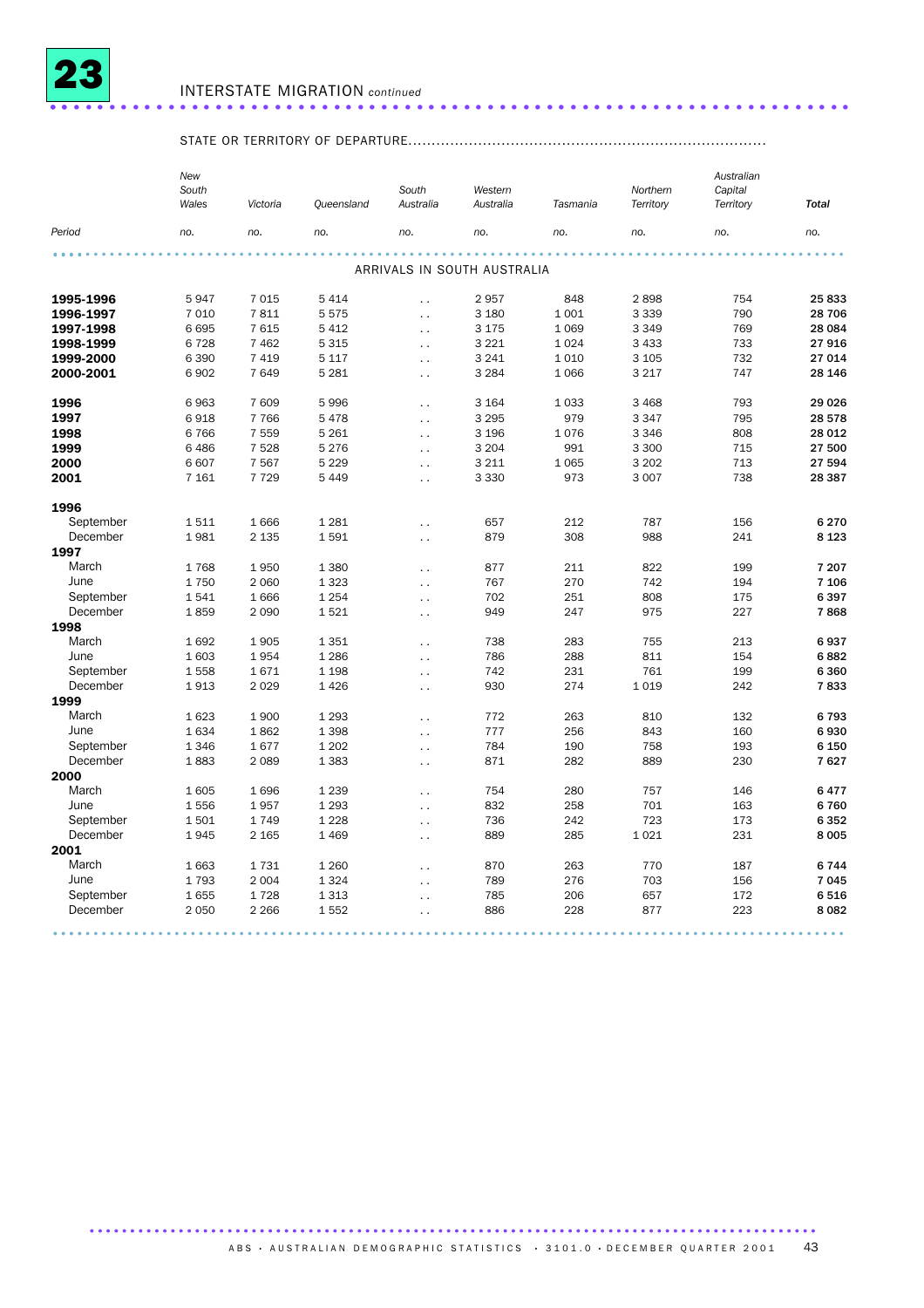# 23 INTERSTATE MIGRATION *continued*

STATE OR TERRITORY OF DEPARTURE

| Period | New South Wales | Victoria | Queensland | South Australia | Western Australia | Tasmania | Northern Territory | Australian Capital Territory | Total |
|---|---|---|---|---|---|---|---|---|---|
| | no. | no. | no. | no. | no. | no. | no. | no. | no. |
| **ARRIVALS IN SOUTH AUSTRALIA** | | | | | | | | | |
| **1995-1996** | 5 947 | 7 015 | 5 414 | . . | 2 957 | 848 | 2 898 | 754 | **25 833** |
| **1996-1997** | 7 010 | 7 811 | 5 575 | . . | 3 180 | 1 001 | 3 339 | 790 | **28 706** |
| **1997-1998** | 6 695 | 7 615 | 5 412 | . . | 3 175 | 1 069 | 3 349 | 769 | **28 084** |
| **1998-1999** | 6 728 | 7 462 | 5 315 | . . | 3 221 | 1 024 | 3 433 | 733 | **27 916** |
| **1999-2000** | 6 390 | 7 419 | 5 117 | . . | 3 241 | 1 010 | 3 105 | 732 | **27 014** |
| **2000-2001** | 6 902 | 7 649 | 5 281 | . . | 3 284 | 1 066 | 3 217 | 747 | **28 146** |
| **1996** | 6 963 | 7 609 | 5 996 | . . | 3 164 | 1 033 | 3 468 | 793 | **29 026** |
| **1997** | 6 918 | 7 766 | 5 478 | . . | 3 295 | 979 | 3 347 | 795 | **28 578** |
| **1998** | 6 766 | 7 559 | 5 261 | . . | 3 196 | 1 076 | 3 346 | 808 | **28 012** |
| **1999** | 6 486 | 7 528 | 5 276 | . . | 3 204 | 991 | 3 300 | 715 | **27 500** |
| **2000** | 6 607 | 7 567 | 5 229 | . . | 3 211 | 1 065 | 3 202 | 713 | **27 594** |
| **2001** | 7 161 | 7 729 | 5 449 | . . | 3 330 | 973 | 3 007 | 738 | **28 387** |
| **1996** | | | | | | | | | |
| September | 1 511 | 1 666 | 1 281 | . . | 657 | 212 | 787 | 156 | **6 270** |
| December | 1 981 | 2 135 | 1 591 | . . | 879 | 308 | 988 | 241 | **8 123** |
| **1997** | | | | | | | | | |
| March | 1 768 | 1 950 | 1 380 | . . | 877 | 211 | 822 | 199 | **7 207** |
| June | 1 750 | 2 060 | 1 323 | . . | 767 | 270 | 742 | 194 | **7 106** |
| September | 1 541 | 1 666 | 1 254 | . . | 702 | 251 | 808 | 175 | **6 397** |
| December | 1 859 | 2 090 | 1 521 | . . | 949 | 247 | 975 | 227 | **7 868** |
| **1998** | | | | | | | | | |
| March | 1 692 | 1 905 | 1 351 | . . | 738 | 283 | 755 | 213 | **6 937** |
| June | 1 603 | 1 954 | 1 286 | . . | 786 | 288 | 811 | 154 | **6 882** |
| September | 1 558 | 1 671 | 1 198 | . . | 742 | 231 | 761 | 199 | **6 360** |
| December | 1 913 | 2 029 | 1 426 | . . | 930 | 274 | 1 019 | 242 | **7 833** |
| **1999** | | | | | | | | | |
| March | 1 623 | 1 900 | 1 293 | . . | 772 | 263 | 810 | 132 | **6 793** |
| June | 1 634 | 1 862 | 1 398 | . . | 777 | 256 | 843 | 160 | **6 930** |
| September | 1 346 | 1 677 | 1 202 | . . | 784 | 190 | 758 | 193 | **6 150** |
| December | 1 883 | 2 089 | 1 383 | . . | 871 | 282 | 889 | 230 | **7 627** |
| **2000** | | | | | | | | | |
| March | 1 605 | 1 696 | 1 239 | . . | 754 | 280 | 757 | 146 | **6 477** |
| June | 1 556 | 1 957 | 1 293 | . . | 832 | 258 | 701 | 163 | **6 760** |
| September | 1 501 | 1 749 | 1 228 | . . | 736 | 242 | 723 | 173 | **6 352** |
| December | 1 945 | 2 165 | 1 469 | . . | 889 | 285 | 1 021 | 231 | **8 005** |
| **2001** | | | | | | | | | |
| March | 1 663 | 1 731 | 1 260 | . . | 870 | 263 | 770 | 187 | **6 744** |
| June | 1 793 | 2 004 | 1 324 | . . | 789 | 276 | 703 | 156 | **7 045** |
| September | 1 655 | 1 728 | 1 313 | . . | 785 | 206 | 657 | 172 | **6 516** |
| December | 2 050 | 2 266 | 1 552 | . . | 886 | 228 | 877 | 223 | **8 082** |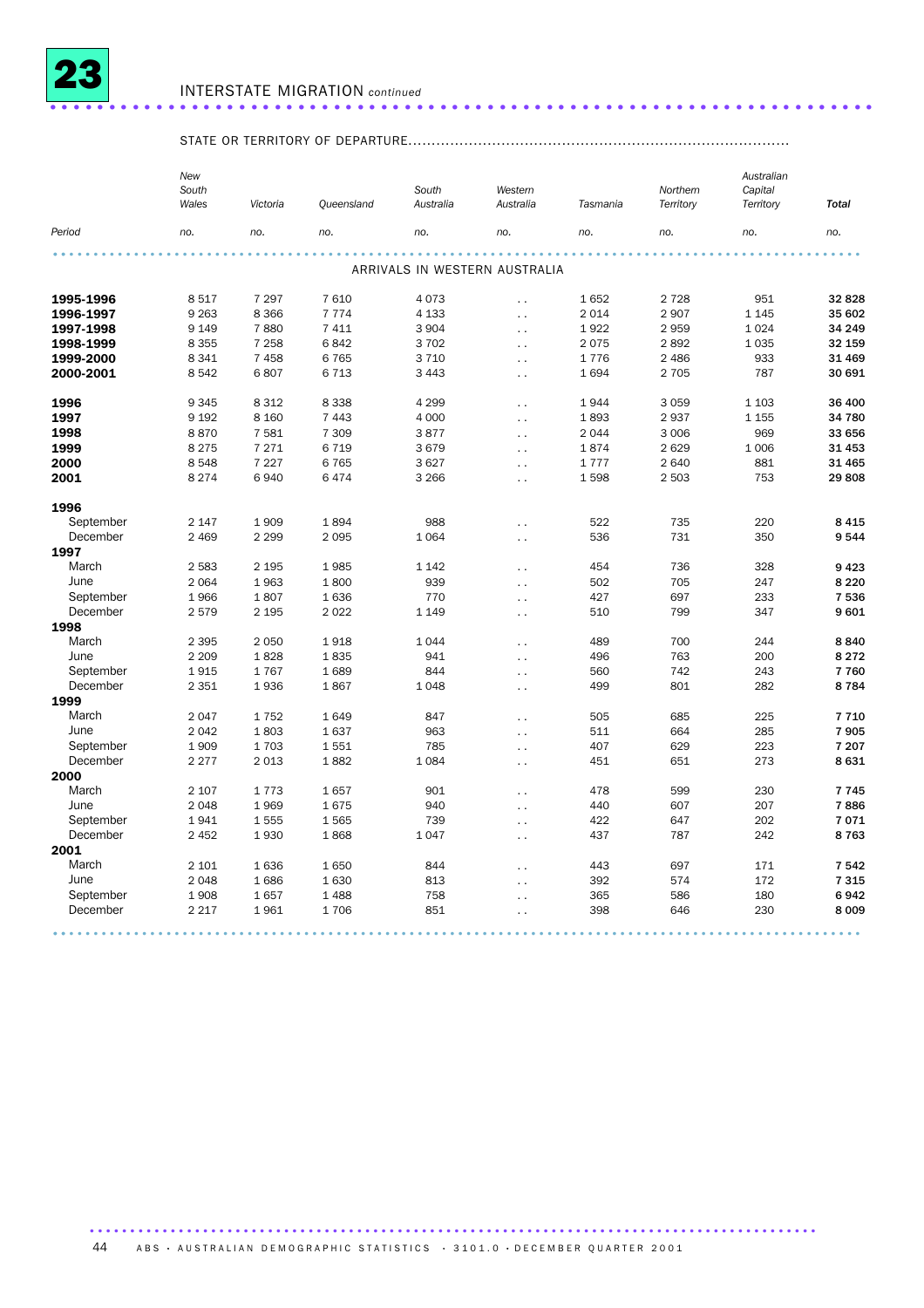## 23 INTERSTATE MIGRATION *continued*

| | STATE OR TERRITORY OF DEPARTURE | | | | | | | | |
|---|---|---|---|---|---|---|---|---|---|
| | *New South Wales* | *Victoria* | *Queensland* | *South Australia* | *Western Australia* | *Tasmania* | *Northern Territory* | *Australian Capital Territory* | ***Total*** |
| *Period* | *no.* | *no.* | *no.* | *no.* | *no.* | *no.* | *no.* | *no.* | *no.* |
| | | | | ARRIVALS IN WESTERN AUSTRALIA | | | | | |
| **1995-1996** | 8 517 | 7 297 | 7 610 | 4 073 | . . | 1 652 | 2 728 | 951 | **32 828** |
| **1996-1997** | 9 263 | 8 366 | 7 774 | 4 133 | . . | 2 014 | 2 907 | 1 145 | **35 602** |
| **1997-1998** | 9 149 | 7 880 | 7 411 | 3 904 | . . | 1 922 | 2 959 | 1 024 | **34 249** |
| **1998-1999** | 8 355 | 7 258 | 6 842 | 3 702 | . . | 2 075 | 2 892 | 1 035 | **32 159** |
| **1999-2000** | 8 341 | 7 458 | 6 765 | 3 710 | . . | 1 776 | 2 486 | 933 | **31 469** |
| **2000-2001** | 8 542 | 6 807 | 6 713 | 3 443 | . . | 1 694 | 2 705 | 787 | **30 691** |
| | | | | | | | | | |
| **1996** | 9 345 | 8 312 | 8 338 | 4 299 | . . | 1 944 | 3 059 | 1 103 | **36 400** |
| **1997** | 9 192 | 8 160 | 7 443 | 4 000 | . . | 1 893 | 2 937 | 1 155 | **34 780** |
| **1998** | 8 870 | 7 581 | 7 309 | 3 877 | . . | 2 044 | 3 006 | 969 | **33 656** |
| **1999** | 8 275 | 7 271 | 6 719 | 3 679 | . . | 1 874 | 2 629 | 1 006 | **31 453** |
| **2000** | 8 548 | 7 227 | 6 765 | 3 627 | . . | 1 777 | 2 640 | 881 | **31 465** |
| **2001** | 8 274 | 6 940 | 6 474 | 3 266 | . . | 1 598 | 2 503 | 753 | **29 808** |
| | | | | | | | | | |
| **1996** | | | | | | | | | |
| September | 2 147 | 1 909 | 1 894 | 988 | . . | 522 | 735 | 220 | **8 415** |
| December | 2 469 | 2 299 | 2 095 | 1 064 | . . | 536 | 731 | 350 | **9 544** |
| **1997** | | | | | | | | | |
| March | 2 583 | 2 195 | 1 985 | 1 142 | . . | 454 | 736 | 328 | **9 423** |
| June | 2 064 | 1 963 | 1 800 | 939 | . . | 502 | 705 | 247 | **8 220** |
| September | 1 966 | 1 807 | 1 636 | 770 | . . | 427 | 697 | 233 | **7 536** |
| December | 2 579 | 2 195 | 2 022 | 1 149 | . . | 510 | 799 | 347 | **9 601** |
| **1998** | | | | | | | | | |
| March | 2 395 | 2 050 | 1 918 | 1 044 | . . | 489 | 700 | 244 | **8 840** |
| June | 2 209 | 1 828 | 1 835 | 941 | . . | 496 | 763 | 200 | **8 272** |
| September | 1 915 | 1 767 | 1 689 | 844 | . . | 560 | 742 | 243 | **7 760** |
| December | 2 351 | 1 936 | 1 867 | 1 048 | . . | 499 | 801 | 282 | **8 784** |
| **1999** | | | | | | | | | |
| March | 2 047 | 1 752 | 1 649 | 847 | . . | 505 | 685 | 225 | **7 710** |
| June | 2 042 | 1 803 | 1 637 | 963 | . . | 511 | 664 | 285 | **7 905** |
| September | 1 909 | 1 703 | 1 551 | 785 | . . | 407 | 629 | 223 | **7 207** |
| December | 2 277 | 2 013 | 1 882 | 1 084 | . . | 451 | 651 | 273 | **8 631** |
| **2000** | | | | | | | | | |
| March | 2 107 | 1 773 | 1 657 | 901 | . . | 478 | 599 | 230 | **7 745** |
| June | 2 048 | 1 969 | 1 675 | 940 | . . | 440 | 607 | 207 | **7 886** |
| September | 1 941 | 1 555 | 1 565 | 739 | . . | 422 | 647 | 202 | **7 071** |
| December | 2 452 | 1 930 | 1 868 | 1 047 | . . | 437 | 787 | 242 | **8 763** |
| **2001** | | | | | | | | | |
| March | 2 101 | 1 636 | 1 650 | 844 | . . | 443 | 697 | 171 | **7 542** |
| June | 2 048 | 1 686 | 1 630 | 813 | . . | 392 | 574 | 172 | **7 315** |
| September | 1 908 | 1 657 | 1 488 | 758 | . . | 365 | 586 | 180 | **6 942** |
| December | 2 217 | 1 961 | 1 706 | 851 | . . | 398 | 646 | 230 | **8 009** |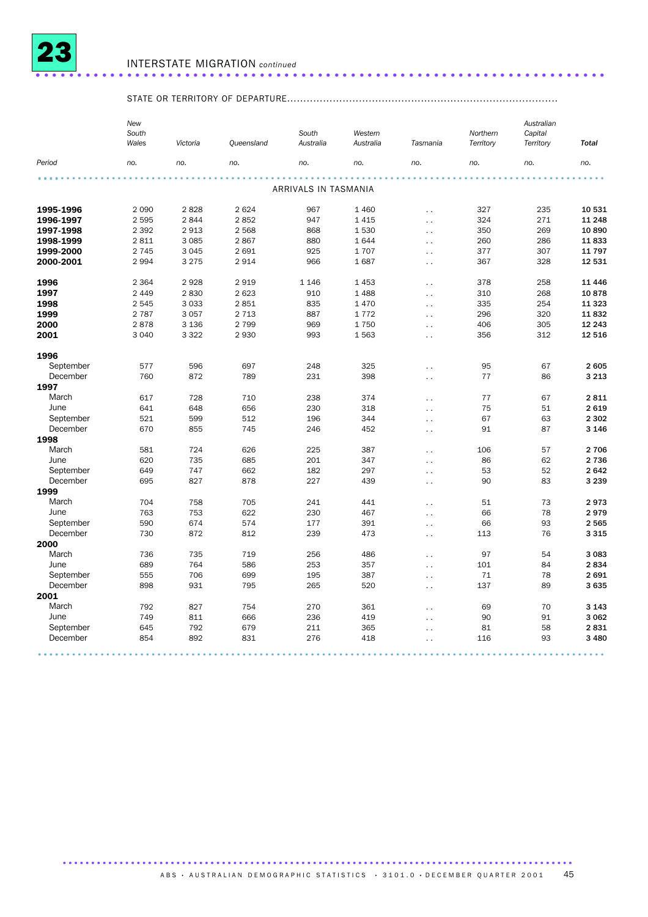## 23 INTERSTATE MIGRATION *continued*

STATE OR TERRITORY OF DEPARTURE

| Period | New South Wales | Victoria | Queensland | South Australia | Western Australia | Tasmania | Northern Territory | Australian Capital Territory | Total |
|---|---|---|---|---|---|---|---|---|---|
| | no. | no. | no. | no. | no. | no. | no. | no. | no. |
| **ARRIVALS IN TASMANIA** | | | | | | | | | |
| **1995-1996** | 2 090 | 2 828 | 2 624 | 967 | 1 460 | . . | 327 | 235 | **10 531** |
| **1996-1997** | 2 595 | 2 844 | 2 852 | 947 | 1 415 | . . | 324 | 271 | **11 248** |
| **1997-1998** | 2 392 | 2 913 | 2 568 | 868 | 1 530 | . . | 350 | 269 | **10 890** |
| **1998-1999** | 2 811 | 3 085 | 2 867 | 880 | 1 644 | . . | 260 | 286 | **11 833** |
| **1999-2000** | 2 745 | 3 045 | 2 691 | 925 | 1 707 | . . | 377 | 307 | **11 797** |
| **2000-2001** | 2 994 | 3 275 | 2 914 | 966 | 1 687 | . . | 367 | 328 | **12 531** |
| **1996** | 2 364 | 2 928 | 2 919 | 1 146 | 1 453 | . . | 378 | 258 | **11 446** |
| **1997** | 2 449 | 2 830 | 2 623 | 910 | 1 488 | . . | 310 | 268 | **10 878** |
| **1998** | 2 545 | 3 033 | 2 851 | 835 | 1 470 | . . | 335 | 254 | **11 323** |
| **1999** | 2 787 | 3 057 | 2 713 | 887 | 1 772 | . . | 296 | 320 | **11 832** |
| **2000** | 2 878 | 3 136 | 2 799 | 969 | 1 750 | . . | 406 | 305 | **12 243** |
| **2001** | 3 040 | 3 322 | 2 930 | 993 | 1 563 | . . | 356 | 312 | **12 516** |
| **1996** | | | | | | | | | |
| September | 577 | 596 | 697 | 248 | 325 | . . | 95 | 67 | **2 605** |
| December | 760 | 872 | 789 | 231 | 398 | . . | 77 | 86 | **3 213** |
| **1997** | | | | | | | | | |
| March | 617 | 728 | 710 | 238 | 374 | . . | 77 | 67 | **2 811** |
| June | 641 | 648 | 656 | 230 | 318 | . . | 75 | 51 | **2 619** |
| September | 521 | 599 | 512 | 196 | 344 | . . | 67 | 63 | **2 302** |
| December | 670 | 855 | 745 | 246 | 452 | . . | 91 | 87 | **3 146** |
| **1998** | | | | | | | | | |
| March | 581 | 724 | 626 | 225 | 387 | . . | 106 | 57 | **2 706** |
| June | 620 | 735 | 685 | 201 | 347 | . . | 86 | 62 | **2 736** |
| September | 649 | 747 | 662 | 182 | 297 | . . | 53 | 52 | **2 642** |
| December | 695 | 827 | 878 | 227 | 439 | . . | 90 | 83 | **3 239** |
| **1999** | | | | | | | | | |
| March | 704 | 758 | 705 | 241 | 441 | . . | 51 | 73 | **2 973** |
| June | 763 | 753 | 622 | 230 | 467 | . . | 66 | 78 | **2 979** |
| September | 590 | 674 | 574 | 177 | 391 | . . | 66 | 93 | **2 565** |
| December | 730 | 872 | 812 | 239 | 473 | . . | 113 | 76 | **3 315** |
| **2000** | | | | | | | | | |
| March | 736 | 735 | 719 | 256 | 486 | . . | 97 | 54 | **3 083** |
| June | 689 | 764 | 586 | 253 | 357 | . . | 101 | 84 | **2 834** |
| September | 555 | 706 | 699 | 195 | 387 | . . | 71 | 78 | **2 691** |
| December | 898 | 931 | 795 | 265 | 520 | . . | 137 | 89 | **3 635** |
| **2001** | | | | | | | | | |
| March | 792 | 827 | 754 | 270 | 361 | . . | 69 | 70 | **3 143** |
| June | 749 | 811 | 666 | 236 | 419 | . . | 90 | 91 | **3 062** |
| September | 645 | 792 | 679 | 211 | 365 | . . | 81 | 58 | **2 831** |
| December | 854 | 892 | 831 | 276 | 418 | . . | 116 | 93 | **3 480** |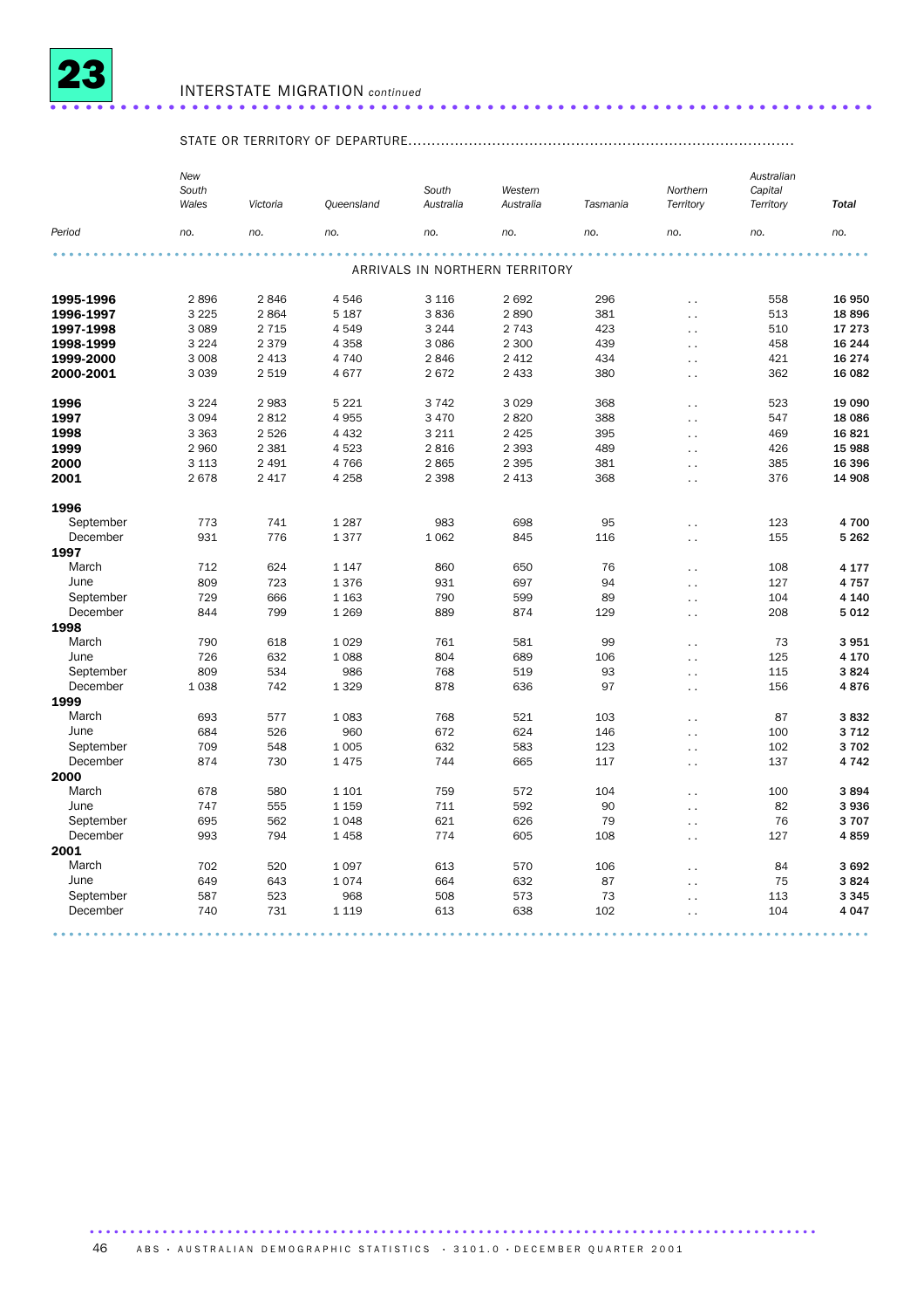## 23 INTERSTATE MIGRATION *continued*

STATE OR TERRITORY OF DEPARTURE

| Period | New South Wales | Victoria | Queensland | South Australia | Western Australia | Tasmania | Northern Territory | Australian Capital Territory | Total |
|---|---|---|---|---|---|---|---|---|---|
| | no. | no. | no. | no. | no. | no. | no. | no. | no. |
| **ARRIVALS IN NORTHERN TERRITORY** | | | | | | | | | |
| **1995-1996** | 2 896 | 2 846 | 4 546 | 3 116 | 2 692 | 296 | . . | 558 | **16 950** |
| **1996-1997** | 3 225 | 2 864 | 5 187 | 3 836 | 2 890 | 381 | . . | 513 | **18 896** |
| **1997-1998** | 3 089 | 2 715 | 4 549 | 3 244 | 2 743 | 423 | . . | 510 | **17 273** |
| **1998-1999** | 3 224 | 2 379 | 4 358 | 3 086 | 2 300 | 439 | . . | 458 | **16 244** |
| **1999-2000** | 3 008 | 2 413 | 4 740 | 2 846 | 2 412 | 434 | . . | 421 | **16 274** |
| **2000-2001** | 3 039 | 2 519 | 4 677 | 2 672 | 2 433 | 380 | . . | 362 | **16 082** |
| **1996** | 3 224 | 2 983 | 5 221 | 3 742 | 3 029 | 368 | . . | 523 | **19 090** |
| **1997** | 3 094 | 2 812 | 4 955 | 3 470 | 2 820 | 388 | . . | 547 | **18 086** |
| **1998** | 3 363 | 2 526 | 4 432 | 3 211 | 2 425 | 395 | . . | 469 | **16 821** |
| **1999** | 2 960 | 2 381 | 4 523 | 2 816 | 2 393 | 489 | . . | 426 | **15 988** |
| **2000** | 3 113 | 2 491 | 4 766 | 2 865 | 2 395 | 381 | . . | 385 | **16 396** |
| **2001** | 2 678 | 2 417 | 4 258 | 2 398 | 2 413 | 368 | . . | 376 | **14 908** |
| **1996** | | | | | | | | | |
| September | 773 | 741 | 1 287 | 983 | 698 | 95 | . . | 123 | **4 700** |
| December | 931 | 776 | 1 377 | 1 062 | 845 | 116 | . . | 155 | **5 262** |
| **1997** | | | | | | | | | |
| March | 712 | 624 | 1 147 | 860 | 650 | 76 | . . | 108 | **4 177** |
| June | 809 | 723 | 1 376 | 931 | 697 | 94 | . . | 127 | **4 757** |
| September | 729 | 666 | 1 163 | 790 | 599 | 89 | . . | 104 | **4 140** |
| December | 844 | 799 | 1 269 | 889 | 874 | 129 | . . | 208 | **5 012** |
| **1998** | | | | | | | | | |
| March | 790 | 618 | 1 029 | 761 | 581 | 99 | . . | 73 | **3 951** |
| June | 726 | 632 | 1 088 | 804 | 689 | 106 | . . | 125 | **4 170** |
| September | 809 | 534 | 986 | 768 | 519 | 93 | . . | 115 | **3 824** |
| December | 1 038 | 742 | 1 329 | 878 | 636 | 97 | . . | 156 | **4 876** |
| **1999** | | | | | | | | | |
| March | 693 | 577 | 1 083 | 768 | 521 | 103 | . . | 87 | **3 832** |
| June | 684 | 526 | 960 | 672 | 624 | 146 | . . | 100 | **3 712** |
| September | 709 | 548 | 1 005 | 632 | 583 | 123 | . . | 102 | **3 702** |
| December | 874 | 730 | 1 475 | 744 | 665 | 117 | . . | 137 | **4 742** |
| **2000** | | | | | | | | | |
| March | 678 | 580 | 1 101 | 759 | 572 | 104 | . . | 100 | **3 894** |
| June | 747 | 555 | 1 159 | 711 | 592 | 90 | . . | 82 | **3 936** |
| September | 695 | 562 | 1 048 | 621 | 626 | 79 | . . | 76 | **3 707** |
| December | 993 | 794 | 1 458 | 774 | 605 | 108 | . . | 127 | **4 859** |
| **2001** | | | | | | | | | |
| March | 702 | 520 | 1 097 | 613 | 570 | 106 | . . | 84 | **3 692** |
| June | 649 | 643 | 1 074 | 664 | 632 | 87 | . . | 75 | **3 824** |
| September | 587 | 523 | 968 | 508 | 573 | 73 | . . | 113 | **3 345** |
| December | 740 | 731 | 1 119 | 613 | 638 | 102 | . . | 104 | **4 047** |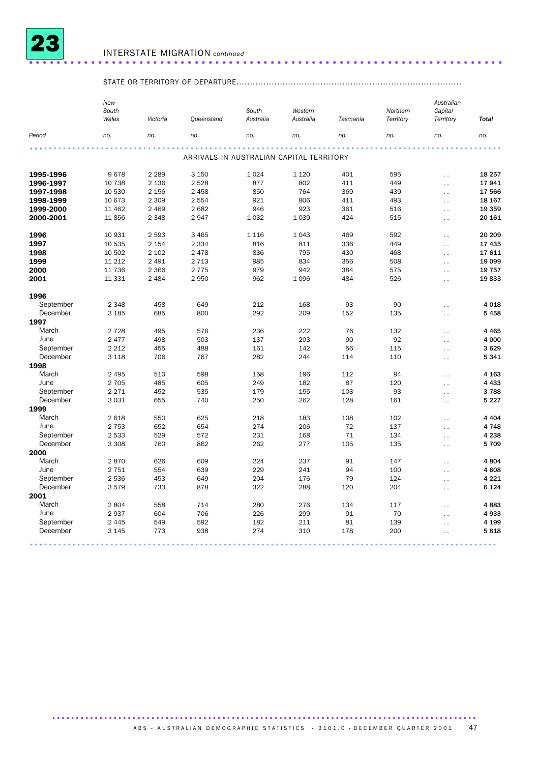# 23 INTERSTATE MIGRATION *continued*

STATE OR TERRITORY OF DEPARTURE

| Period | New South Wales | Victoria | Queensland | South Australia | Western Australia | Tasmania | Northern Territory | Australian Capital Territory | Total |
|---|---|---|---|---|---|---|---|---|---|
| | no. | no. | no. | no. | no. | no. | no. | no. | no. |
| **ARRIVALS IN AUSTRALIAN CAPITAL TERRITORY** | | | | | | | | | |
| **1995-1996** | 9 678 | 2 289 | 3 150 | 1 024 | 1 120 | 401 | 595 | . . | **18 257** |
| **1996-1997** | 10 738 | 2 136 | 2 528 | 877 | 802 | 411 | 449 | . . | **17 941** |
| **1997-1998** | 10 530 | 2 156 | 2 458 | 850 | 764 | 369 | 439 | . . | **17 566** |
| **1998-1999** | 10 673 | 2 309 | 2 554 | 921 | 806 | 411 | 493 | . . | **18 167** |
| **1999-2000** | 11 462 | 2 469 | 2 682 | 946 | 923 | 361 | 516 | . . | **19 359** |
| **2000-2001** | 11 856 | 2 348 | 2 947 | 1 032 | 1 039 | 424 | 515 | . . | **20 161** |
| **1996** | 10 931 | 2 593 | 3 465 | 1 116 | 1 043 | 469 | 592 | . . | **20 209** |
| **1997** | 10 535 | 2 154 | 2 334 | 816 | 811 | 336 | 449 | . . | **17 435** |
| **1998** | 10 502 | 2 102 | 2 478 | 836 | 795 | 430 | 468 | . . | **17 611** |
| **1999** | 11 212 | 2 491 | 2 713 | 985 | 834 | 356 | 508 | . . | **19 099** |
| **2000** | 11 736 | 2 366 | 2 775 | 979 | 942 | 384 | 575 | . . | **19 757** |
| **2001** | 11 331 | 2 484 | 2 950 | 962 | 1 096 | 484 | 526 | . . | **19 833** |
| **1996** | | | | | | | | | |
| September | 2 348 | 458 | 649 | 212 | 168 | 93 | 90 | . . | **4 018** |
| December | 3 185 | 685 | 800 | 292 | 209 | 152 | 135 | . . | **5 458** |
| **1997** | | | | | | | | | |
| March | 2 728 | 495 | 576 | 236 | 222 | 76 | 132 | . . | **4 465** |
| June | 2 477 | 498 | 503 | 137 | 203 | 90 | 92 | . . | **4 000** |
| September | 2 212 | 455 | 488 | 161 | 142 | 56 | 115 | . . | **3 629** |
| December | 3 118 | 706 | 767 | 282 | 244 | 114 | 110 | . . | **5 341** |
| **1998** | | | | | | | | | |
| March | 2 495 | 510 | 598 | 158 | 196 | 112 | 94 | . . | **4 163** |
| June | 2 705 | 485 | 605 | 249 | 182 | 87 | 120 | . . | **4 433** |
| September | 2 271 | 452 | 535 | 179 | 155 | 103 | 93 | . . | **3 788** |
| December | 3 031 | 655 | 740 | 250 | 262 | 128 | 161 | . . | **5 227** |
| **1999** | | | | | | | | | |
| March | 2 618 | 550 | 625 | 218 | 183 | 108 | 102 | . . | **4 404** |
| June | 2 753 | 652 | 654 | 274 | 206 | 72 | 137 | . . | **4 748** |
| September | 2 533 | 529 | 572 | 231 | 168 | 71 | 134 | . . | **4 238** |
| December | 3 308 | 760 | 862 | 262 | 277 | 105 | 135 | . . | **5 709** |
| **2000** | | | | | | | | | |
| March | 2 870 | 626 | 609 | 224 | 237 | 91 | 147 | . . | **4 804** |
| June | 2 751 | 554 | 639 | 229 | 241 | 94 | 100 | . . | **4 608** |
| September | 2 536 | 453 | 649 | 204 | 176 | 79 | 124 | . . | **4 221** |
| December | 3 579 | 733 | 878 | 322 | 288 | 120 | 204 | . . | **6 124** |
| **2001** | | | | | | | | | |
| March | 2 804 | 558 | 714 | 280 | 276 | 134 | 117 | . . | **4 883** |
| June | 2 937 | 604 | 706 | 226 | 299 | 91 | 70 | . . | **4 933** |
| September | 2 445 | 549 | 592 | 182 | 211 | 81 | 139 | . . | **4 199** |
| December | 3 145 | 773 | 938 | 274 | 310 | 178 | 200 | . . | **5 818** |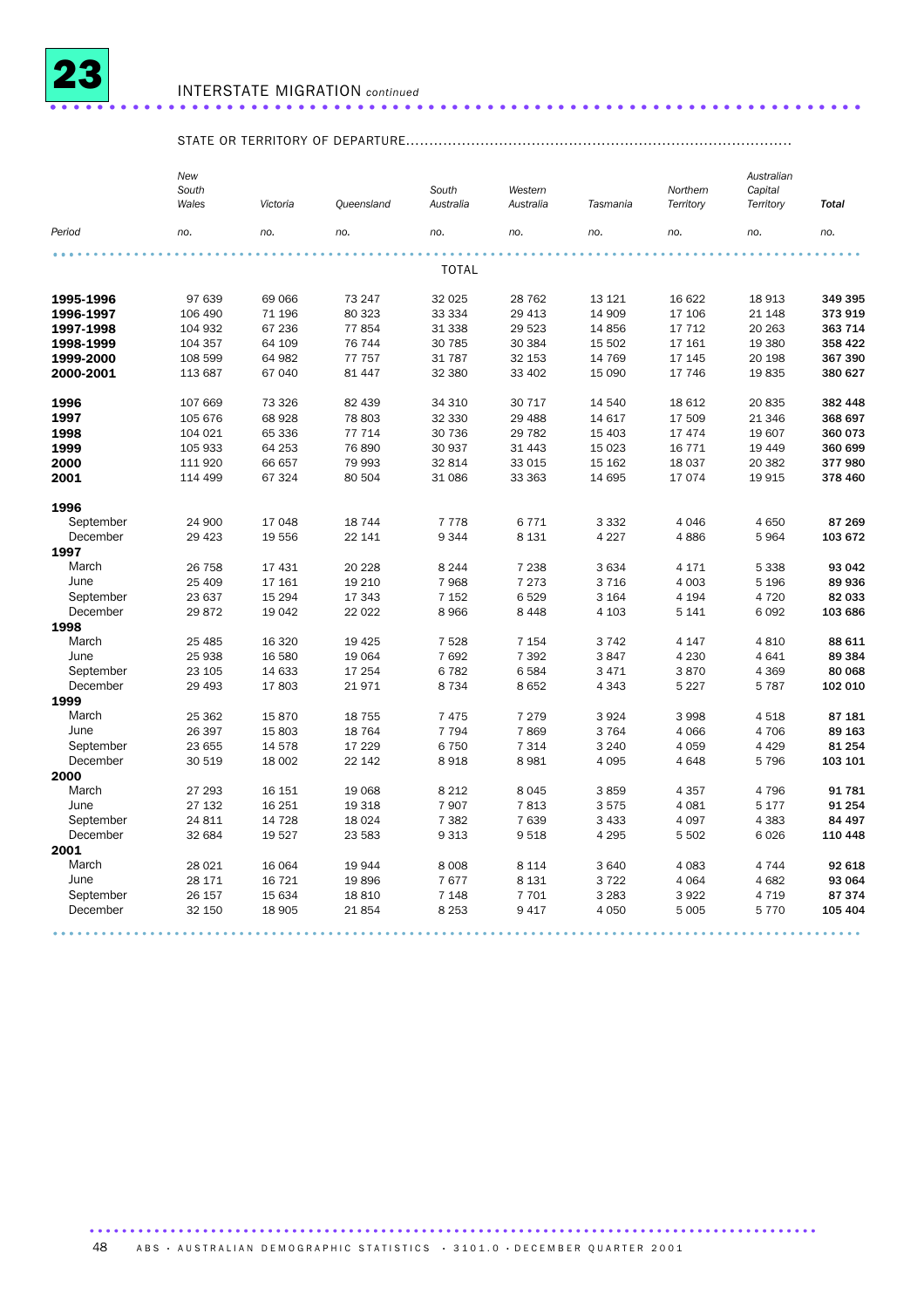## 23 INTERSTATE MIGRATION *continued*

| Period | STATE OR TERRITORY OF DEPARTURE | | | | | | | | |
|---|---|---|---|---|---|---|---|---|---|
| | *New South Wales* | *Victoria* | *Queensland* | *South Australia* | *Western Australia* | *Tasmania* | *Northern Territory* | *Australian Capital Territory* | ***Total*** |
| | *no.* | *no.* | *no.* | *no.* | *no.* | *no.* | *no.* | *no.* | *no.* |
| | | | | | TOTAL | | | | |
| **1995-1996** | 97 639 | 69 066 | 73 247 | 32 025 | 28 762 | 13 121 | 16 622 | 18 913 | **349 395** |
| **1996-1997** | 106 490 | 71 196 | 80 323 | 33 334 | 29 413 | 14 909 | 17 106 | 21 148 | **373 919** |
| **1997-1998** | 104 932 | 67 236 | 77 854 | 31 338 | 29 523 | 14 856 | 17 712 | 20 263 | **363 714** |
| **1998-1999** | 104 357 | 64 109 | 76 744 | 30 785 | 30 384 | 15 502 | 17 161 | 19 380 | **358 422** |
| **1999-2000** | 108 599 | 64 982 | 77 757 | 31 787 | 32 153 | 14 769 | 17 145 | 20 198 | **367 390** |
| **2000-2001** | 113 687 | 67 040 | 81 447 | 32 380 | 33 402 | 15 090 | 17 746 | 19 835 | **380 627** |
| | | | | | | | | | |
| **1996** | 107 669 | 73 326 | 82 439 | 34 310 | 30 717 | 14 540 | 18 612 | 20 835 | **382 448** |
| **1997** | 105 676 | 68 928 | 78 803 | 32 330 | 29 488 | 14 617 | 17 509 | 21 346 | **368 697** |
| **1998** | 104 021 | 65 336 | 77 714 | 30 736 | 29 782 | 15 403 | 17 474 | 19 607 | **360 073** |
| **1999** | 105 933 | 64 253 | 76 890 | 30 937 | 31 443 | 15 023 | 16 771 | 19 449 | **360 699** |
| **2000** | 111 920 | 66 657 | 79 993 | 32 814 | 33 015 | 15 162 | 18 037 | 20 382 | **377 980** |
| **2001** | 114 499 | 67 324 | 80 504 | 31 086 | 33 363 | 14 695 | 17 074 | 19 915 | **378 460** |
| | | | | | | | | | |
| **1996** | | | | | | | | | |
| September | 24 900 | 17 048 | 18 744 | 7 778 | 6 771 | 3 332 | 4 046 | 4 650 | **87 269** |
| December | 29 423 | 19 556 | 22 141 | 9 344 | 8 131 | 4 227 | 4 886 | 5 964 | **103 672** |
| **1997** | | | | | | | | | |
| March | 26 758 | 17 431 | 20 228 | 8 244 | 7 238 | 3 634 | 4 171 | 5 338 | **93 042** |
| June | 25 409 | 17 161 | 19 210 | 7 968 | 7 273 | 3 716 | 4 003 | 5 196 | **89 936** |
| September | 23 637 | 15 294 | 17 343 | 7 152 | 6 529 | 3 164 | 4 194 | 4 720 | **82 033** |
| December | 29 872 | 19 042 | 22 022 | 8 966 | 8 448 | 4 103 | 5 141 | 6 092 | **103 686** |
| **1998** | | | | | | | | | |
| March | 25 485 | 16 320 | 19 425 | 7 528 | 7 154 | 3 742 | 4 147 | 4 810 | **88 611** |
| June | 25 938 | 16 580 | 19 064 | 7 692 | 7 392 | 3 847 | 4 230 | 4 641 | **89 384** |
| September | 23 105 | 14 633 | 17 254 | 6 782 | 6 584 | 3 471 | 3 870 | 4 369 | **80 068** |
| December | 29 493 | 17 803 | 21 971 | 8 734 | 8 652 | 4 343 | 5 227 | 5 787 | **102 010** |
| **1999** | | | | | | | | | |
| March | 25 362 | 15 870 | 18 755 | 7 475 | 7 279 | 3 924 | 3 998 | 4 518 | **87 181** |
| June | 26 397 | 15 803 | 18 764 | 7 794 | 7 869 | 3 764 | 4 066 | 4 706 | **89 163** |
| September | 23 655 | 14 578 | 17 229 | 6 750 | 7 314 | 3 240 | 4 059 | 4 429 | **81 254** |
| December | 30 519 | 18 002 | 22 142 | 8 918 | 8 981 | 4 095 | 4 648 | 5 796 | **103 101** |
| **2000** | | | | | | | | | |
| March | 27 293 | 16 151 | 19 068 | 8 212 | 8 045 | 3 859 | 4 357 | 4 796 | **91 781** |
| June | 27 132 | 16 251 | 19 318 | 7 907 | 7 813 | 3 575 | 4 081 | 5 177 | **91 254** |
| September | 24 811 | 14 728 | 18 024 | 7 382 | 7 639 | 3 433 | 4 097 | 4 383 | **84 497** |
| December | 32 684 | 19 527 | 23 583 | 9 313 | 9 518 | 4 295 | 5 502 | 6 026 | **110 448** |
| **2001** | | | | | | | | | |
| March | 28 021 | 16 064 | 19 944 | 8 008 | 8 114 | 3 640 | 4 083 | 4 744 | **92 618** |
| June | 28 171 | 16 721 | 19 896 | 7 677 | 8 131 | 3 722 | 4 064 | 4 682 | **93 064** |
| September | 26 157 | 15 634 | 18 810 | 7 148 | 7 701 | 3 283 | 3 922 | 4 719 | **87 374** |
| December | 32 150 | 18 905 | 21 854 | 8 253 | 9 417 | 4 050 | 5 005 | 5 770 | **105 404** |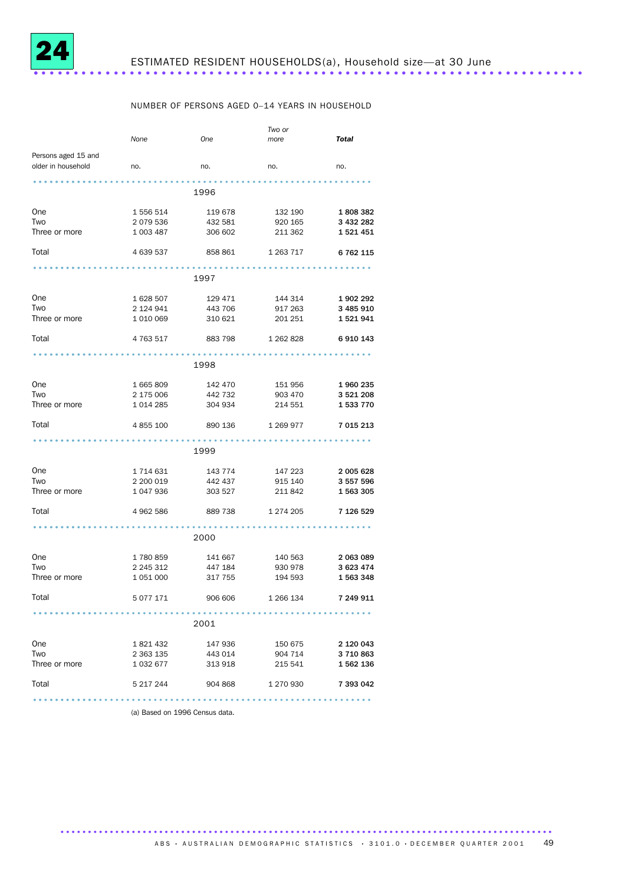# 24 ESTIMATED RESIDENT HOUSEHOLDS(a), Household size—at 30 June

| | NUMBER OF PERSONS AGED 0–14 YEARS IN HOUSEHOLD | | | |
|---|---|---|---|---|
| | *None* | *One* | *Two or more* | ***Total*** |
| Persons aged 15 and older in household | no. | no. | no. | no. |
| **1996** | | | | |
| One | 1 556 514 | 119 678 | 132 190 | **1 808 382** |
| Two | 2 079 536 | 432 581 | 920 165 | **3 432 282** |
| Three or more | 1 003 487 | 306 602 | 211 362 | **1 521 451** |
| Total | 4 639 537 | 858 861 | 1 263 717 | **6 762 115** |
| **1997** | | | | |
| One | 1 628 507 | 129 471 | 144 314 | **1 902 292** |
| Two | 2 124 941 | 443 706 | 917 263 | **3 485 910** |
| Three or more | 1 010 069 | 310 621 | 201 251 | **1 521 941** |
| Total | 4 763 517 | 883 798 | 1 262 828 | **6 910 143** |
| **1998** | | | | |
| One | 1 665 809 | 142 470 | 151 956 | **1 960 235** |
| Two | 2 175 006 | 442 732 | 903 470 | **3 521 208** |
| Three or more | 1 014 285 | 304 934 | 214 551 | **1 533 770** |
| Total | 4 855 100 | 890 136 | 1 269 977 | **7 015 213** |
| **1999** | | | | |
| One | 1 714 631 | 143 774 | 147 223 | **2 005 628** |
| Two | 2 200 019 | 442 437 | 915 140 | **3 557 596** |
| Three or more | 1 047 936 | 303 527 | 211 842 | **1 563 305** |
| Total | 4 962 586 | 889 738 | 1 274 205 | **7 126 529** |
| **2000** | | | | |
| One | 1 780 859 | 141 667 | 140 563 | **2 063 089** |
| Two | 2 245 312 | 447 184 | 930 978 | **3 623 474** |
| Three or more | 1 051 000 | 317 755 | 194 593 | **1 563 348** |
| Total | 5 077 171 | 906 606 | 1 266 134 | **7 249 911** |
| **2001** | | | | |
| One | 1 821 432 | 147 936 | 150 675 | **2 120 043** |
| Two | 2 363 135 | 443 014 | 904 714 | **3 710 863** |
| Three or more | 1 032 677 | 313 918 | 215 541 | **1 562 136** |
| Total | 5 217 244 | 904 868 | 1 270 930 | **7 393 042** |

(a) Based on 1996 Census data.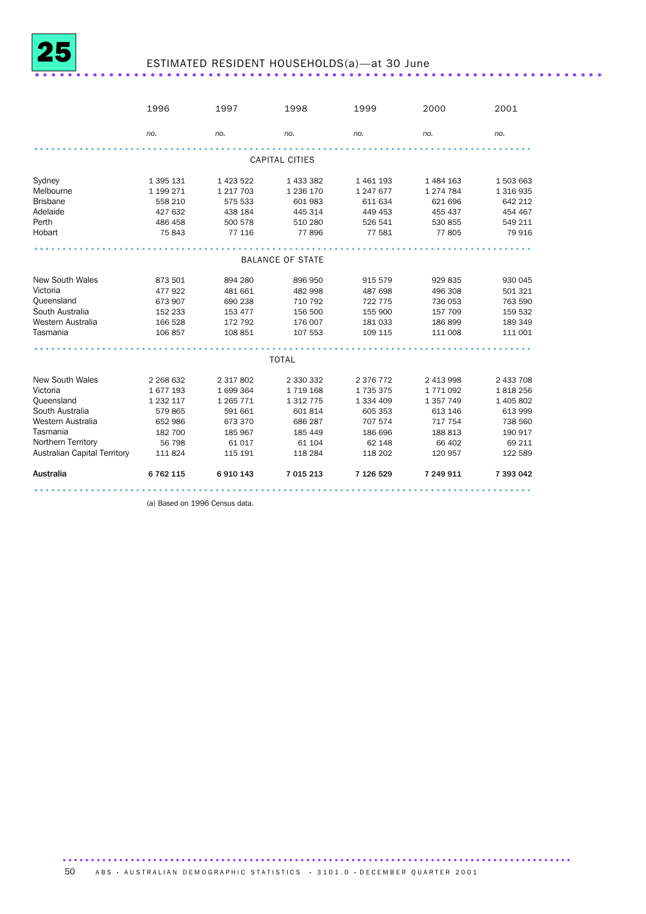# 25 ESTIMATED RESIDENT HOUSEHOLDS(a)—at 30 June

| | 1996 | 1997 | 1998 | 1999 | 2000 | 2001 |
|---|---|---|---|---|---|---|
| | *no.* | *no.* | *no.* | *no.* | *no.* | *no.* |
| **CAPITAL CITIES** | | | | | | |
| Sydney | 1 395 131 | 1 423 522 | 1 433 382 | 1 461 193 | 1 484 163 | 1 503 663 |
| Melbourne | 1 199 271 | 1 217 703 | 1 236 170 | 1 247 677 | 1 274 784 | 1 316 935 |
| Brisbane | 558 210 | 575 533 | 601 983 | 611 634 | 621 696 | 642 212 |
| Adelaide | 427 632 | 438 184 | 445 314 | 449 453 | 455 437 | 454 467 |
| Perth | 486 458 | 500 578 | 510 280 | 526 541 | 530 855 | 549 211 |
| Hobart | 75 843 | 77 116 | 77 896 | 77 581 | 77 805 | 79 916 |
| **BALANCE OF STATE** | | | | | | |
| New South Wales | 873 501 | 894 280 | 896 950 | 915 579 | 929 835 | 930 045 |
| Victoria | 477 922 | 481 661 | 482 998 | 487 698 | 496 308 | 501 321 |
| Queensland | 673 907 | 690 238 | 710 792 | 722 775 | 736 053 | 763 590 |
| South Australia | 152 233 | 153 477 | 156 500 | 155 900 | 157 709 | 159 532 |
| Western Australia | 166 528 | 172 792 | 176 007 | 181 033 | 186 899 | 189 349 |
| Tasmania | 106 857 | 108 851 | 107 553 | 109 115 | 111 008 | 111 001 |
| **TOTAL** | | | | | | |
| New South Wales | 2 268 632 | 2 317 802 | 2 330 332 | 2 376 772 | 2 413 998 | 2 433 708 |
| Victoria | 1 677 193 | 1 699 364 | 1 719 168 | 1 735 375 | 1 771 092 | 1 818 256 |
| Queensland | 1 232 117 | 1 265 771 | 1 312 775 | 1 334 409 | 1 357 749 | 1 405 802 |
| South Australia | 579 865 | 591 661 | 601 814 | 605 353 | 613 146 | 613 999 |
| Western Australia | 652 986 | 673 370 | 686 287 | 707 574 | 717 754 | 738 560 |
| Tasmania | 182 700 | 185 967 | 185 449 | 186 696 | 188 813 | 190 917 |
| Northern Territory | 56 798 | 61 017 | 61 104 | 62 148 | 66 402 | 69 211 |
| Australian Capital Territory | 111 824 | 115 191 | 118 284 | 118 202 | 120 957 | 122 589 |
| **Australia** | **6 762 115** | **6 910 143** | **7 015 213** | **7 126 529** | **7 249 911** | **7 393 042** |

(a) Based on 1996 Census data.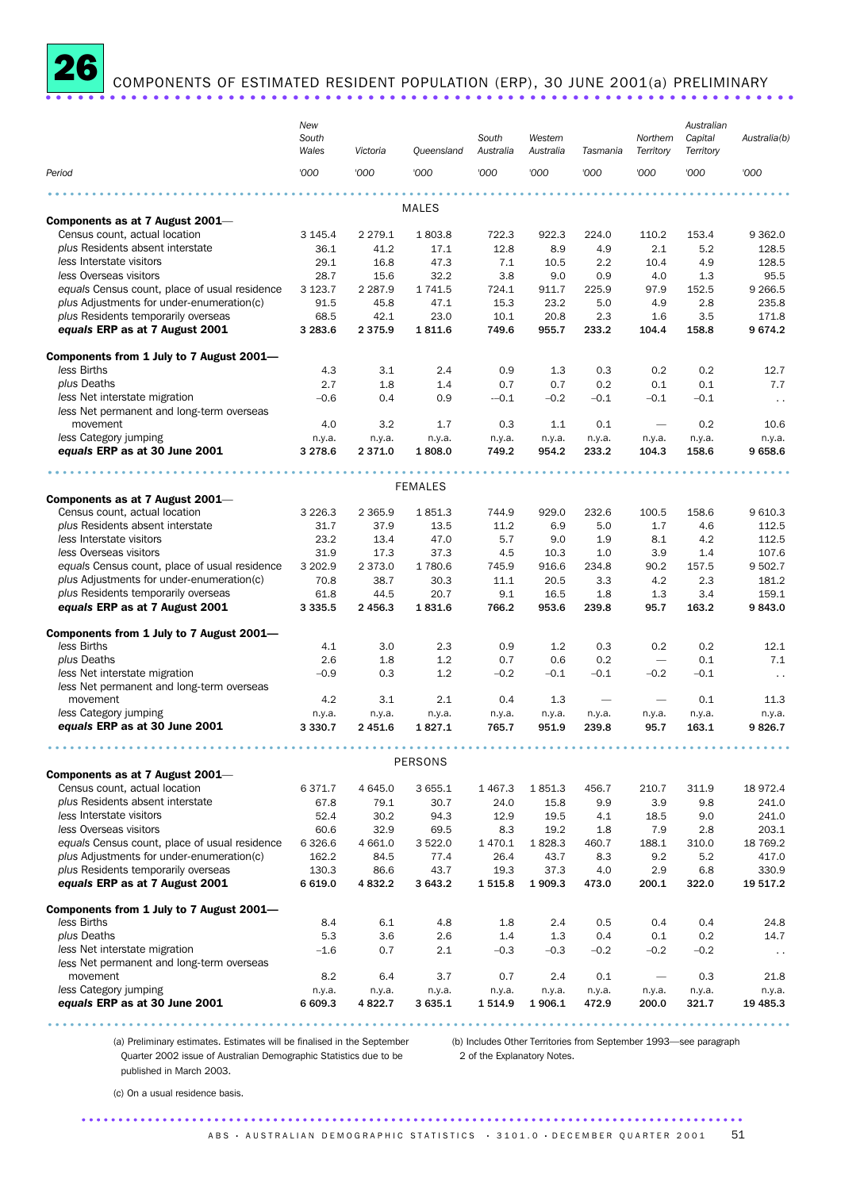# 26 COMPONENTS OF ESTIMATED RESIDENT POPULATION (ERP), 30 JUNE 2001(a) PRELIMINARY

| Period | New South Wales '000 | Victoria '000 | Queensland '000 | South Australia '000 | Western Australia '000 | Tasmania '000 | Northern Territory '000 | Australian Capital Territory '000 | Australia(b) '000 |
|---|---|---|---|---|---|---|---|---|---|
| **MALES** | | | | | | | | | |
| **Components as at 7 August 2001—** | | | | | | | | | |
| Census count, actual location | 3 145.4 | 2 279.1 | 1 803.8 | 722.3 | 922.3 | 224.0 | 110.2 | 153.4 | 9 362.0 |
| *plus* Residents absent interstate | 36.1 | 41.2 | 17.1 | 12.8 | 8.9 | 4.9 | 2.1 | 5.2 | 128.5 |
| *less* Interstate visitors | 29.1 | 16.8 | 47.3 | 7.1 | 10.5 | 2.2 | 10.4 | 4.9 | 128.5 |
| *less* Overseas visitors | 28.7 | 15.6 | 32.2 | 3.8 | 9.0 | 0.9 | 4.0 | 1.3 | 95.5 |
| *equals* Census count, place of usual residence | 3 123.7 | 2 287.9 | 1 741.5 | 724.1 | 911.7 | 225.9 | 97.9 | 152.5 | 9 266.5 |
| *plus* Adjustments for under-enumeration(c) | 91.5 | 45.8 | 47.1 | 15.3 | 23.2 | 5.0 | 4.9 | 2.8 | 235.8 |
| *plus* Residents temporarily overseas | 68.5 | 42.1 | 23.0 | 10.1 | 20.8 | 2.3 | 1.6 | 3.5 | 171.8 |
| ***equals* ERP as at 7 August 2001** | **3 283.6** | **2 375.9** | **1 811.6** | **749.6** | **955.7** | **233.2** | **104.4** | **158.8** | **9 674.2** |
| **Components from 1 July to 7 August 2001—** | | | | | | | | | |
| *less* Births | 4.3 | 3.1 | 2.4 | 0.9 | 1.3 | 0.3 | 0.2 | 0.2 | 12.7 |
| *plus* Deaths | 2.7 | 1.8 | 1.4 | 0.7 | 0.7 | 0.2 | 0.1 | 0.1 | 7.7 |
| *less* Net interstate migration | –0.6 | 0.4 | 0.9 | –0.1 | –0.2 | –0.1 | –0.1 | –0.1 | . . |
| *less* Net permanent and long-term overseas movement | 4.0 | 3.2 | 1.7 | 0.3 | 1.1 | 0.1 | — | 0.2 | 10.6 |
| *less* Category jumping | n.y.a. | n.y.a. | n.y.a. | n.y.a. | n.y.a. | n.y.a. | n.y.a. | n.y.a. | n.y.a. |
| ***equals* ERP as at 30 June 2001** | **3 278.6** | **2 371.0** | **1 808.0** | **749.2** | **954.2** | **233.2** | **104.3** | **158.6** | **9 658.6** |
| **FEMALES** | | | | | | | | | |
| **Components as at 7 August 2001—** | | | | | | | | | |
| Census count, actual location | 3 226.3 | 2 365.9 | 1 851.3 | 744.9 | 929.0 | 232.6 | 100.5 | 158.6 | 9 610.3 |
| *plus* Residents absent interstate | 31.7 | 37.9 | 13.5 | 11.2 | 6.9 | 5.0 | 1.7 | 4.6 | 112.5 |
| *less* Interstate visitors | 23.2 | 13.4 | 47.0 | 5.7 | 9.0 | 1.9 | 8.1 | 4.2 | 112.5 |
| *less* Overseas visitors | 31.9 | 17.3 | 37.3 | 4.5 | 10.3 | 1.0 | 3.9 | 1.4 | 107.6 |
| *equals* Census count, place of usual residence | 3 202.9 | 2 373.0 | 1 780.6 | 745.9 | 916.6 | 234.8 | 90.2 | 157.5 | 9 502.7 |
| *plus* Adjustments for under-enumeration(c) | 70.8 | 38.7 | 30.3 | 11.1 | 20.5 | 3.3 | 4.2 | 2.3 | 181.2 |
| *plus* Residents temporarily overseas | 61.8 | 44.5 | 20.7 | 9.1 | 16.5 | 1.8 | 1.3 | 3.4 | 159.1 |
| ***equals* ERP as at 7 August 2001** | **3 335.5** | **2 456.3** | **1 831.6** | **766.2** | **953.6** | **239.8** | **95.7** | **163.2** | **9 843.0** |
| **Components from 1 July to 7 August 2001—** | | | | | | | | | |
| *less* Births | 4.1 | 3.0 | 2.3 | 0.9 | 1.2 | 0.3 | 0.2 | 0.2 | 12.1 |
| *plus* Deaths | 2.6 | 1.8 | 1.2 | 0.7 | 0.6 | 0.2 | — | 0.1 | 7.1 |
| *less* Net interstate migration | –0.9 | 0.3 | 1.2 | –0.2 | –0.1 | –0.1 | –0.2 | –0.1 | . . |
| *less* Net permanent and long-term overseas movement | 4.2 | 3.1 | 2.1 | 0.4 | 1.3 | — | — | 0.1 | 11.3 |
| *less* Category jumping | n.y.a. | n.y.a. | n.y.a. | n.y.a. | n.y.a. | n.y.a. | n.y.a. | n.y.a. | n.y.a. |
| ***equals* ERP as at 30 June 2001** | **3 330.7** | **2 451.6** | **1 827.1** | **765.7** | **951.9** | **239.8** | **95.7** | **163.1** | **9 826.7** |
| **PERSONS** | | | | | | | | | |
| **Components as at 7 August 2001—** | | | | | | | | | |
| Census count, actual location | 6 371.7 | 4 645.0 | 3 655.1 | 1 467.3 | 1 851.3 | 456.7 | 210.7 | 311.9 | 18 972.4 |
| *plus* Residents absent interstate | 67.8 | 79.1 | 30.7 | 24.0 | 15.8 | 9.9 | 3.9 | 9.8 | 241.0 |
| *less* Interstate visitors | 52.4 | 30.2 | 94.3 | 12.9 | 19.5 | 4.1 | 18.5 | 9.0 | 241.0 |
| *less* Overseas visitors | 60.6 | 32.9 | 69.5 | 8.3 | 19.2 | 1.8 | 7.9 | 2.8 | 203.1 |
| *equals* Census count, place of usual residence | 6 326.6 | 4 661.0 | 3 522.0 | 1 470.1 | 1 828.3 | 460.7 | 188.1 | 310.0 | 18 769.2 |
| *plus* Adjustments for under-enumeration(c) | 162.2 | 84.5 | 77.4 | 26.4 | 43.7 | 8.3 | 9.2 | 5.2 | 417.0 |
| *plus* Residents temporarily overseas | 130.3 | 86.6 | 43.7 | 19.3 | 37.3 | 4.0 | 2.9 | 6.8 | 330.9 |
| ***equals* ERP as at 7 August 2001** | **6 619.0** | **4 832.2** | **3 643.2** | **1 515.8** | **1 909.3** | **473.0** | **200.1** | **322.0** | **19 517.2** |
| **Components from 1 July to 7 August 2001—** | | | | | | | | | |
| *less* Births | 8.4 | 6.1 | 4.8 | 1.8 | 2.4 | 0.5 | 0.4 | 0.4 | 24.8 |
| *plus* Deaths | 5.3 | 3.6 | 2.6 | 1.4 | 1.3 | 0.4 | 0.1 | 0.2 | 14.7 |
| *less* Net interstate migration | –1.6 | 0.7 | 2.1 | –0.3 | –0.3 | –0.2 | –0.2 | –0.2 | . . |
| *less* Net permanent and long-term overseas movement | 8.2 | 6.4 | 3.7 | 0.7 | 2.4 | 0.1 | — | 0.3 | 21.8 |
| *less* Category jumping | n.y.a. | n.y.a. | n.y.a. | n.y.a. | n.y.a. | n.y.a. | n.y.a. | n.y.a. | n.y.a. |
| ***equals* ERP as at 30 June 2001** | **6 609.3** | **4 822.7** | **3 635.1** | **1 514.9** | **1 906.1** | **472.9** | **200.0** | **321.7** | **19 485.3** |

(a) Preliminary estimates. Estimates will be finalised in the September Quarter 2002 issue of Australian Demographic Statistics due to be published in March 2003.

(b) Includes Other Territories from September 1993—see paragraph 2 of the Explanatory Notes.

(c) On a usual residence basis.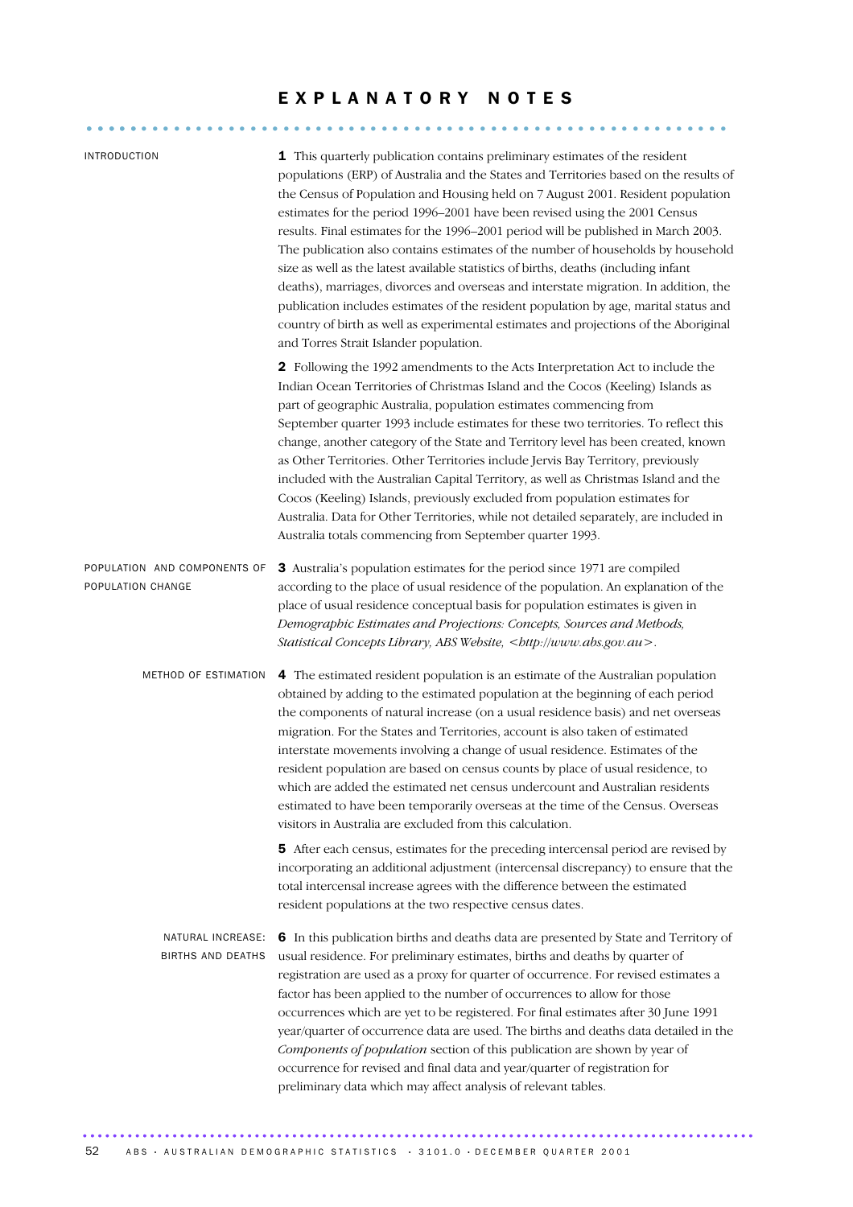# EXPLANATORY NOTES

## INTRODUCTION

**1** This quarterly publication contains preliminary estimates of the resident populations (ERP) of Australia and the States and Territories based on the results of the Census of Population and Housing held on 7 August 2001. Resident population estimates for the period 1996–2001 have been revised using the 2001 Census results. Final estimates for the 1996–2001 period will be published in March 2003. The publication also contains estimates of the number of households by household size as well as the latest available statistics of births, deaths (including infant deaths), marriages, divorces and overseas and interstate migration. In addition, the publication includes estimates of the resident population by age, marital status and country of birth as well as experimental estimates and projections of the Aboriginal and Torres Strait Islander population.

**2** Following the 1992 amendments to the Acts Interpretation Act to include the Indian Ocean Territories of Christmas Island and the Cocos (Keeling) Islands as part of geographic Australia, population estimates commencing from September quarter 1993 include estimates for these two territories. To reflect this change, another category of the State and Territory level has been created, known as Other Territories. Other Territories include Jervis Bay Territory, previously included with the Australian Capital Territory, as well as Christmas Island and the Cocos (Keeling) Islands, previously excluded from population estimates for Australia. Data for Other Territories, while not detailed separately, are included in Australia totals commencing from September quarter 1993.

## POPULATION AND COMPONENTS OF POPULATION CHANGE

**3** Australia's population estimates for the period since 1971 are compiled according to the place of usual residence of the population. An explanation of the place of usual residence conceptual basis for population estimates is given in *Demographic Estimates and Projections: Concepts, Sources and Methods, Statistical Concepts Library, ABS Website, <http://www.abs.gov.au>.*

### METHOD OF ESTIMATION

**4** The estimated resident population is an estimate of the Australian population obtained by adding to the estimated population at the beginning of each period the components of natural increase (on a usual residence basis) and net overseas migration. For the States and Territories, account is also taken of estimated interstate movements involving a change of usual residence. Estimates of the resident population are based on census counts by place of usual residence, to which are added the estimated net census undercount and Australian residents estimated to have been temporarily overseas at the time of the Census. Overseas visitors in Australia are excluded from this calculation.

**5** After each census, estimates for the preceding intercensal period are revised by incorporating an additional adjustment (intercensal discrepancy) to ensure that the total intercensal increase agrees with the difference between the estimated resident populations at the two respective census dates.

### NATURAL INCREASE: BIRTHS AND DEATHS

**6** In this publication births and deaths data are presented by State and Territory of usual residence. For preliminary estimates, births and deaths by quarter of registration are used as a proxy for quarter of occurrence. For revised estimates a factor has been applied to the number of occurrences to allow for those occurrences which are yet to be registered. For final estimates after 30 June 1991 year/quarter of occurrence data are used. The births and deaths data detailed in the *Components of population* section of this publication are shown by year of occurrence for revised and final data and year/quarter of registration for preliminary data which may affect analysis of relevant tables.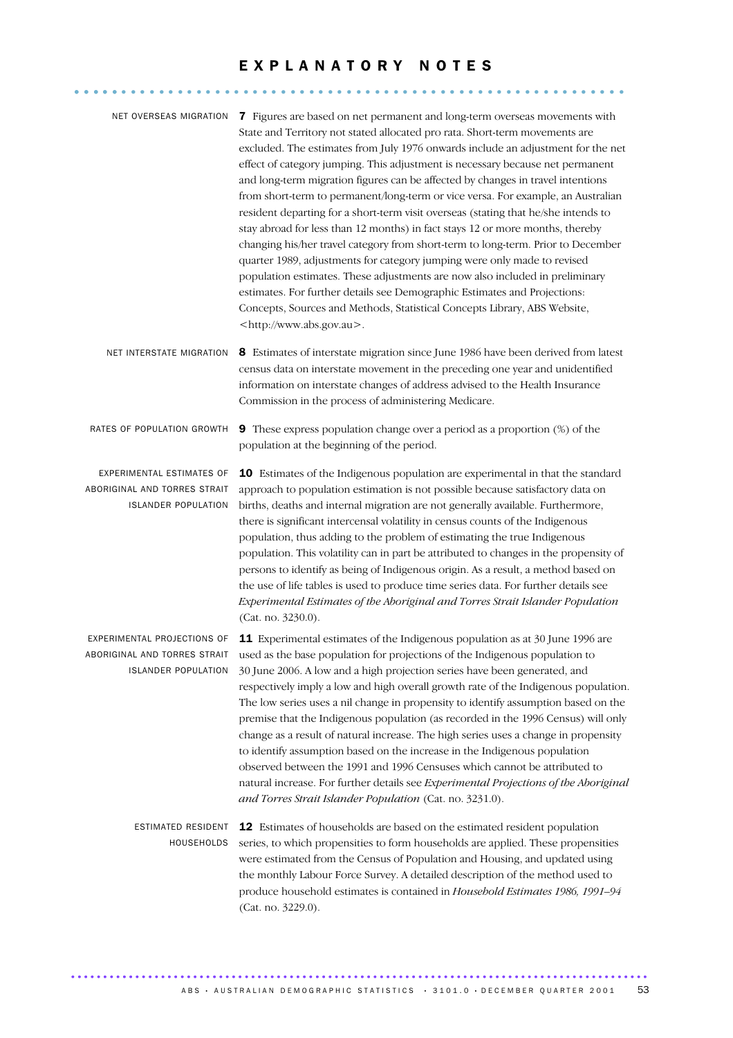# EXPLANATORY NOTES

**NET OVERSEAS MIGRATION**

**7** Figures are based on net permanent and long-term overseas movements with State and Territory not stated allocated pro rata. Short-term movements are excluded. The estimates from July 1976 onwards include an adjustment for the net effect of category jumping. This adjustment is necessary because net permanent and long-term migration figures can be affected by changes in travel intentions from short-term to permanent/long-term or vice versa. For example, an Australian resident departing for a short-term visit overseas (stating that he/she intends to stay abroad for less than 12 months) in fact stays 12 or more months, thereby changing his/her travel category from short-term to long-term. Prior to December quarter 1989, adjustments for category jumping were only made to revised population estimates. These adjustments are now also included in preliminary estimates. For further details see Demographic Estimates and Projections: Concepts, Sources and Methods, Statistical Concepts Library, ABS Website, <http://www.abs.gov.au>.

**NET INTERSTATE MIGRATION**

**8** Estimates of interstate migration since June 1986 have been derived from latest census data on interstate movement in the preceding one year and unidentified information on interstate changes of address advised to the Health Insurance Commission in the process of administering Medicare.

**RATES OF POPULATION GROWTH**

**9** These express population change over a period as a proportion (%) of the population at the beginning of the period.

**EXPERIMENTAL ESTIMATES OF ABORIGINAL AND TORRES STRAIT ISLANDER POPULATION**

**10** Estimates of the Indigenous population are experimental in that the standard approach to population estimation is not possible because satisfactory data on births, deaths and internal migration are not generally available. Furthermore, there is significant intercensal volatility in census counts of the Indigenous population, thus adding to the problem of estimating the true Indigenous population. This volatility can in part be attributed to changes in the propensity of persons to identify as being of Indigenous origin. As a result, a method based on the use of life tables is used to produce time series data. For further details see *Experimental Estimates of the Aboriginal and Torres Strait Islander Population* (Cat. no. 3230.0).

**EXPERIMENTAL PROJECTIONS OF ABORIGINAL AND TORRES STRAIT ISLANDER POPULATION**

**11** Experimental estimates of the Indigenous population as at 30 June 1996 are used as the base population for projections of the Indigenous population to 30 June 2006. A low and a high projection series have been generated, and respectively imply a low and high overall growth rate of the Indigenous population. The low series uses a nil change in propensity to identify assumption based on the premise that the Indigenous population (as recorded in the 1996 Census) will only change as a result of natural increase. The high series uses a change in propensity to identify assumption based on the increase in the Indigenous population observed between the 1991 and 1996 Censuses which cannot be attributed to natural increase. For further details see *Experimental Projections of the Aboriginal and Torres Strait Islander Population* (Cat. no. 3231.0).

**ESTIMATED RESIDENT HOUSEHOLDS**

**12** Estimates of households are based on the estimated resident population series, to which propensities to form households are applied. These propensities were estimated from the Census of Population and Housing, and updated using the monthly Labour Force Survey. A detailed description of the method used to produce household estimates is contained in *Household Estimates 1986, 1991–94* (Cat. no. 3229.0).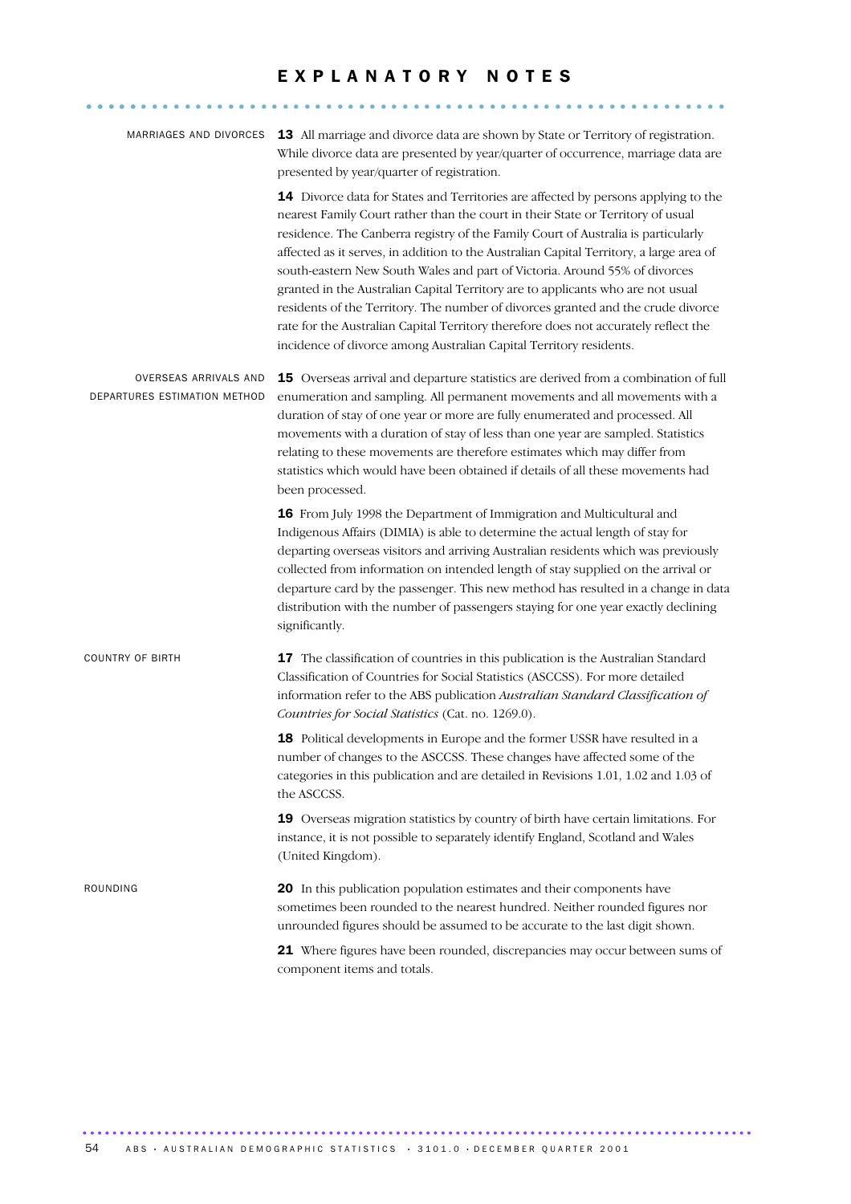# EXPLANATORY NOTES

### MARRIAGES AND DIVORCES

**13** All marriage and divorce data are shown by State or Territory of registration. While divorce data are presented by year/quarter of occurrence, marriage data are presented by year/quarter of registration.

**14** Divorce data for States and Territories are affected by persons applying to the nearest Family Court rather than the court in their State or Territory of usual residence. The Canberra registry of the Family Court of Australia is particularly affected as it serves, in addition to the Australian Capital Territory, a large area of south-eastern New South Wales and part of Victoria. Around 55% of divorces granted in the Australian Capital Territory are to applicants who are not usual residents of the Territory. The number of divorces granted and the crude divorce rate for the Australian Capital Territory therefore does not accurately reflect the incidence of divorce among Australian Capital Territory residents.

### OVERSEAS ARRIVALS AND DEPARTURES ESTIMATION METHOD

**15** Overseas arrival and departure statistics are derived from a combination of full enumeration and sampling. All permanent movements and all movements with a duration of stay of one year or more are fully enumerated and processed. All movements with a duration of stay of less than one year are sampled. Statistics relating to these movements are therefore estimates which may differ from statistics which would have been obtained if details of all these movements had been processed.

**16** From July 1998 the Department of Immigration and Multicultural and Indigenous Affairs (DIMIA) is able to determine the actual length of stay for departing overseas visitors and arriving Australian residents which was previously collected from information on intended length of stay supplied on the arrival or departure card by the passenger. This new method has resulted in a change in data distribution with the number of passengers staying for one year exactly declining significantly.

### COUNTRY OF BIRTH

**17** The classification of countries in this publication is the Australian Standard Classification of Countries for Social Statistics (ASCCSS). For more detailed information refer to the ABS publication *Australian Standard Classification of Countries for Social Statistics* (Cat. no. 1269.0).

**18** Political developments in Europe and the former USSR have resulted in a number of changes to the ASCCSS. These changes have affected some of the categories in this publication and are detailed in Revisions 1.01, 1.02 and 1.03 of the ASCCSS.

**19** Overseas migration statistics by country of birth have certain limitations. For instance, it is not possible to separately identify England, Scotland and Wales (United Kingdom).

### ROUNDING

**20** In this publication population estimates and their components have sometimes been rounded to the nearest hundred. Neither rounded figures nor unrounded figures should be assumed to be accurate to the last digit shown.

**21** Where figures have been rounded, discrepancies may occur between sums of component items and totals.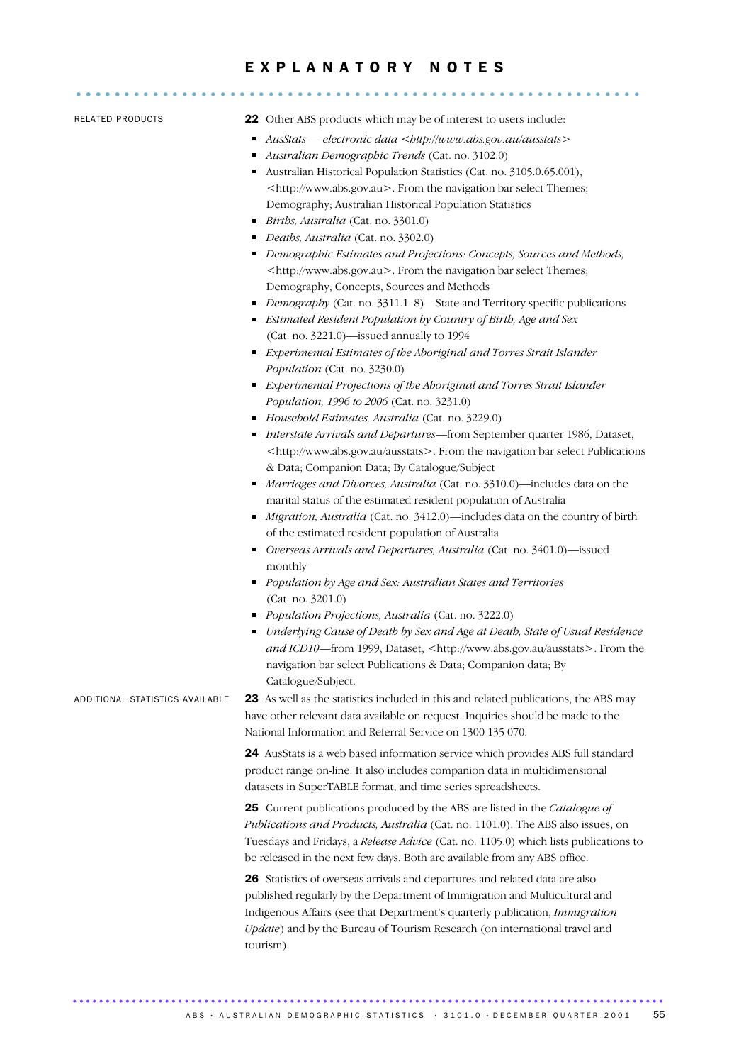# EXPLANATORY NOTES

RELATED PRODUCTS

**22** Other ABS products which may be of interest to users include:

- *AusStats — electronic data <http://www.abs.gov.au/ausstats>*
- *Australian Demographic Trends* (Cat. no. 3102.0)
- Australian Historical Population Statistics (Cat. no. 3105.0.65.001), <http://www.abs.gov.au>. From the navigation bar select Themes; Demography; Australian Historical Population Statistics
- *Births, Australia* (Cat. no. 3301.0)
- *Deaths, Australia* (Cat. no. 3302.0)
- *Demographic Estimates and Projections: Concepts, Sources and Methods,* <http://www.abs.gov.au>. From the navigation bar select Themes; Demography, Concepts, Sources and Methods
- *Demography* (Cat. no. 3311.1–8)—State and Territory specific publications
- *Estimated Resident Population by Country of Birth, Age and Sex* (Cat. no. 3221.0)—issued annually to 1994
- *Experimental Estimates of the Aboriginal and Torres Strait Islander Population* (Cat. no. 3230.0)
- *Experimental Projections of the Aboriginal and Torres Strait Islander Population, 1996 to 2006* (Cat. no. 3231.0)
- *Household Estimates, Australia* (Cat. no. 3229.0)
- *Interstate Arrivals and Departures*—from September quarter 1986, Dataset, <http://www.abs.gov.au/ausstats>. From the navigation bar select Publications & Data; Companion Data; By Catalogue/Subject
- *Marriages and Divorces, Australia* (Cat. no. 3310.0)—includes data on the marital status of the estimated resident population of Australia
- *Migration, Australia* (Cat. no. 3412.0)—includes data on the country of birth of the estimated resident population of Australia
- *Overseas Arrivals and Departures, Australia* (Cat. no. 3401.0)—issued monthly
- *Population by Age and Sex: Australian States and Territories* (Cat. no. 3201.0)
- *Population Projections, Australia* (Cat. no. 3222.0)
- *Underlying Cause of Death by Sex and Age at Death, State of Usual Residence and ICD10*—from 1999, Dataset, <http://www.abs.gov.au/ausstats>. From the navigation bar select Publications & Data; Companion data; By Catalogue/Subject.

ADDITIONAL STATISTICS AVAILABLE

**23** As well as the statistics included in this and related publications, the ABS may have other relevant data available on request. Inquiries should be made to the National Information and Referral Service on 1300 135 070.

**24** AusStats is a web based information service which provides ABS full standard product range on-line. It also includes companion data in multidimensional datasets in SuperTABLE format, and time series spreadsheets.

**25** Current publications produced by the ABS are listed in the *Catalogue of Publications and Products, Australia* (Cat. no. 1101.0). The ABS also issues, on Tuesdays and Fridays, a *Release Advice* (Cat. no. 1105.0) which lists publications to be released in the next few days. Both are available from any ABS office.

**26** Statistics of overseas arrivals and departures and related data are also published regularly by the Department of Immigration and Multicultural and Indigenous Affairs (see that Department's quarterly publication, *Immigration Update*) and by the Bureau of Tourism Research (on international travel and tourism).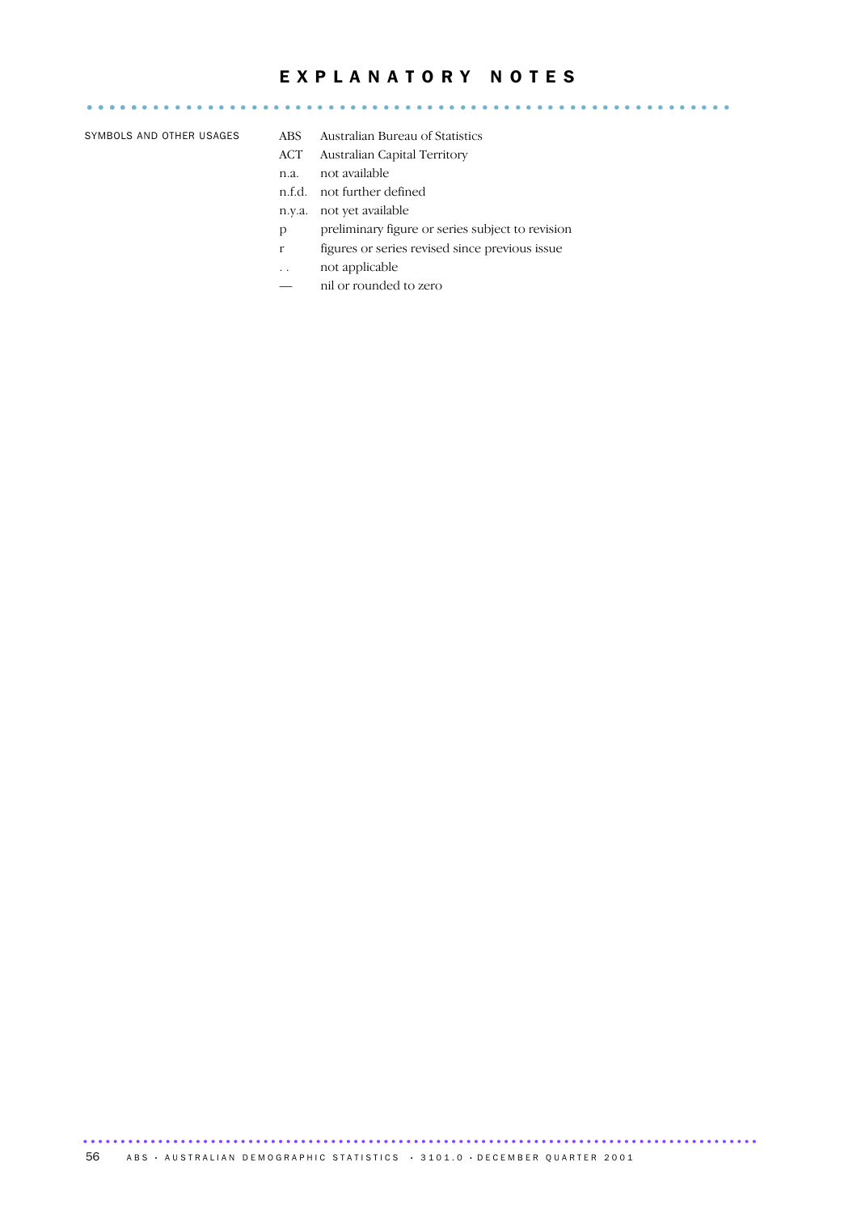# EXPLANATORY NOTES

SYMBOLS AND OTHER USAGES

| | |
|---|---|
| ABS | Australian Bureau of Statistics |
| ACT | Australian Capital Territory |
| n.a. | not available |
| n.f.d. | not further defined |
| n.y.a. | not yet available |
| p | preliminary figure or series subject to revision |
| r | figures or series revised since previous issue |
| . . | not applicable |
| — | nil or rounded to zero |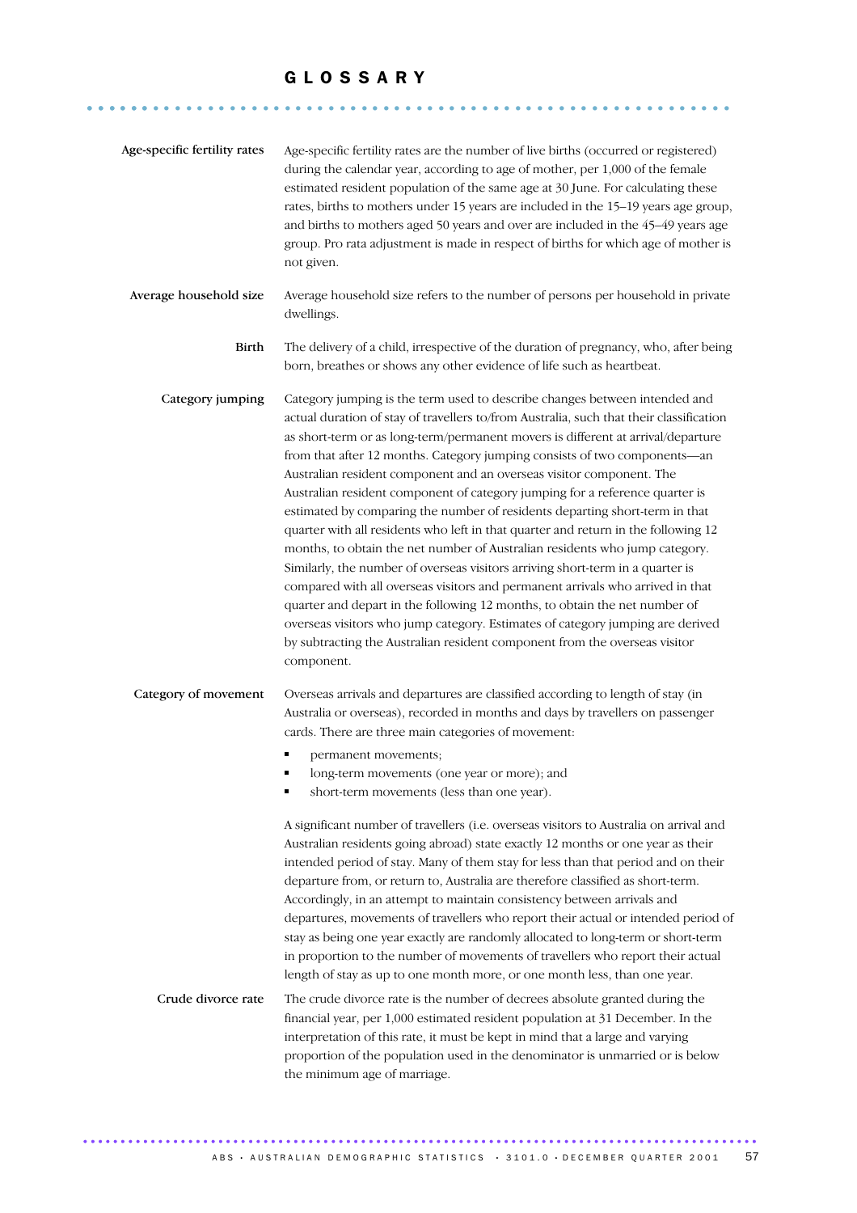# GLOSSARY

**Age-specific fertility rates**

Age-specific fertility rates are the number of live births (occurred or registered) during the calendar year, according to age of mother, per 1,000 of the female estimated resident population of the same age at 30 June. For calculating these rates, births to mothers under 15 years are included in the 15–19 years age group, and births to mothers aged 50 years and over are included in the 45–49 years age group. Pro rata adjustment is made in respect of births for which age of mother is not given.

**Average household size**

Average household size refers to the number of persons per household in private dwellings.

**Birth**

The delivery of a child, irrespective of the duration of pregnancy, who, after being born, breathes or shows any other evidence of life such as heartbeat.

**Category jumping**

Category jumping is the term used to describe changes between intended and actual duration of stay of travellers to/from Australia, such that their classification as short-term or as long-term/permanent movers is different at arrival/departure from that after 12 months. Category jumping consists of two components—an Australian resident component and an overseas visitor component. The Australian resident component of category jumping for a reference quarter is estimated by comparing the number of residents departing short-term in that quarter with all residents who left in that quarter and return in the following 12 months, to obtain the net number of Australian residents who jump category. Similarly, the number of overseas visitors arriving short-term in a quarter is compared with all overseas visitors and permanent arrivals who arrived in that quarter and depart in the following 12 months, to obtain the net number of overseas visitors who jump category. Estimates of category jumping are derived by subtracting the Australian resident component from the overseas visitor component.

**Category of movement**

Overseas arrivals and departures are classified according to length of stay (in Australia or overseas), recorded in months and days by travellers on passenger cards. There are three main categories of movement:

- permanent movements;
- long-term movements (one year or more); and
- short-term movements (less than one year).

A significant number of travellers (i.e. overseas visitors to Australia on arrival and Australian residents going abroad) state exactly 12 months or one year as their intended period of stay. Many of them stay for less than that period and on their departure from, or return to, Australia are therefore classified as short-term. Accordingly, in an attempt to maintain consistency between arrivals and departures, movements of travellers who report their actual or intended period of stay as being one year exactly are randomly allocated to long-term or short-term in proportion to the number of movements of travellers who report their actual length of stay as up to one month more, or one month less, than one year.

**Crude divorce rate**

The crude divorce rate is the number of decrees absolute granted during the financial year, per 1,000 estimated resident population at 31 December. In the interpretation of this rate, it must be kept in mind that a large and varying proportion of the population used in the denominator is unmarried or is below the minimum age of marriage.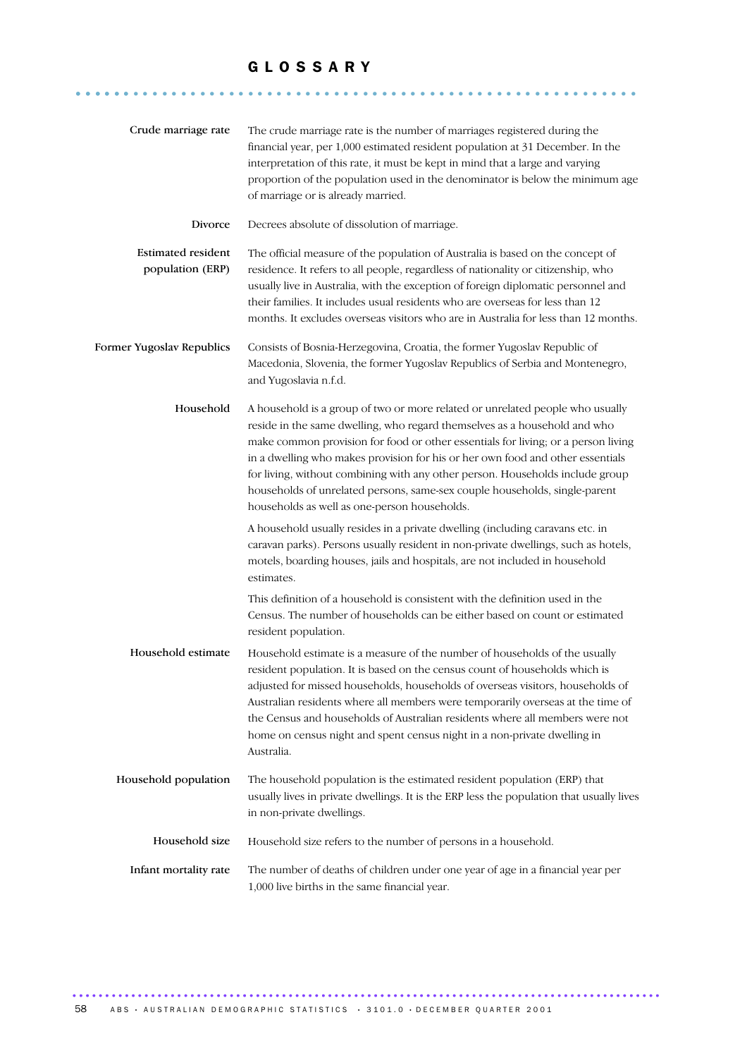# GLOSSARY

**Crude marriage rate**

The crude marriage rate is the number of marriages registered during the financial year, per 1,000 estimated resident population at 31 December. In the interpretation of this rate, it must be kept in mind that a large and varying proportion of the population used in the denominator is below the minimum age of marriage or is already married.

**Divorce**

Decrees absolute of dissolution of marriage.

**Estimated resident population (ERP)**

The official measure of the population of Australia is based on the concept of residence. It refers to all people, regardless of nationality or citizenship, who usually live in Australia, with the exception of foreign diplomatic personnel and their families. It includes usual residents who are overseas for less than 12 months. It excludes overseas visitors who are in Australia for less than 12 months.

**Former Yugoslav Republics**

Consists of Bosnia-Herzegovina, Croatia, the former Yugoslav Republic of Macedonia, Slovenia, the former Yugoslav Republics of Serbia and Montenegro, and Yugoslavia n.f.d.

**Household**

A household is a group of two or more related or unrelated people who usually reside in the same dwelling, who regard themselves as a household and who make common provision for food or other essentials for living; or a person living in a dwelling who makes provision for his or her own food and other essentials for living, without combining with any other person. Households include group households of unrelated persons, same-sex couple households, single-parent households as well as one-person households.

A household usually resides in a private dwelling (including caravans etc. in caravan parks). Persons usually resident in non-private dwellings, such as hotels, motels, boarding houses, jails and hospitals, are not included in household estimates.

This definition of a household is consistent with the definition used in the Census. The number of households can be either based on count or estimated resident population.

**Household estimate**

Household estimate is a measure of the number of households of the usually resident population. It is based on the census count of households which is adjusted for missed households, households of overseas visitors, households of Australian residents where all members were temporarily overseas at the time of the Census and households of Australian residents where all members were not home on census night and spent census night in a non-private dwelling in Australia.

**Household population**

The household population is the estimated resident population (ERP) that usually lives in private dwellings. It is the ERP less the population that usually lives in non-private dwellings.

**Household size**

Household size refers to the number of persons in a household.

**Infant mortality rate**

The number of deaths of children under one year of age in a financial year per 1,000 live births in the same financial year.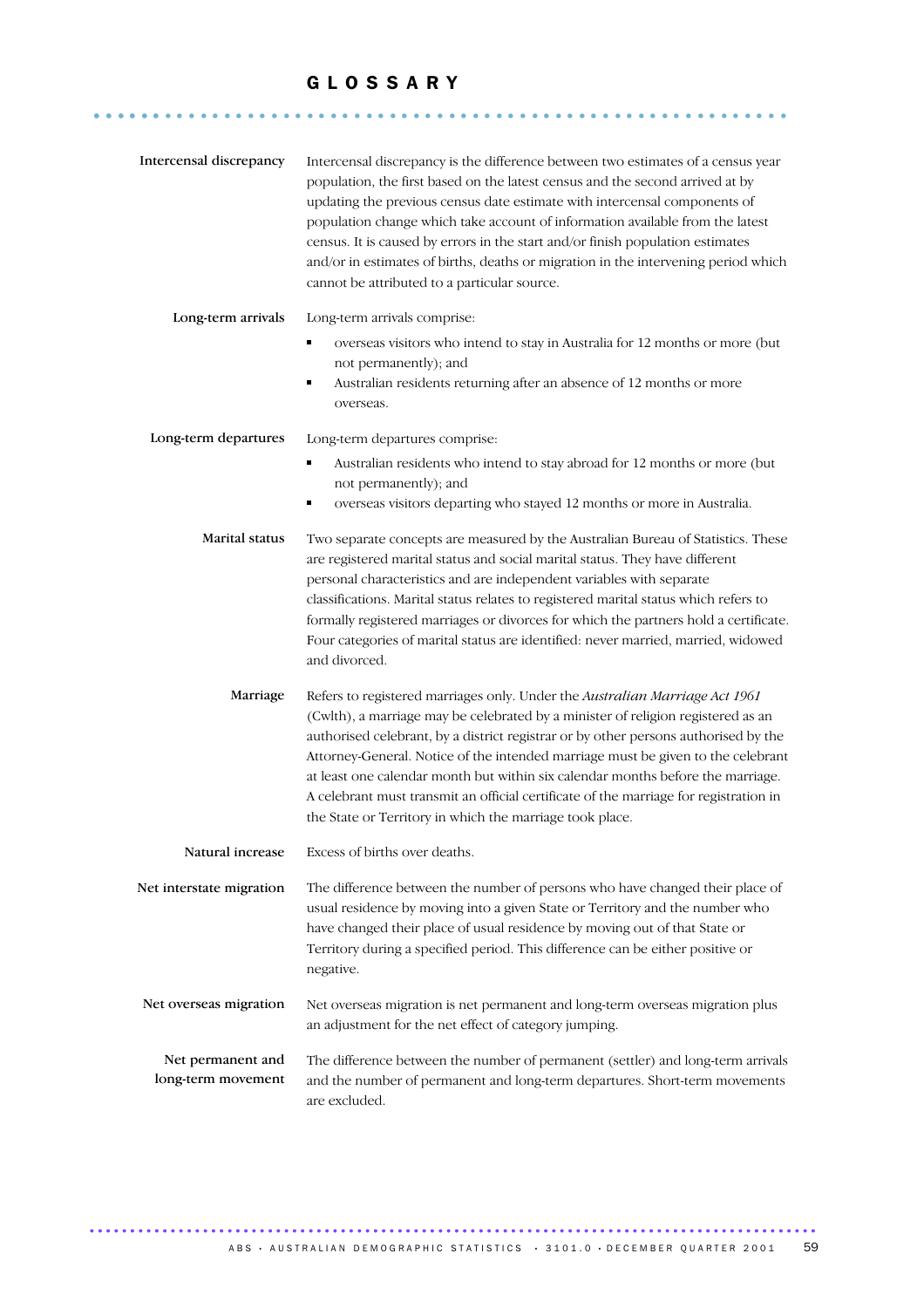# GLOSSARY

**Intercensal discrepancy**

Intercensal discrepancy is the difference between two estimates of a census year population, the first based on the latest census and the second arrived at by updating the previous census date estimate with intercensal components of population change which take account of information available from the latest census. It is caused by errors in the start and/or finish population estimates and/or in estimates of births, deaths or migration in the intervening period which cannot be attributed to a particular source.

**Long-term arrivals**

Long-term arrivals comprise:

- overseas visitors who intend to stay in Australia for 12 months or more (but not permanently); and
- Australian residents returning after an absence of 12 months or more overseas.

**Long-term departures**

Long-term departures comprise:

- Australian residents who intend to stay abroad for 12 months or more (but not permanently); and
- overseas visitors departing who stayed 12 months or more in Australia.

**Marital status**

Two separate concepts are measured by the Australian Bureau of Statistics. These are registered marital status and social marital status. They have different personal characteristics and are independent variables with separate classifications. Marital status relates to registered marital status which refers to formally registered marriages or divorces for which the partners hold a certificate. Four categories of marital status are identified: never married, married, widowed and divorced.

**Marriage**

Refers to registered marriages only. Under the *Australian Marriage Act 1961* (Cwlth), a marriage may be celebrated by a minister of religion registered as an authorised celebrant, by a district registrar or by other persons authorised by the Attorney-General. Notice of the intended marriage must be given to the celebrant at least one calendar month but within six calendar months before the marriage. A celebrant must transmit an official certificate of the marriage for registration in the State or Territory in which the marriage took place.

**Natural increase**

Excess of births over deaths.

**Net interstate migration**

The difference between the number of persons who have changed their place of usual residence by moving into a given State or Territory and the number who have changed their place of usual residence by moving out of that State or Territory during a specified period. This difference can be either positive or negative.

**Net overseas migration**

Net overseas migration is net permanent and long-term overseas migration plus an adjustment for the net effect of category jumping.

**Net permanent and long-term movement**

The difference between the number of permanent (settler) and long-term arrivals and the number of permanent and long-term departures. Short-term movements are excluded.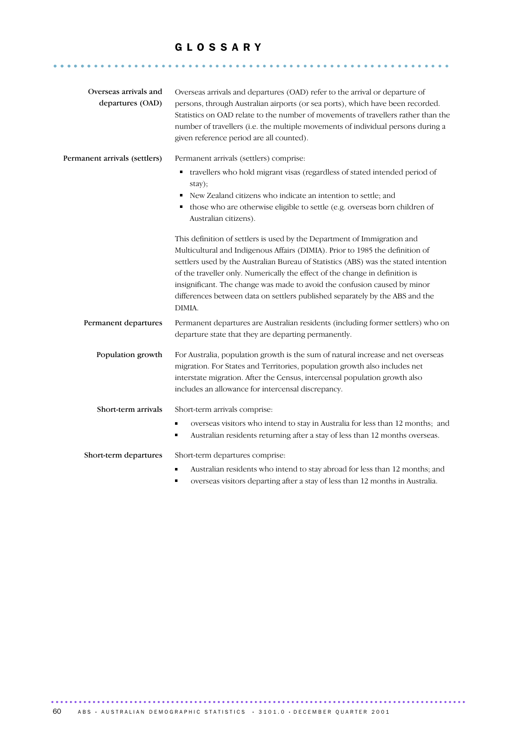# GLOSSARY

**Overseas arrivals and departures (OAD)**

Overseas arrivals and departures (OAD) refer to the arrival or departure of persons, through Australian airports (or sea ports), which have been recorded. Statistics on OAD relate to the number of movements of travellers rather than the number of travellers (i.e. the multiple movements of individual persons during a given reference period are all counted).

**Permanent arrivals (settlers)**

Permanent arrivals (settlers) comprise:

- travellers who hold migrant visas (regardless of stated intended period of stay);
- New Zealand citizens who indicate an intention to settle; and
- those who are otherwise eligible to settle (e.g. overseas born children of Australian citizens).

This definition of settlers is used by the Department of Immigration and Multicultural and Indigenous Affairs (DIMIA). Prior to 1985 the definition of settlers used by the Australian Bureau of Statistics (ABS) was the stated intention of the traveller only. Numerically the effect of the change in definition is insignificant. The change was made to avoid the confusion caused by minor differences between data on settlers published separately by the ABS and the DIMIA.

**Permanent departures**

Permanent departures are Australian residents (including former settlers) who on departure state that they are departing permanently.

**Population growth**

For Australia, population growth is the sum of natural increase and net overseas migration. For States and Territories, population growth also includes net interstate migration. After the Census, intercensal population growth also includes an allowance for intercensal discrepancy.

**Short-term arrivals**

Short-term arrivals comprise:

- overseas visitors who intend to stay in Australia for less than 12 months; and
- Australian residents returning after a stay of less than 12 months overseas.

**Short-term departures**

Short-term departures comprise:

- Australian residents who intend to stay abroad for less than 12 months; and
- overseas visitors departing after a stay of less than 12 months in Australia.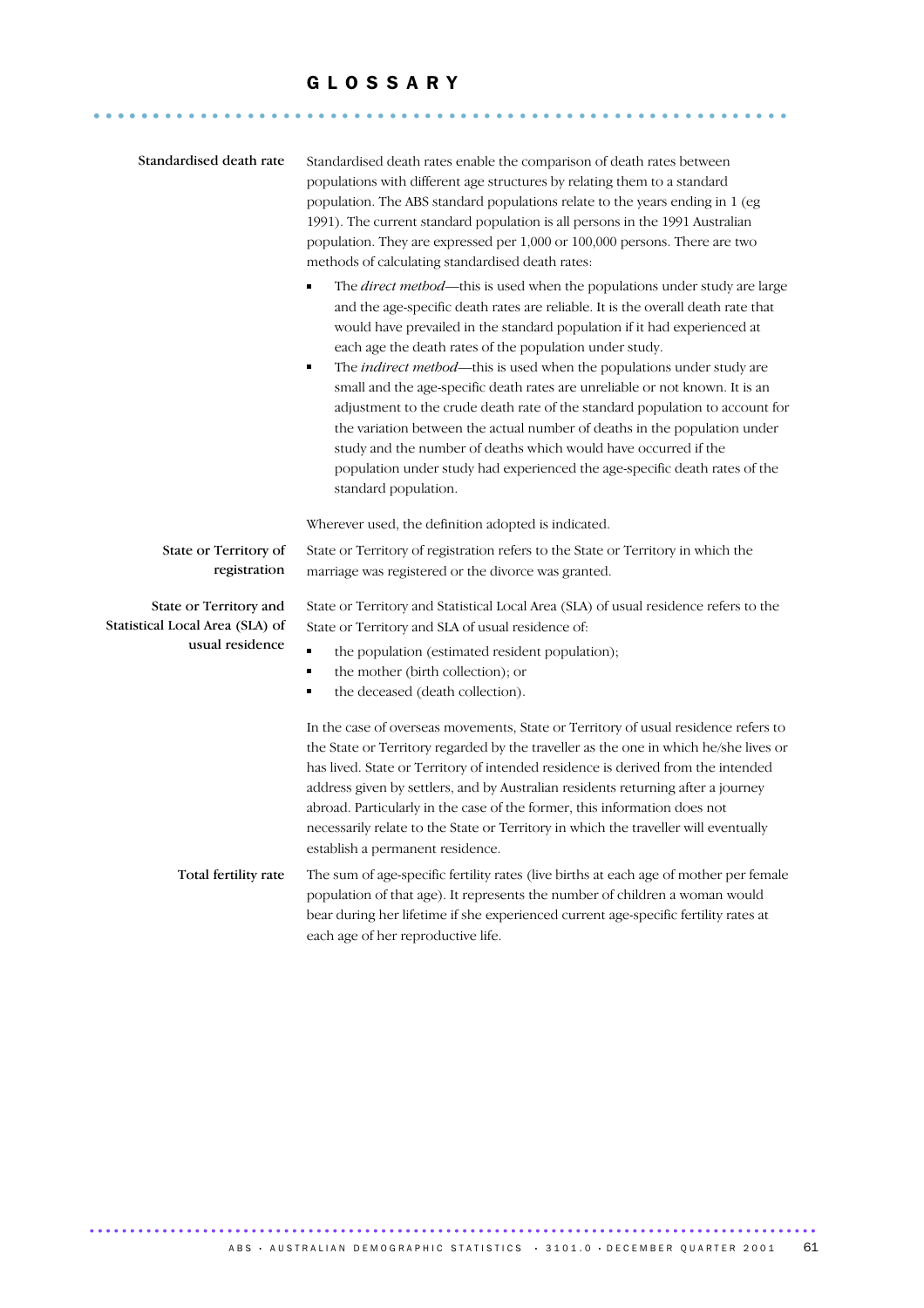# GLOSSARY

**Standardised death rate**

Standardised death rates enable the comparison of death rates between populations with different age structures by relating them to a standard population. The ABS standard populations relate to the years ending in 1 (eg 1991). The current standard population is all persons in the 1991 Australian population. They are expressed per 1,000 or 100,000 persons. There are two methods of calculating standardised death rates:

- The *direct method*—this is used when the populations under study are large and the age-specific death rates are reliable. It is the overall death rate that would have prevailed in the standard population if it had experienced at each age the death rates of the population under study.
- The *indirect method*—this is used when the populations under study are small and the age-specific death rates are unreliable or not known. It is an adjustment to the crude death rate of the standard population to account for the variation between the actual number of deaths in the population under study and the number of deaths which would have occurred if the population under study had experienced the age-specific death rates of the standard population.

Wherever used, the definition adopted is indicated.

**State or Territory of registration**

State or Territory of registration refers to the State or Territory in which the marriage was registered or the divorce was granted.

**State or Territory and Statistical Local Area (SLA) of usual residence**

State or Territory and Statistical Local Area (SLA) of usual residence refers to the State or Territory and SLA of usual residence of:

- the population (estimated resident population);
- the mother (birth collection); or
- the deceased (death collection).

In the case of overseas movements, State or Territory of usual residence refers to the State or Territory regarded by the traveller as the one in which he/she lives or has lived. State or Territory of intended residence is derived from the intended address given by settlers, and by Australian residents returning after a journey abroad. Particularly in the case of the former, this information does not necessarily relate to the State or Territory in which the traveller will eventually establish a permanent residence.

**Total fertility rate**

The sum of age-specific fertility rates (live births at each age of mother per female population of that age). It represents the number of children a woman would bear during her lifetime if she experienced current age-specific fertility rates at each age of her reproductive life.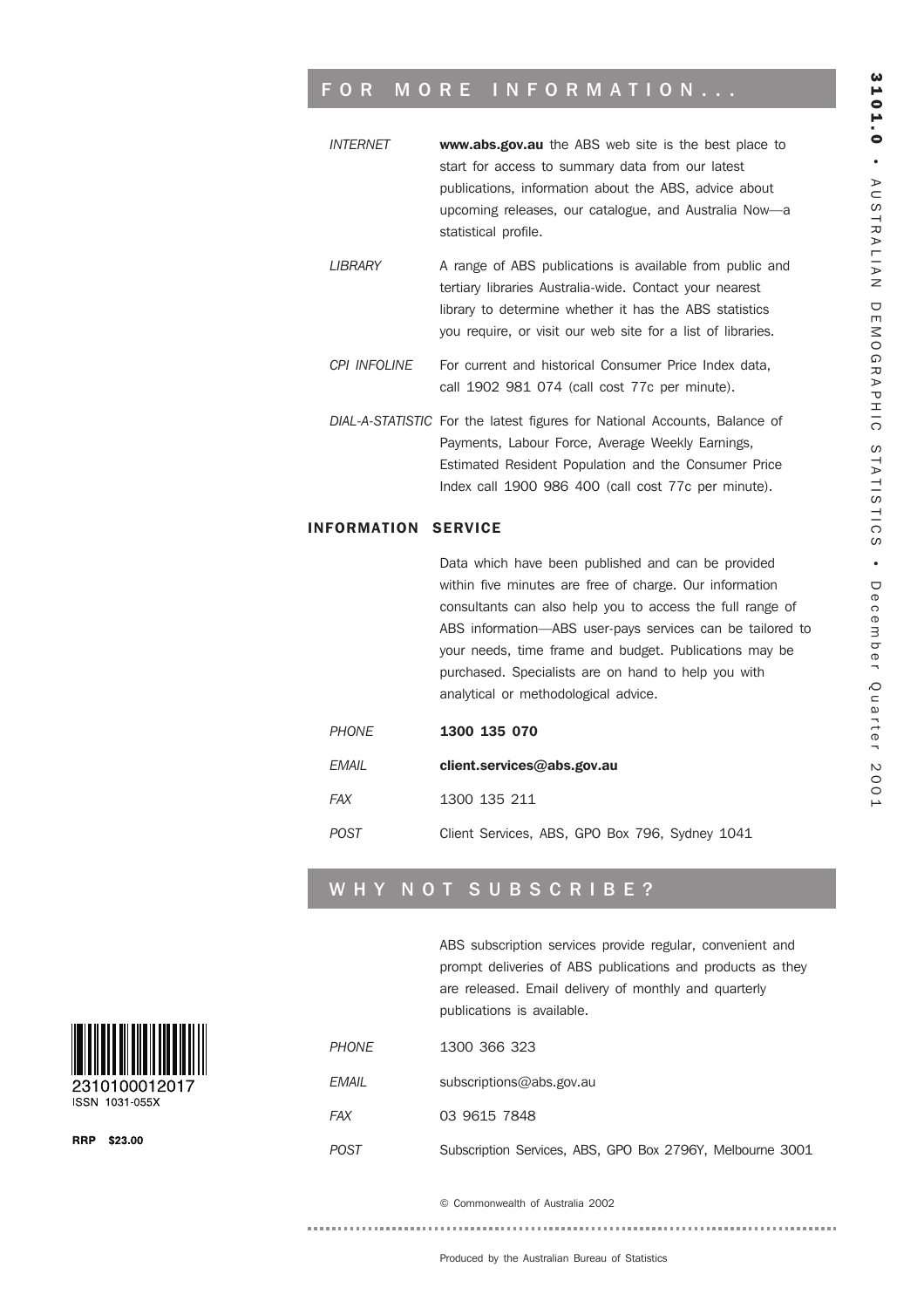## FOR MORE INFORMATION...

*INTERNET* **www.abs.gov.au** the ABS web site is the best place to start for access to summary data from our latest publications, information about the ABS, advice about upcoming releases, our catalogue, and Australia Now—a statistical profile.

*LIBRARY* A range of ABS publications is available from public and tertiary libraries Australia-wide. Contact your nearest library to determine whether it has the ABS statistics you require, or visit our web site for a list of libraries.

*CPI INFOLINE* For current and historical Consumer Price Index data, call 1902 981 074 (call cost 77c per minute).

*DIAL-A-STATISTIC* For the latest figures for National Accounts, Balance of Payments, Labour Force, Average Weekly Earnings, Estimated Resident Population and the Consumer Price Index call 1900 986 400 (call cost 77c per minute).

### INFORMATION SERVICE

Data which have been published and can be provided within five minutes are free of charge. Our information consultants can also help you to access the full range of ABS information—ABS user-pays services can be tailored to your needs, time frame and budget. Publications may be purchased. Specialists are on hand to help you with analytical or methodological advice.

*PHONE* **1300 135 070**

*EMAIL* **client.services@abs.gov.au**

*FAX* 1300 135 211

*POST* Client Services, ABS, GPO Box 796, Sydney 1041

## WHY NOT SUBSCRIBE?

ABS subscription services provide regular, convenient and prompt deliveries of ABS publications and products as they are released. Email delivery of monthly and quarterly publications is available.

*PHONE* 1300 366 323

*EMAIL* subscriptions@abs.gov.au

*FAX* 03 9615 7848

*POST* Subscription Services, ABS, GPO Box 2796Y, Melbourne 3001

2310100012017
ISSN 1031-055X

**RRP $23.00**

© Commonwealth of Australia 2002

Produced by the Australian Bureau of Statistics